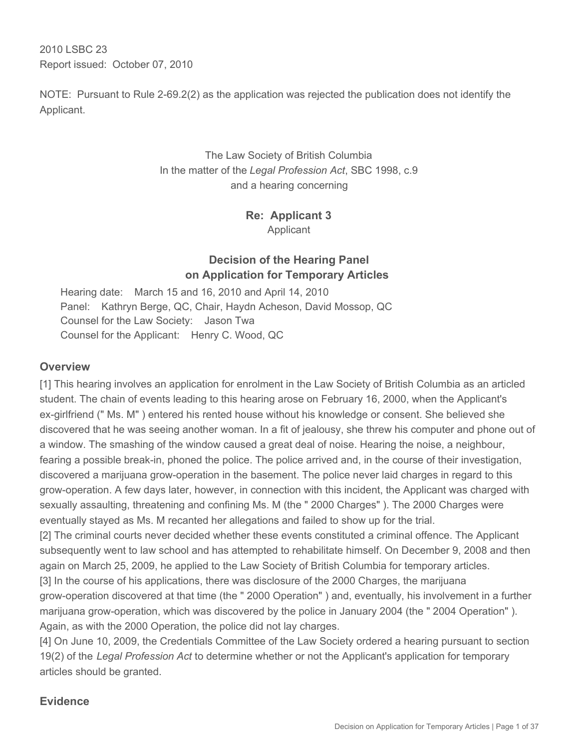2010 LSBC 23
Report issued: October 07, 2010

NOTE: Pursuant to Rule 2-69.2(2) as the application was rejected the publication does not identify the Applicant.

The Law Society of British Columbia
In the matter of the *Legal Profession Act*, SBC 1998, c.9
and a hearing concerning

**Re: Applicant 3**
Applicant

**Decision of the Hearing Panel**
**on Application for Temporary Articles**

Hearing date: March 15 and 16, 2010 and April 14, 2010
Panel: Kathryn Berge, QC, Chair, Haydn Acheson, David Mossop, QC
Counsel for the Law Society: Jason Twa
Counsel for the Applicant: Henry C. Wood, QC

## Overview

[1] This hearing involves an application for enrolment in the Law Society of British Columbia as an articled student. The chain of events leading to this hearing arose on February 16, 2000, when the Applicant's ex-girlfriend (" Ms. M" ) entered his rented house without his knowledge or consent. She believed she discovered that he was seeing another woman. In a fit of jealousy, she threw his computer and phone out of a window. The smashing of the window caused a great deal of noise. Hearing the noise, a neighbour, fearing a possible break-in, phoned the police. The police arrived and, in the course of their investigation, discovered a marijuana grow-operation in the basement. The police never laid charges in regard to this grow-operation. A few days later, however, in connection with this incident, the Applicant was charged with sexually assaulting, threatening and confining Ms. M (the " 2000 Charges" ). The 2000 Charges were eventually stayed as Ms. M recanted her allegations and failed to show up for the trial.

[2] The criminal courts never decided whether these events constituted a criminal offence. The Applicant subsequently went to law school and has attempted to rehabilitate himself. On December 9, 2008 and then again on March 25, 2009, he applied to the Law Society of British Columbia for temporary articles.

[3] In the course of his applications, there was disclosure of the 2000 Charges, the marijuana grow-operation discovered at that time (the " 2000 Operation" ) and, eventually, his involvement in a further marijuana grow-operation, which was discovered by the police in January 2004 (the " 2004 Operation" ). Again, as with the 2000 Operation, the police did not lay charges.

[4] On June 10, 2009, the Credentials Committee of the Law Society ordered a hearing pursuant to section 19(2) of the *Legal Profession Act* to determine whether or not the Applicant's application for temporary articles should be granted.

## Evidence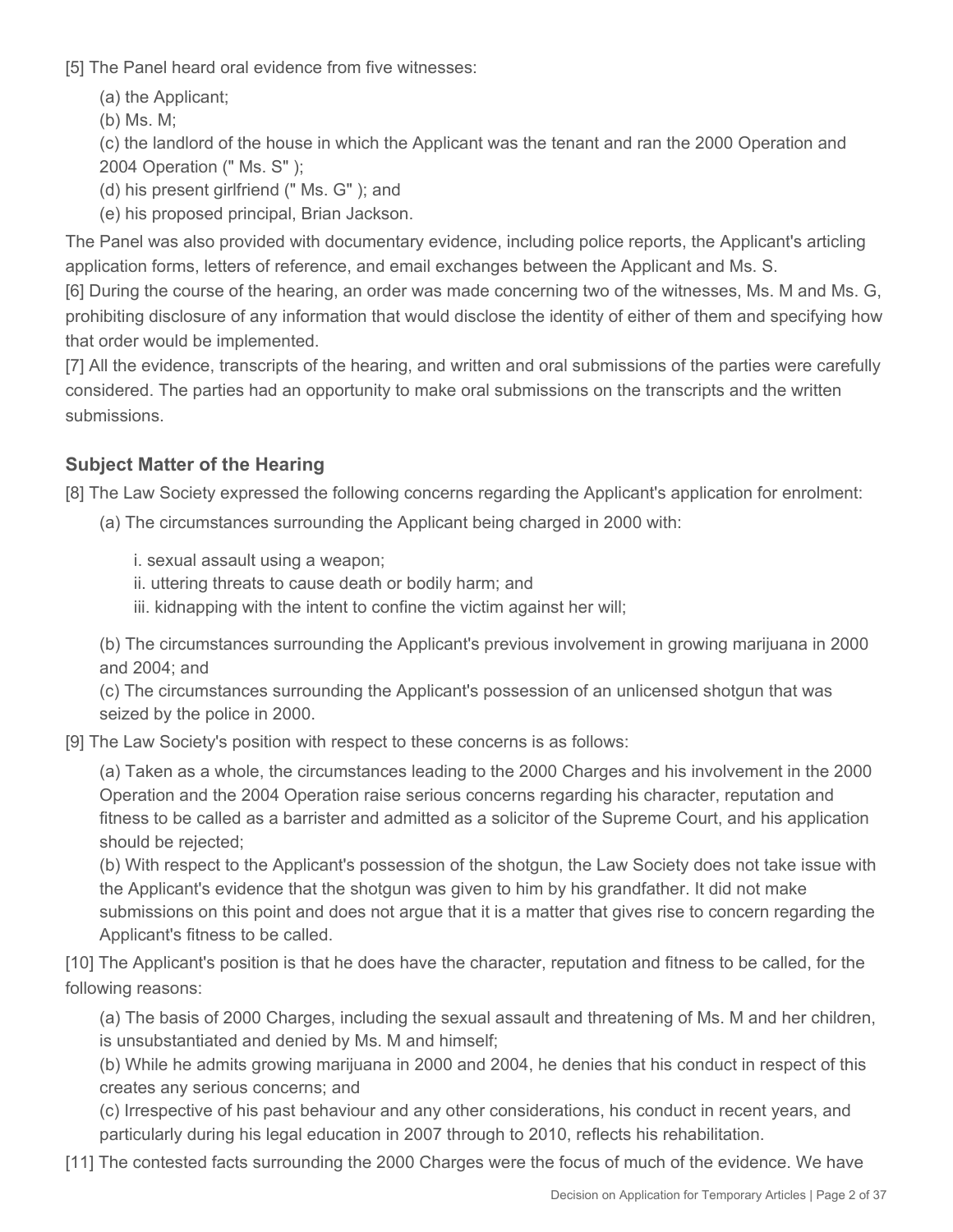[5] The Panel heard oral evidence from five witnesses:

(a) the Applicant;

(b) Ms. M;

(c) the landlord of the house in which the Applicant was the tenant and ran the 2000 Operation and 2004 Operation (" Ms. S" );

(d) his present girlfriend (" Ms. G" ); and

(e) his proposed principal, Brian Jackson.

The Panel was also provided with documentary evidence, including police reports, the Applicant's articling application forms, letters of reference, and email exchanges between the Applicant and Ms. S.

[6] During the course of the hearing, an order was made concerning two of the witnesses, Ms. M and Ms. G, prohibiting disclosure of any information that would disclose the identity of either of them and specifying how that order would be implemented.

[7] All the evidence, transcripts of the hearing, and written and oral submissions of the parties were carefully considered. The parties had an opportunity to make oral submissions on the transcripts and the written submissions.

### Subject Matter of the Hearing

[8] The Law Society expressed the following concerns regarding the Applicant's application for enrolment:

(a) The circumstances surrounding the Applicant being charged in 2000 with:

i. sexual assault using a weapon;

ii. uttering threats to cause death or bodily harm; and

iii. kidnapping with the intent to confine the victim against her will;

(b) The circumstances surrounding the Applicant's previous involvement in growing marijuana in 2000 and 2004; and

(c) The circumstances surrounding the Applicant's possession of an unlicensed shotgun that was seized by the police in 2000.

[9] The Law Society's position with respect to these concerns is as follows:

(a) Taken as a whole, the circumstances leading to the 2000 Charges and his involvement in the 2000 Operation and the 2004 Operation raise serious concerns regarding his character, reputation and fitness to be called as a barrister and admitted as a solicitor of the Supreme Court, and his application should be rejected;

(b) With respect to the Applicant's possession of the shotgun, the Law Society does not take issue with the Applicant's evidence that the shotgun was given to him by his grandfather. It did not make submissions on this point and does not argue that it is a matter that gives rise to concern regarding the Applicant's fitness to be called.

[10] The Applicant's position is that he does have the character, reputation and fitness to be called, for the following reasons:

(a) The basis of 2000 Charges, including the sexual assault and threatening of Ms. M and her children, is unsubstantiated and denied by Ms. M and himself;

(b) While he admits growing marijuana in 2000 and 2004, he denies that his conduct in respect of this creates any serious concerns; and

(c) Irrespective of his past behaviour and any other considerations, his conduct in recent years, and particularly during his legal education in 2007 through to 2010, reflects his rehabilitation.

[11] The contested facts surrounding the 2000 Charges were the focus of much of the evidence. We have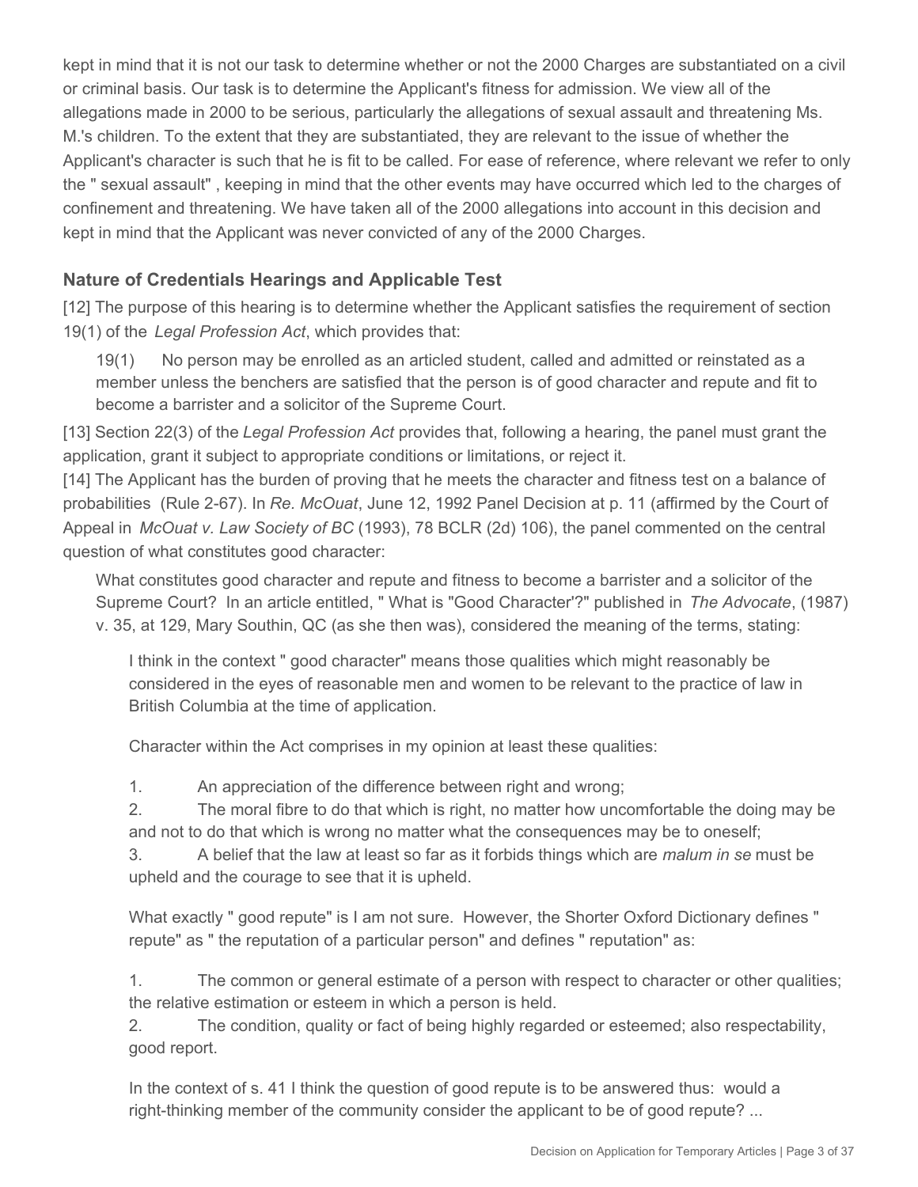kept in mind that it is not our task to determine whether or not the 2000 Charges are substantiated on a civil or criminal basis. Our task is to determine the Applicant's fitness for admission. We view all of the allegations made in 2000 to be serious, particularly the allegations of sexual assault and threatening Ms. M.'s children. To the extent that they are substantiated, they are relevant to the issue of whether the Applicant's character is such that he is fit to be called. For ease of reference, where relevant we refer to only the " sexual assault" , keeping in mind that the other events may have occurred which led to the charges of confinement and threatening. We have taken all of the 2000 allegations into account in this decision and kept in mind that the Applicant was never convicted of any of the 2000 Charges.

### Nature of Credentials Hearings and Applicable Test

[12] The purpose of this hearing is to determine whether the Applicant satisfies the requirement of section 19(1) of the *Legal Profession Act*, which provides that:

> 19(1) No person may be enrolled as an articled student, called and admitted or reinstated as a member unless the benchers are satisfied that the person is of good character and repute and fit to become a barrister and a solicitor of the Supreme Court.

[13] Section 22(3) of the *Legal Profession Act* provides that, following a hearing, the panel must grant the application, grant it subject to appropriate conditions or limitations, or reject it.

[14] The Applicant has the burden of proving that he meets the character and fitness test on a balance of probabilities (Rule 2-67). In *Re. McOuat*, June 12, 1992 Panel Decision at p. 11 (affirmed by the Court of Appeal in *McOuat v. Law Society of BC* (1993), 78 BCLR (2d) 106), the panel commented on the central question of what constitutes good character:

> What constitutes good character and repute and fitness to become a barrister and a solicitor of the Supreme Court? In an article entitled, " What is "Good Character'?" published in *The Advocate*, (1987) v. 35, at 129, Mary Southin, QC (as she then was), considered the meaning of the terms, stating:
>
>> I think in the context " good character" means those qualities which might reasonably be considered in the eyes of reasonable men and women to be relevant to the practice of law in British Columbia at the time of application.
>>
>> Character within the Act comprises in my opinion at least these qualities:
>>
>> 1. An appreciation of the difference between right and wrong;
>> 2. The moral fibre to do that which is right, no matter how uncomfortable the doing may be and not to do that which is wrong no matter what the consequences may be to oneself;
>> 3. A belief that the law at least so far as it forbids things which are *malum in se* must be upheld and the courage to see that it is upheld.
>>
>> What exactly " good repute" is I am not sure. However, the Shorter Oxford Dictionary defines " repute" as " the reputation of a particular person" and defines " reputation" as:
>>
>> 1. The common or general estimate of a person with respect to character or other qualities; the relative estimation or esteem in which a person is held.
>> 2. The condition, quality or fact of being highly regarded or esteemed; also respectability, good report.
>>
>> In the context of s. 41 I think the question of good repute is to be answered thus: would a right-thinking member of the community consider the applicant to be of good repute? ...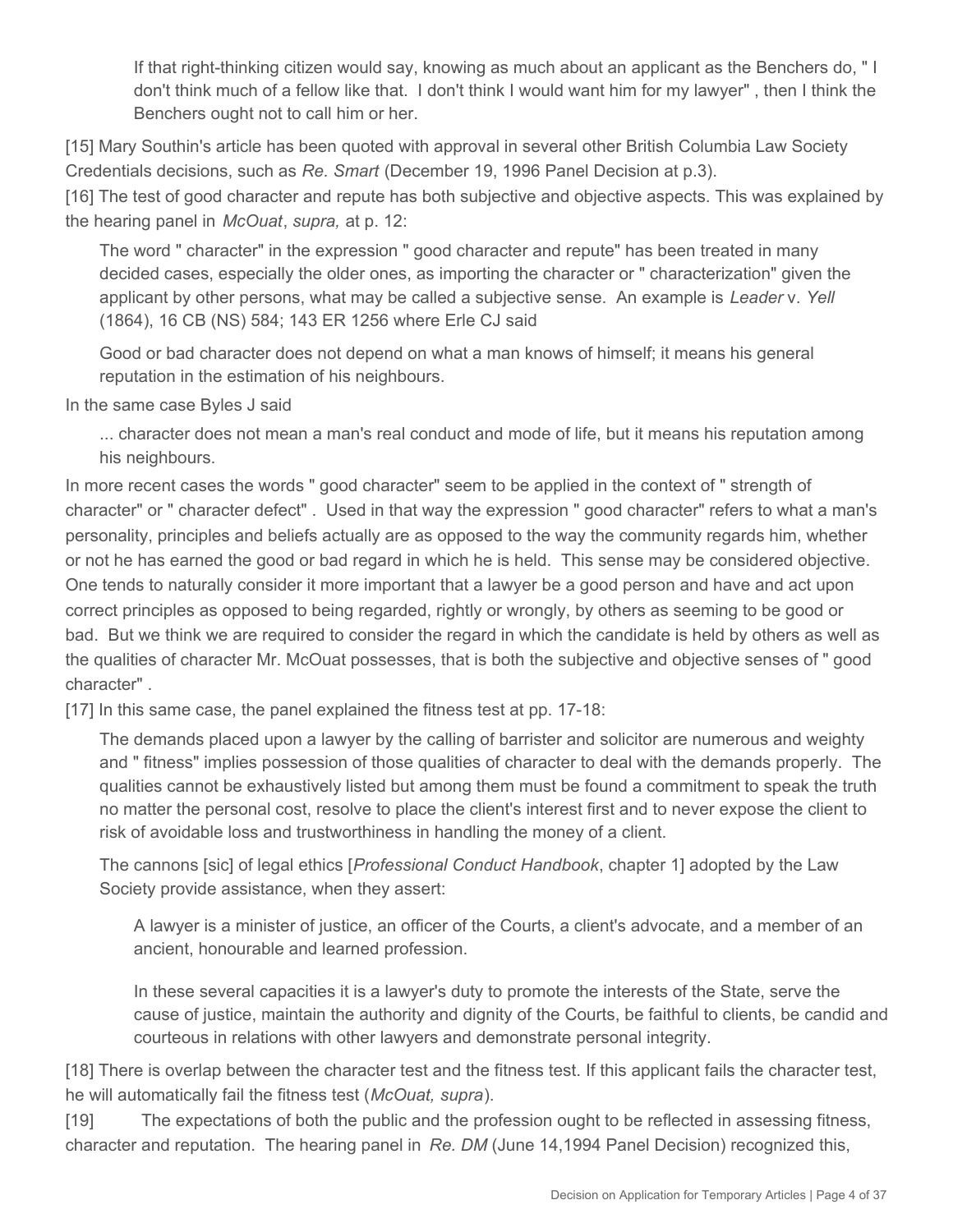> If that right-thinking citizen would say, knowing as much about an applicant as the Benchers do, " I don't think much of a fellow like that. I don't think I would want him for my lawyer" , then I think the Benchers ought not to call him or her.

[15] Mary Southin's article has been quoted with approval in several other British Columbia Law Society Credentials decisions, such as *Re. Smart* (December 19, 1996 Panel Decision at p.3).

[16] The test of good character and repute has both subjective and objective aspects. This was explained by the hearing panel in *McOuat*, *supra,* at p. 12:

> The word " character" in the expression " good character and repute" has been treated in many decided cases, especially the older ones, as importing the character or " characterization" given the applicant by other persons, what may be called a subjective sense. An example is *Leader* v. *Yell* (1864), 16 CB (NS) 584; 143 ER 1256 where Erle CJ said
>
> Good or bad character does not depend on what a man knows of himself; it means his general reputation in the estimation of his neighbours.

In the same case Byles J said

> ... character does not mean a man's real conduct and mode of life, but it means his reputation among his neighbours.

In more recent cases the words " good character" seem to be applied in the context of " strength of character" or " character defect" . Used in that way the expression " good character" refers to what a man's personality, principles and beliefs actually are as opposed to the way the community regards him, whether or not he has earned the good or bad regard in which he is held. This sense may be considered objective. One tends to naturally consider it more important that a lawyer be a good person and have and act upon correct principles as opposed to being regarded, rightly or wrongly, by others as seeming to be good or bad. But we think we are required to consider the regard in which the candidate is held by others as well as the qualities of character Mr. McOuat possesses, that is both the subjective and objective senses of " good character" .

[17] In this same case, the panel explained the fitness test at pp. 17-18:

> The demands placed upon a lawyer by the calling of barrister and solicitor are numerous and weighty and " fitness" implies possession of those qualities of character to deal with the demands properly. The qualities cannot be exhaustively listed but among them must be found a commitment to speak the truth no matter the personal cost, resolve to place the client's interest first and to never expose the client to risk of avoidable loss and trustworthiness in handling the money of a client.
>
> The cannons [sic] of legal ethics [*Professional Conduct Handbook*, chapter 1] adopted by the Law Society provide assistance, when they assert:
>
>> A lawyer is a minister of justice, an officer of the Courts, a client's advocate, and a member of an ancient, honourable and learned profession.
>>
>> In these several capacities it is a lawyer's duty to promote the interests of the State, serve the cause of justice, maintain the authority and dignity of the Courts, be faithful to clients, be candid and courteous in relations with other lawyers and demonstrate personal integrity.

[18] There is overlap between the character test and the fitness test. If this applicant fails the character test, he will automatically fail the fitness test (*McOuat, supra*).

[19] The expectations of both the public and the profession ought to be reflected in assessing fitness, character and reputation. The hearing panel in *Re. DM* (June 14,1994 Panel Decision) recognized this,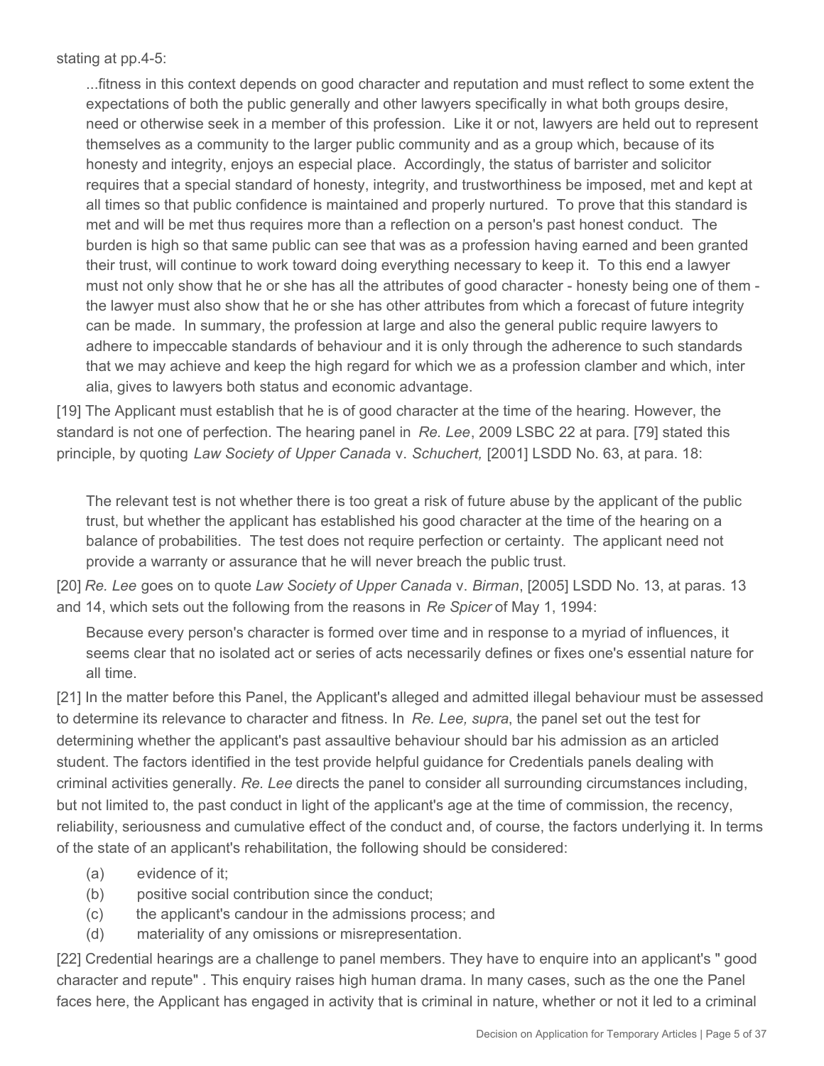stating at pp.4-5:

> ...fitness in this context depends on good character and reputation and must reflect to some extent the expectations of both the public generally and other lawyers specifically in what both groups desire, need or otherwise seek in a member of this profession. Like it or not, lawyers are held out to represent themselves as a community to the larger public community and as a group which, because of its honesty and integrity, enjoys an especial place. Accordingly, the status of barrister and solicitor requires that a special standard of honesty, integrity, and trustworthiness be imposed, met and kept at all times so that public confidence is maintained and properly nurtured. To prove that this standard is met and will be met thus requires more than a reflection on a person's past honest conduct. The burden is high so that same public can see that was as a profession having earned and been granted their trust, will continue to work toward doing everything necessary to keep it. To this end a lawyer must not only show that he or she has all the attributes of good character - honesty being one of them - the lawyer must also show that he or she has other attributes from which a forecast of future integrity can be made. In summary, the profession at large and also the general public require lawyers to adhere to impeccable standards of behaviour and it is only through the adherence to such standards that we may achieve and keep the high regard for which we as a profession clamber and which, inter alia, gives to lawyers both status and economic advantage.

[19] The Applicant must establish that he is of good character at the time of the hearing. However, the standard is not one of perfection. The hearing panel in *Re. Lee*, 2009 LSBC 22 at para. [79] stated this principle, by quoting *Law Society of Upper Canada* v. *Schuchert,* [2001] LSDD No. 63, at para. 18:

> The relevant test is not whether there is too great a risk of future abuse by the applicant of the public trust, but whether the applicant has established his good character at the time of the hearing on a balance of probabilities. The test does not require perfection or certainty. The applicant need not provide a warranty or assurance that he will never breach the public trust.

[20] *Re. Lee* goes on to quote *Law Society of Upper Canada* v. *Birman*, [2005] LSDD No. 13, at paras. 13 and 14, which sets out the following from the reasons in *Re Spicer* of May 1, 1994:

> Because every person's character is formed over time and in response to a myriad of influences, it seems clear that no isolated act or series of acts necessarily defines or fixes one's essential nature for all time.

[21] In the matter before this Panel, the Applicant's alleged and admitted illegal behaviour must be assessed to determine its relevance to character and fitness. In *Re. Lee, supra*, the panel set out the test for determining whether the applicant's past assaultive behaviour should bar his admission as an articled student. The factors identified in the test provide helpful guidance for Credentials panels dealing with criminal activities generally. *Re. Lee* directs the panel to consider all surrounding circumstances including, but not limited to, the past conduct in light of the applicant's age at the time of commission, the recency, reliability, seriousness and cumulative effect of the conduct and, of course, the factors underlying it. In terms of the state of an applicant's rehabilitation, the following should be considered:

(a) evidence of it;

(b) positive social contribution since the conduct;

(c) the applicant's candour in the admissions process; and

(d) materiality of any omissions or misrepresentation.

[22] Credential hearings are a challenge to panel members. They have to enquire into an applicant's " good character and repute" . This enquiry raises high human drama. In many cases, such as the one the Panel faces here, the Applicant has engaged in activity that is criminal in nature, whether or not it led to a criminal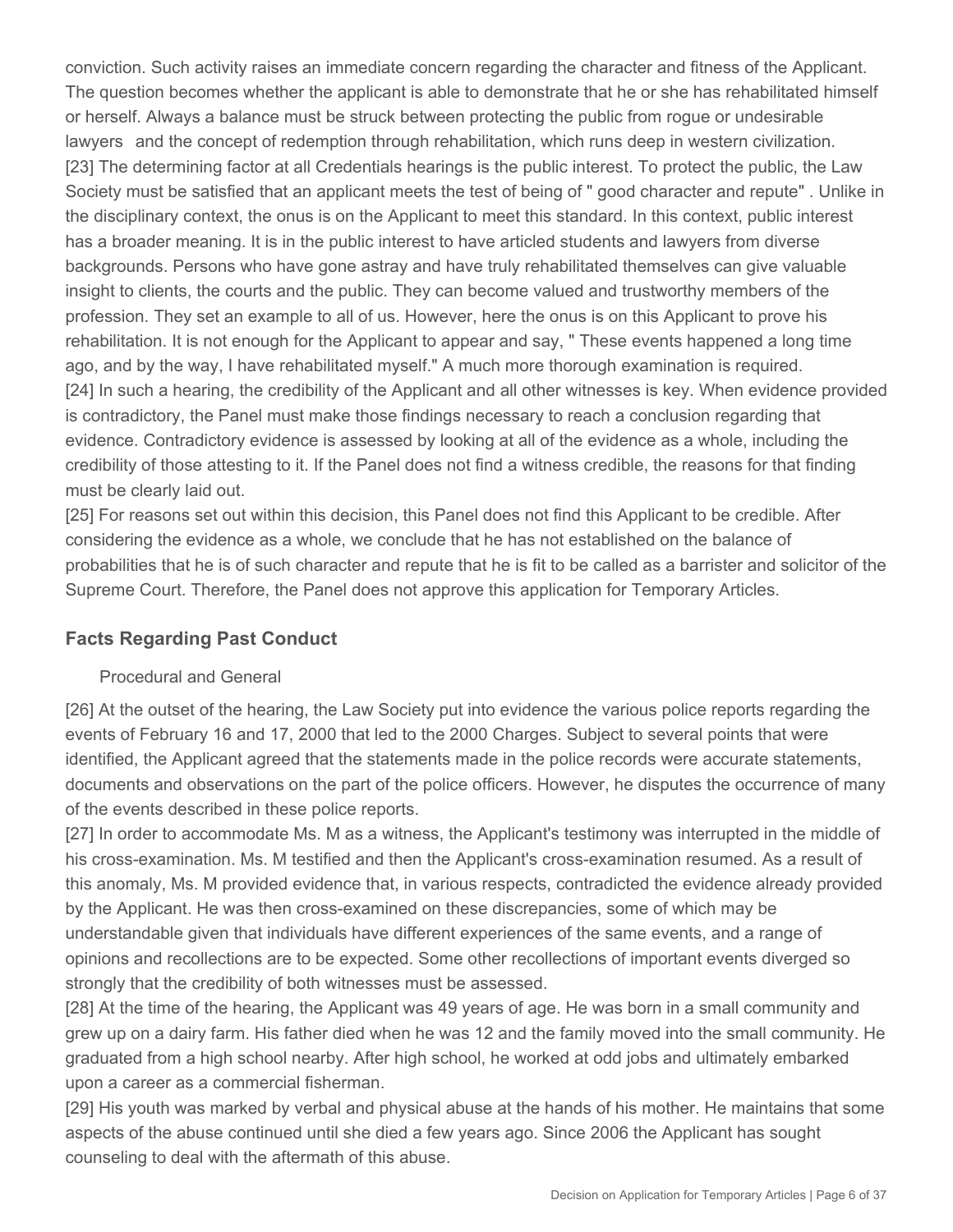conviction. Such activity raises an immediate concern regarding the character and fitness of the Applicant. The question becomes whether the applicant is able to demonstrate that he or she has rehabilitated himself or herself. Always a balance must be struck between protecting the public from rogue or undesirable lawyers and the concept of redemption through rehabilitation, which runs deep in western civilization.

[23] The determining factor at all Credentials hearings is the public interest. To protect the public, the Law Society must be satisfied that an applicant meets the test of being of " good character and repute" . Unlike in the disciplinary context, the onus is on the Applicant to meet this standard. In this context, public interest has a broader meaning. It is in the public interest to have articled students and lawyers from diverse backgrounds. Persons who have gone astray and have truly rehabilitated themselves can give valuable insight to clients, the courts and the public. They can become valued and trustworthy members of the profession. They set an example to all of us. However, here the onus is on this Applicant to prove his rehabilitation. It is not enough for the Applicant to appear and say, " These events happened a long time ago, and by the way, I have rehabilitated myself." A much more thorough examination is required.

[24] In such a hearing, the credibility of the Applicant and all other witnesses is key. When evidence provided is contradictory, the Panel must make those findings necessary to reach a conclusion regarding that evidence. Contradictory evidence is assessed by looking at all of the evidence as a whole, including the credibility of those attesting to it. If the Panel does not find a witness credible, the reasons for that finding must be clearly laid out.

[25] For reasons set out within this decision, this Panel does not find this Applicant to be credible. After considering the evidence as a whole, we conclude that he has not established on the balance of probabilities that he is of such character and repute that he is fit to be called as a barrister and solicitor of the Supreme Court. Therefore, the Panel does not approve this application for Temporary Articles.

## Facts Regarding Past Conduct

Procedural and General

[26] At the outset of the hearing, the Law Society put into evidence the various police reports regarding the events of February 16 and 17, 2000 that led to the 2000 Charges. Subject to several points that were identified, the Applicant agreed that the statements made in the police records were accurate statements, documents and observations on the part of the police officers. However, he disputes the occurrence of many of the events described in these police reports.

[27] In order to accommodate Ms. M as a witness, the Applicant's testimony was interrupted in the middle of his cross-examination. Ms. M testified and then the Applicant's cross-examination resumed. As a result of this anomaly, Ms. M provided evidence that, in various respects, contradicted the evidence already provided by the Applicant. He was then cross-examined on these discrepancies, some of which may be understandable given that individuals have different experiences of the same events, and a range of opinions and recollections are to be expected. Some other recollections of important events diverged so strongly that the credibility of both witnesses must be assessed.

[28] At the time of the hearing, the Applicant was 49 years of age. He was born in a small community and grew up on a dairy farm. His father died when he was 12 and the family moved into the small community. He graduated from a high school nearby. After high school, he worked at odd jobs and ultimately embarked upon a career as a commercial fisherman.

[29] His youth was marked by verbal and physical abuse at the hands of his mother. He maintains that some aspects of the abuse continued until she died a few years ago. Since 2006 the Applicant has sought counseling to deal with the aftermath of this abuse.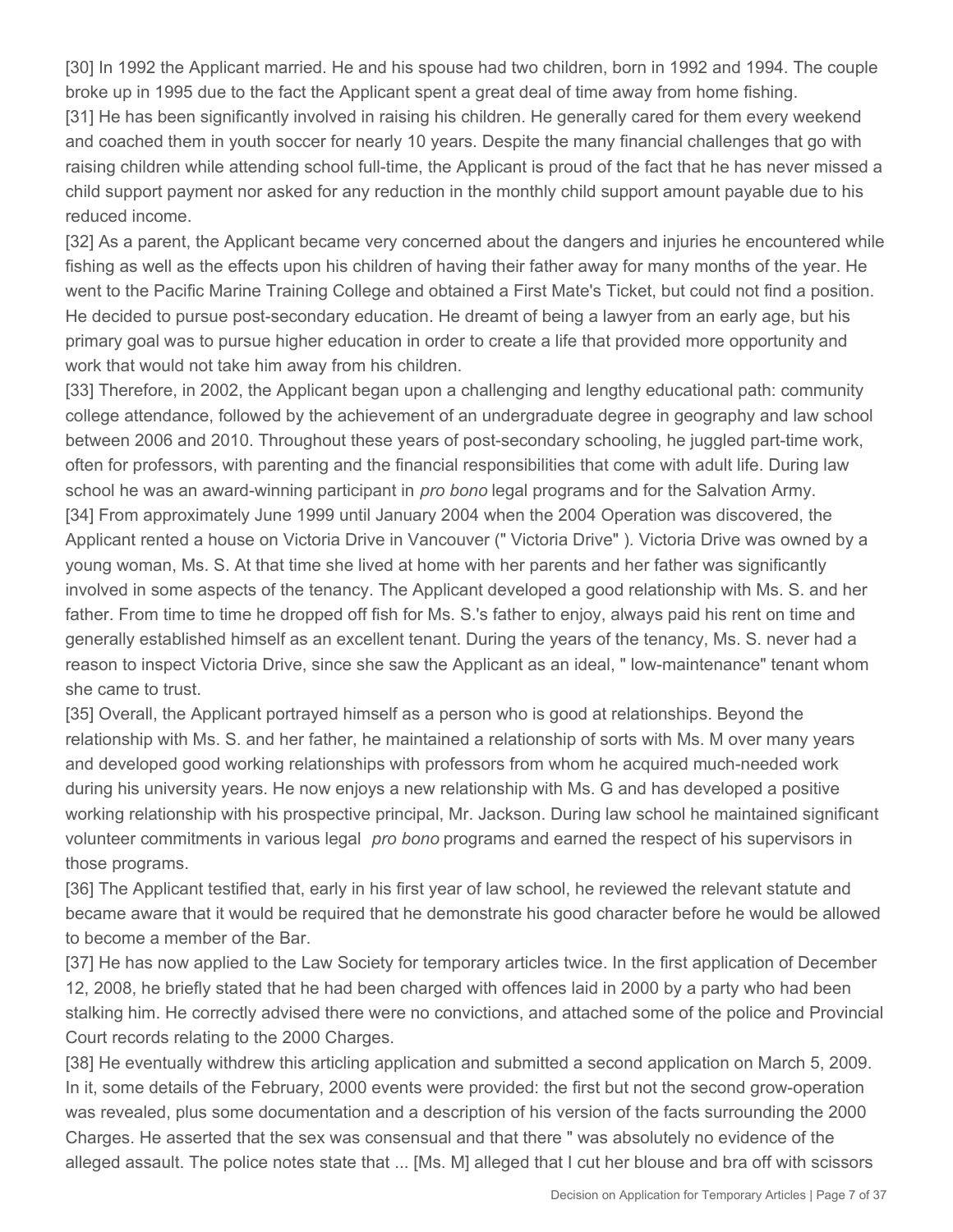[30] In 1992 the Applicant married. He and his spouse had two children, born in 1992 and 1994. The couple broke up in 1995 due to the fact the Applicant spent a great deal of time away from home fishing.

[31] He has been significantly involved in raising his children. He generally cared for them every weekend and coached them in youth soccer for nearly 10 years. Despite the many financial challenges that go with raising children while attending school full-time, the Applicant is proud of the fact that he has never missed a child support payment nor asked for any reduction in the monthly child support amount payable due to his reduced income.

[32] As a parent, the Applicant became very concerned about the dangers and injuries he encountered while fishing as well as the effects upon his children of having their father away for many months of the year. He went to the Pacific Marine Training College and obtained a First Mate's Ticket, but could not find a position. He decided to pursue post-secondary education. He dreamt of being a lawyer from an early age, but his primary goal was to pursue higher education in order to create a life that provided more opportunity and work that would not take him away from his children.

[33] Therefore, in 2002, the Applicant began upon a challenging and lengthy educational path: community college attendance, followed by the achievement of an undergraduate degree in geography and law school between 2006 and 2010. Throughout these years of post-secondary schooling, he juggled part-time work, often for professors, with parenting and the financial responsibilities that come with adult life. During law school he was an award-winning participant in *pro bono* legal programs and for the Salvation Army.

[34] From approximately June 1999 until January 2004 when the 2004 Operation was discovered, the Applicant rented a house on Victoria Drive in Vancouver (" Victoria Drive" ). Victoria Drive was owned by a young woman, Ms. S. At that time she lived at home with her parents and her father was significantly involved in some aspects of the tenancy. The Applicant developed a good relationship with Ms. S. and her father. From time to time he dropped off fish for Ms. S.'s father to enjoy, always paid his rent on time and generally established himself as an excellent tenant. During the years of the tenancy, Ms. S. never had a reason to inspect Victoria Drive, since she saw the Applicant as an ideal, " low-maintenance" tenant whom she came to trust.

[35] Overall, the Applicant portrayed himself as a person who is good at relationships. Beyond the relationship with Ms. S. and her father, he maintained a relationship of sorts with Ms. M over many years and developed good working relationships with professors from whom he acquired much-needed work during his university years. He now enjoys a new relationship with Ms. G and has developed a positive working relationship with his prospective principal, Mr. Jackson. During law school he maintained significant volunteer commitments in various legal *pro bono* programs and earned the respect of his supervisors in those programs.

[36] The Applicant testified that, early in his first year of law school, he reviewed the relevant statute and became aware that it would be required that he demonstrate his good character before he would be allowed to become a member of the Bar.

[37] He has now applied to the Law Society for temporary articles twice. In the first application of December 12, 2008, he briefly stated that he had been charged with offences laid in 2000 by a party who had been stalking him. He correctly advised there were no convictions, and attached some of the police and Provincial Court records relating to the 2000 Charges.

[38] He eventually withdrew this articling application and submitted a second application on March 5, 2009. In it, some details of the February, 2000 events were provided: the first but not the second grow-operation was revealed, plus some documentation and a description of his version of the facts surrounding the 2000 Charges. He asserted that the sex was consensual and that there " was absolutely no evidence of the alleged assault. The police notes state that ... [Ms. M] alleged that I cut her blouse and bra off with scissors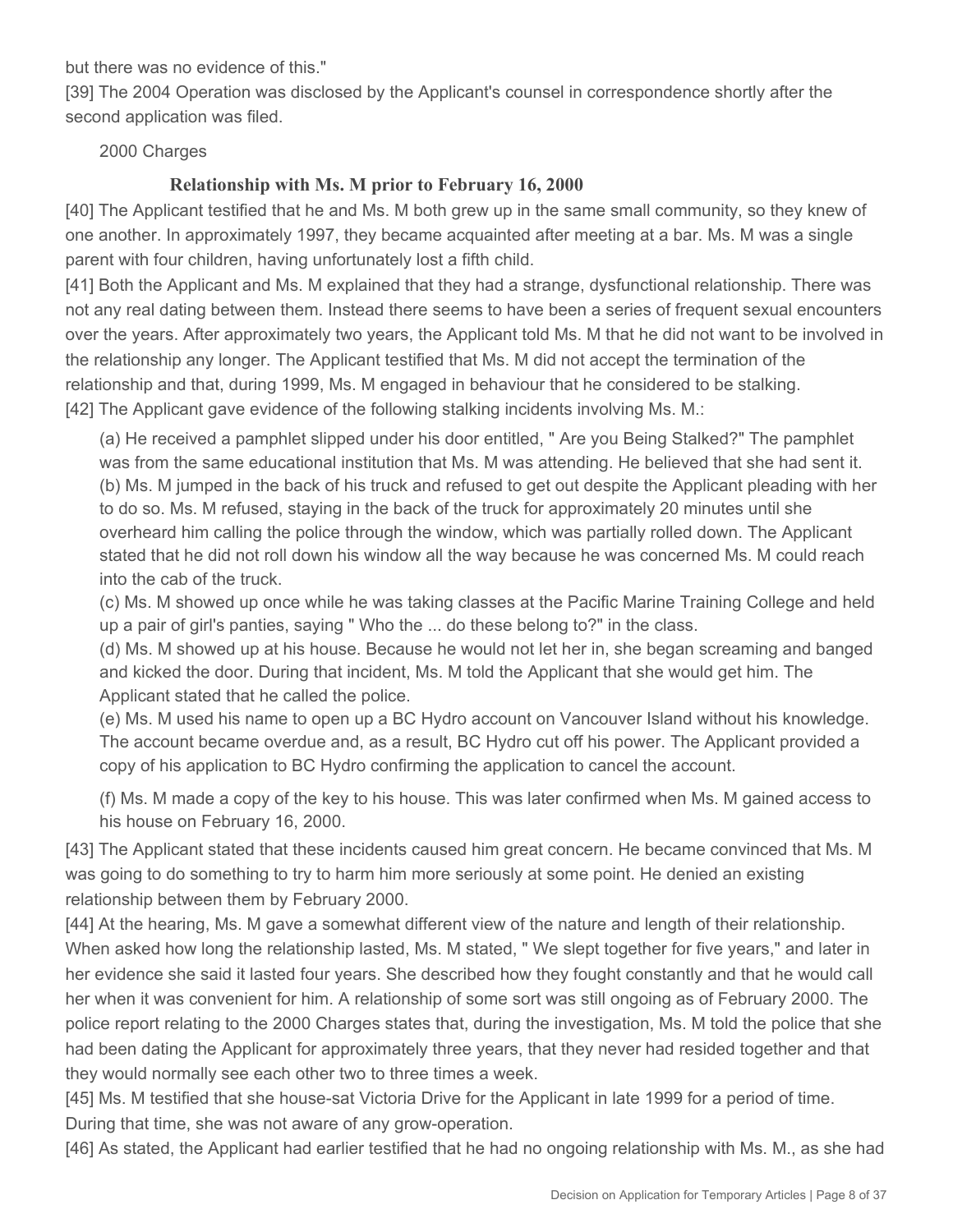but there was no evidence of this."

[39] The 2004 Operation was disclosed by the Applicant's counsel in correspondence shortly after the second application was filed.

2000 Charges

### Relationship with Ms. M prior to February 16, 2000

[40] The Applicant testified that he and Ms. M both grew up in the same small community, so they knew of one another. In approximately 1997, they became acquainted after meeting at a bar. Ms. M was a single parent with four children, having unfortunately lost a fifth child.

[41] Both the Applicant and Ms. M explained that they had a strange, dysfunctional relationship. There was not any real dating between them. Instead there seems to have been a series of frequent sexual encounters over the years. After approximately two years, the Applicant told Ms. M that he did not want to be involved in the relationship any longer. The Applicant testified that Ms. M did not accept the termination of the relationship and that, during 1999, Ms. M engaged in behaviour that he considered to be stalking.

[42] The Applicant gave evidence of the following stalking incidents involving Ms. M.:

> (a) He received a pamphlet slipped under his door entitled, " Are you Being Stalked?" The pamphlet was from the same educational institution that Ms. M was attending. He believed that she had sent it.
> (b) Ms. M jumped in the back of his truck and refused to get out despite the Applicant pleading with her to do so. Ms. M refused, staying in the back of the truck for approximately 20 minutes until she overheard him calling the police through the window, which was partially rolled down. The Applicant stated that he did not roll down his window all the way because he was concerned Ms. M could reach into the cab of the truck.
> (c) Ms. M showed up once while he was taking classes at the Pacific Marine Training College and held up a pair of girl's panties, saying " Who the ... do these belong to?" in the class.
> (d) Ms. M showed up at his house. Because he would not let her in, she began screaming and banged and kicked the door. During that incident, Ms. M told the Applicant that she would get him. The Applicant stated that he called the police.
> (e) Ms. M used his name to open up a BC Hydro account on Vancouver Island without his knowledge. The account became overdue and, as a result, BC Hydro cut off his power. The Applicant provided a copy of his application to BC Hydro confirming the application to cancel the account.
>
> (f) Ms. M made a copy of the key to his house. This was later confirmed when Ms. M gained access to his house on February 16, 2000.

[43] The Applicant stated that these incidents caused him great concern. He became convinced that Ms. M was going to do something to try to harm him more seriously at some point. He denied an existing relationship between them by February 2000.

[44] At the hearing, Ms. M gave a somewhat different view of the nature and length of their relationship. When asked how long the relationship lasted, Ms. M stated, " We slept together for five years," and later in her evidence she said it lasted four years. She described how they fought constantly and that he would call her when it was convenient for him. A relationship of some sort was still ongoing as of February 2000. The police report relating to the 2000 Charges states that, during the investigation, Ms. M told the police that she had been dating the Applicant for approximately three years, that they never had resided together and that they would normally see each other two to three times a week.

[45] Ms. M testified that she house-sat Victoria Drive for the Applicant in late 1999 for a period of time. During that time, she was not aware of any grow-operation.

[46] As stated, the Applicant had earlier testified that he had no ongoing relationship with Ms. M., as she had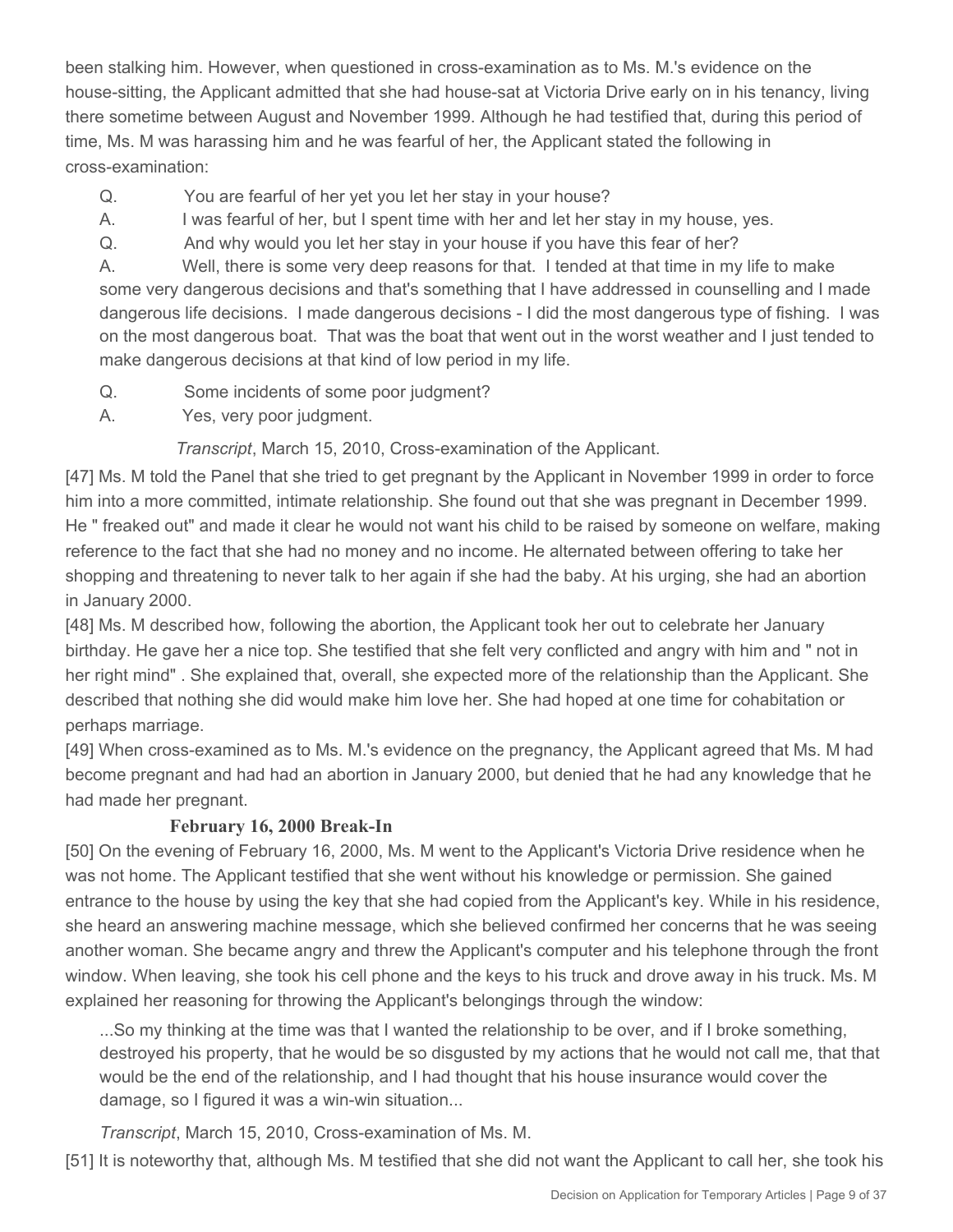been stalking him. However, when questioned in cross-examination as to Ms. M.'s evidence on the house-sitting, the Applicant admitted that she had house-sat at Victoria Drive early on in his tenancy, living there sometime between August and November 1999. Although he had testified that, during this period of time, Ms. M was harassing him and he was fearful of her, the Applicant stated the following in cross-examination:

> Q. You are fearful of her yet you let her stay in your house?
>
> A. I was fearful of her, but I spent time with her and let her stay in my house, yes.
>
> Q. And why would you let her stay in your house if you have this fear of her?
>
> A. Well, there is some very deep reasons for that. I tended at that time in my life to make some very dangerous decisions and that's something that I have addressed in counselling and I made dangerous life decisions. I made dangerous decisions - I did the most dangerous type of fishing. I was on the most dangerous boat. That was the boat that went out in the worst weather and I just tended to make dangerous decisions at that kind of low period in my life.
>
> Q. Some incidents of some poor judgment?
>
> A. Yes, very poor judgment.
>
> *Transcript*, March 15, 2010, Cross-examination of the Applicant.

[47] Ms. M told the Panel that she tried to get pregnant by the Applicant in November 1999 in order to force him into a more committed, intimate relationship. She found out that she was pregnant in December 1999. He " freaked out" and made it clear he would not want his child to be raised by someone on welfare, making reference to the fact that she had no money and no income. He alternated between offering to take her shopping and threatening to never talk to her again if she had the baby. At his urging, she had an abortion in January 2000.

[48] Ms. M described how, following the abortion, the Applicant took her out to celebrate her January birthday. He gave her a nice top. She testified that she felt very conflicted and angry with him and " not in her right mind" . She explained that, overall, she expected more of the relationship than the Applicant. She described that nothing she did would make him love her. She had hoped at one time for cohabitation or perhaps marriage.

[49] When cross-examined as to Ms. M.'s evidence on the pregnancy, the Applicant agreed that Ms. M had become pregnant and had had an abortion in January 2000, but denied that he had any knowledge that he had made her pregnant.

### February 16, 2000 Break-In

[50] On the evening of February 16, 2000, Ms. M went to the Applicant's Victoria Drive residence when he was not home. The Applicant testified that she went without his knowledge or permission. She gained entrance to the house by using the key that she had copied from the Applicant's key. While in his residence, she heard an answering machine message, which she believed confirmed her concerns that he was seeing another woman. She became angry and threw the Applicant's computer and his telephone through the front window. When leaving, she took his cell phone and the keys to his truck and drove away in his truck. Ms. M explained her reasoning for throwing the Applicant's belongings through the window:

> ...So my thinking at the time was that I wanted the relationship to be over, and if I broke something, destroyed his property, that he would be so disgusted by my actions that he would not call me, that that would be the end of the relationship, and I had thought that his house insurance would cover the damage, so I figured it was a win-win situation...
>
> *Transcript*, March 15, 2010, Cross-examination of Ms. M.

[51] It is noteworthy that, although Ms. M testified that she did not want the Applicant to call her, she took his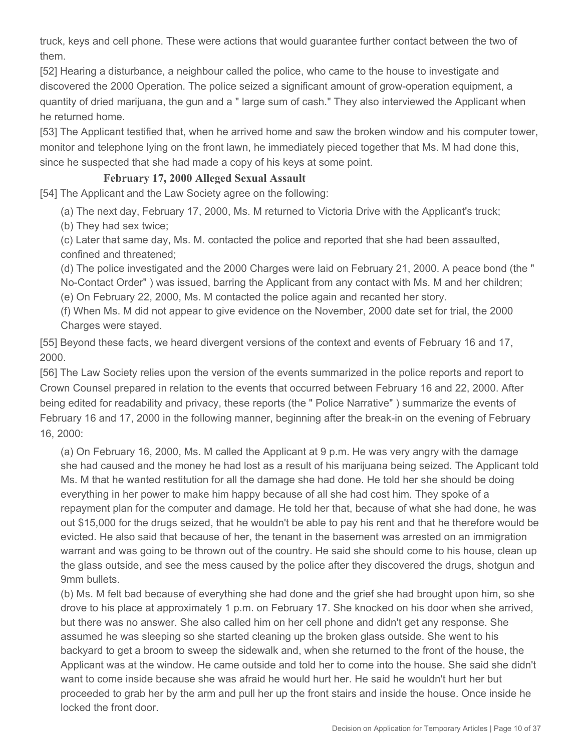truck, keys and cell phone. These were actions that would guarantee further contact between the two of them.

[52] Hearing a disturbance, a neighbour called the police, who came to the house to investigate and discovered the 2000 Operation. The police seized a significant amount of grow-operation equipment, a quantity of dried marijuana, the gun and a " large sum of cash." They also interviewed the Applicant when he returned home.

[53] The Applicant testified that, when he arrived home and saw the broken window and his computer tower, monitor and telephone lying on the front lawn, he immediately pieced together that Ms. M had done this, since he suspected that she had made a copy of his keys at some point.

### February 17, 2000 Alleged Sexual Assault

[54] The Applicant and the Law Society agree on the following:

> (a) The next day, February 17, 2000, Ms. M returned to Victoria Drive with the Applicant's truck;
>
> (b) They had sex twice;
>
> (c) Later that same day, Ms. M. contacted the police and reported that she had been assaulted, confined and threatened;
>
> (d) The police investigated and the 2000 Charges were laid on February 21, 2000. A peace bond (the " No-Contact Order" ) was issued, barring the Applicant from any contact with Ms. M and her children;
>
> (e) On February 22, 2000, Ms. M contacted the police again and recanted her story.
>
> (f) When Ms. M did not appear to give evidence on the November, 2000 date set for trial, the 2000 Charges were stayed.

[55] Beyond these facts, we heard divergent versions of the context and events of February 16 and 17, 2000.

[56] The Law Society relies upon the version of the events summarized in the police reports and report to Crown Counsel prepared in relation to the events that occurred between February 16 and 22, 2000. After being edited for readability and privacy, these reports (the " Police Narrative" ) summarize the events of February 16 and 17, 2000 in the following manner, beginning after the break-in on the evening of February 16, 2000:

> (a) On February 16, 2000, Ms. M called the Applicant at 9 p.m. He was very angry with the damage she had caused and the money he had lost as a result of his marijuana being seized. The Applicant told Ms. M that he wanted restitution for all the damage she had done. He told her she should be doing everything in her power to make him happy because of all she had cost him. They spoke of a repayment plan for the computer and damage. He told her that, because of what she had done, he was out $15,000 for the drugs seized, that he wouldn't be able to pay his rent and that he therefore would be evicted. He also said that because of her, the tenant in the basement was arrested on an immigration warrant and was going to be thrown out of the country. He said she should come to his house, clean up the glass outside, and see the mess caused by the police after they discovered the drugs, shotgun and 9mm bullets.
>
> (b) Ms. M felt bad because of everything she had done and the grief she had brought upon him, so she drove to his place at approximately 1 p.m. on February 17. She knocked on his door when she arrived, but there was no answer. She also called him on her cell phone and didn't get any response. She assumed he was sleeping so she started cleaning up the broken glass outside. She went to his backyard to get a broom to sweep the sidewalk and, when she returned to the front of the house, the Applicant was at the window. He came outside and told her to come into the house. She said she didn't want to come inside because she was afraid he would hurt her. He said he wouldn't hurt her but proceeded to grab her by the arm and pull her up the front stairs and inside the house. Once inside he locked the front door.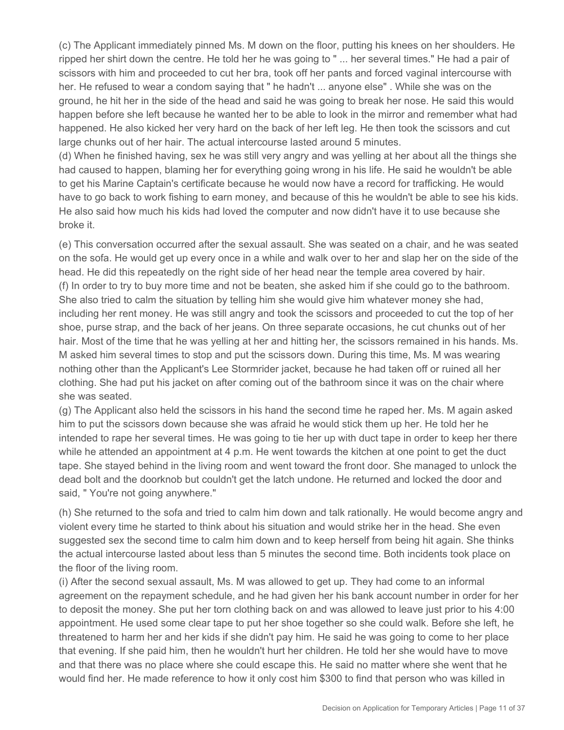(c) The Applicant immediately pinned Ms. M down on the floor, putting his knees on her shoulders. He ripped her shirt down the centre. He told her he was going to " ... her several times." He had a pair of scissors with him and proceeded to cut her bra, took off her pants and forced vaginal intercourse with her. He refused to wear a condom saying that " he hadn't ... anyone else" . While she was on the ground, he hit her in the side of the head and said he was going to break her nose. He said this would happen before she left because he wanted her to be able to look in the mirror and remember what had happened. He also kicked her very hard on the back of her left leg. He then took the scissors and cut large chunks out of her hair. The actual intercourse lasted around 5 minutes.

(d) When he finished having, sex he was still very angry and was yelling at her about all the things she had caused to happen, blaming her for everything going wrong in his life. He said he wouldn't be able to get his Marine Captain's certificate because he would now have a record for trafficking. He would have to go back to work fishing to earn money, and because of this he wouldn't be able to see his kids. He also said how much his kids had loved the computer and now didn't have it to use because she broke it.

(e) This conversation occurred after the sexual assault. She was seated on a chair, and he was seated on the sofa. He would get up every once in a while and walk over to her and slap her on the side of the head. He did this repeatedly on the right side of her head near the temple area covered by hair.

(f) In order to try to buy more time and not be beaten, she asked him if she could go to the bathroom. She also tried to calm the situation by telling him she would give him whatever money she had, including her rent money. He was still angry and took the scissors and proceeded to cut the top of her shoe, purse strap, and the back of her jeans. On three separate occasions, he cut chunks out of her hair. Most of the time that he was yelling at her and hitting her, the scissors remained in his hands. Ms. M asked him several times to stop and put the scissors down. During this time, Ms. M was wearing nothing other than the Applicant's Lee Stormrider jacket, because he had taken off or ruined all her clothing. She had put his jacket on after coming out of the bathroom since it was on the chair where she was seated.

(g) The Applicant also held the scissors in his hand the second time he raped her. Ms. M again asked him to put the scissors down because she was afraid he would stick them up her. He told her he intended to rape her several times. He was going to tie her up with duct tape in order to keep her there while he attended an appointment at 4 p.m. He went towards the kitchen at one point to get the duct tape. She stayed behind in the living room and went toward the front door. She managed to unlock the dead bolt and the doorknob but couldn't get the latch undone. He returned and locked the door and said, " You're not going anywhere."

(h) She returned to the sofa and tried to calm him down and talk rationally. He would become angry and violent every time he started to think about his situation and would strike her in the head. She even suggested sex the second time to calm him down and to keep herself from being hit again. She thinks the actual intercourse lasted about less than 5 minutes the second time. Both incidents took place on the floor of the living room.

(i) After the second sexual assault, Ms. M was allowed to get up. They had come to an informal agreement on the repayment schedule, and he had given her his bank account number in order for her to deposit the money. She put her torn clothing back on and was allowed to leave just prior to his 4:00 appointment. He used some clear tape to put her shoe together so she could walk. Before she left, he threatened to harm her and her kids if she didn't pay him. He said he was going to come to her place that evening. If she paid him, then he wouldn't hurt her children. He told her she would have to move and that there was no place where she could escape this. He said no matter where she went that he would find her. He made reference to how it only cost him $300 to find that person who was killed in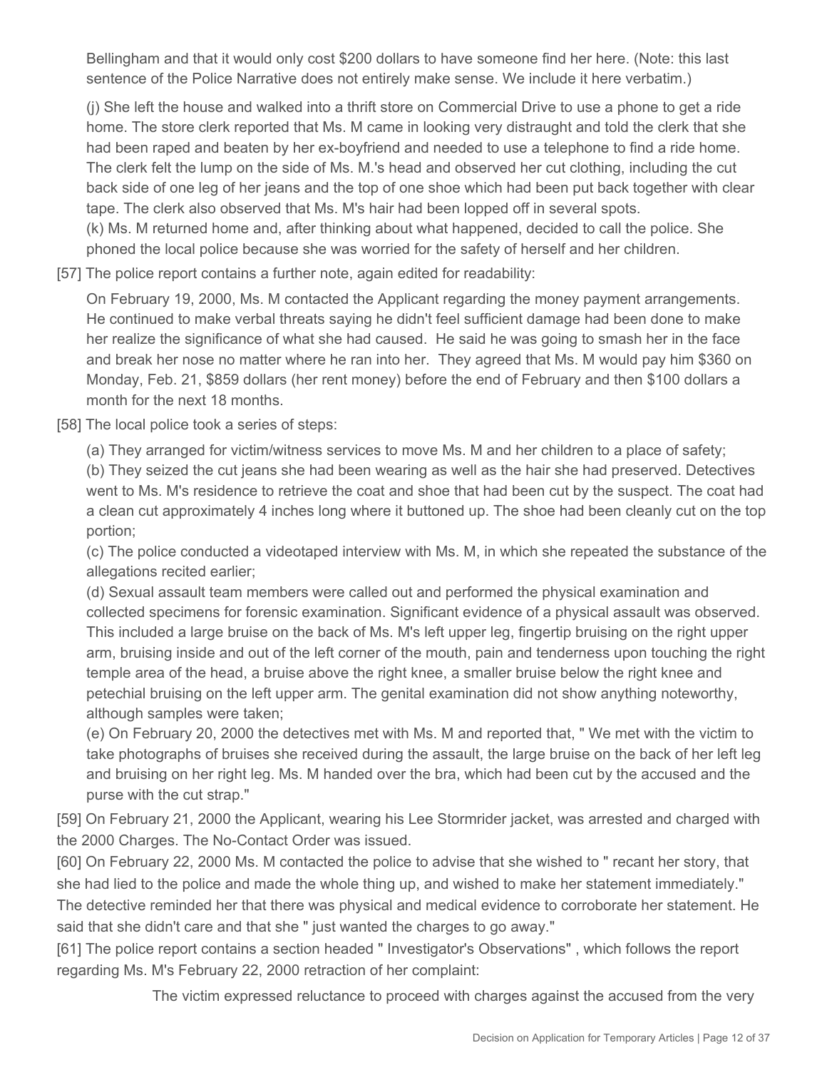Bellingham and that it would only cost $200 dollars to have someone find her here. (Note: this last sentence of the Police Narrative does not entirely make sense. We include it here verbatim.)

(j) She left the house and walked into a thrift store on Commercial Drive to use a phone to get a ride home. The store clerk reported that Ms. M came in looking very distraught and told the clerk that she had been raped and beaten by her ex-boyfriend and needed to use a telephone to find a ride home. The clerk felt the lump on the side of Ms. M.'s head and observed her cut clothing, including the cut back side of one leg of her jeans and the top of one shoe which had been put back together with clear tape. The clerk also observed that Ms. M's hair had been lopped off in several spots.

(k) Ms. M returned home and, after thinking about what happened, decided to call the police. She phoned the local police because she was worried for the safety of herself and her children.

[57] The police report contains a further note, again edited for readability:

> On February 19, 2000, Ms. M contacted the Applicant regarding the money payment arrangements. He continued to make verbal threats saying he didn't feel sufficient damage had been done to make her realize the significance of what she had caused. He said he was going to smash her in the face and break her nose no matter where he ran into her. They agreed that Ms. M would pay him $360 on Monday, Feb. 21, $859 dollars (her rent money) before the end of February and then $100 dollars a month for the next 18 months.

[58] The local police took a series of steps:

(a) They arranged for victim/witness services to move Ms. M and her children to a place of safety;

(b) They seized the cut jeans she had been wearing as well as the hair she had preserved. Detectives went to Ms. M's residence to retrieve the coat and shoe that had been cut by the suspect. The coat had a clean cut approximately 4 inches long where it buttoned up. The shoe had been cleanly cut on the top portion;

(c) The police conducted a videotaped interview with Ms. M, in which she repeated the substance of the allegations recited earlier;

(d) Sexual assault team members were called out and performed the physical examination and collected specimens for forensic examination. Significant evidence of a physical assault was observed. This included a large bruise on the back of Ms. M's left upper leg, fingertip bruising on the right upper arm, bruising inside and out of the left corner of the mouth, pain and tenderness upon touching the right temple area of the head, a bruise above the right knee, a smaller bruise below the right knee and petechial bruising on the left upper arm. The genital examination did not show anything noteworthy, although samples were taken;

(e) On February 20, 2000 the detectives met with Ms. M and reported that, " We met with the victim to take photographs of bruises she received during the assault, the large bruise on the back of her left leg and bruising on her right leg. Ms. M handed over the bra, which had been cut by the accused and the purse with the cut strap."

[59] On February 21, 2000 the Applicant, wearing his Lee Stormrider jacket, was arrested and charged with the 2000 Charges. The No-Contact Order was issued.

[60] On February 22, 2000 Ms. M contacted the police to advise that she wished to " recant her story, that she had lied to the police and made the whole thing up, and wished to make her statement immediately." The detective reminded her that there was physical and medical evidence to corroborate her statement. He said that she didn't care and that she " just wanted the charges to go away."

[61] The police report contains a section headed " Investigator's Observations" , which follows the report regarding Ms. M's February 22, 2000 retraction of her complaint:

> The victim expressed reluctance to proceed with charges against the accused from the very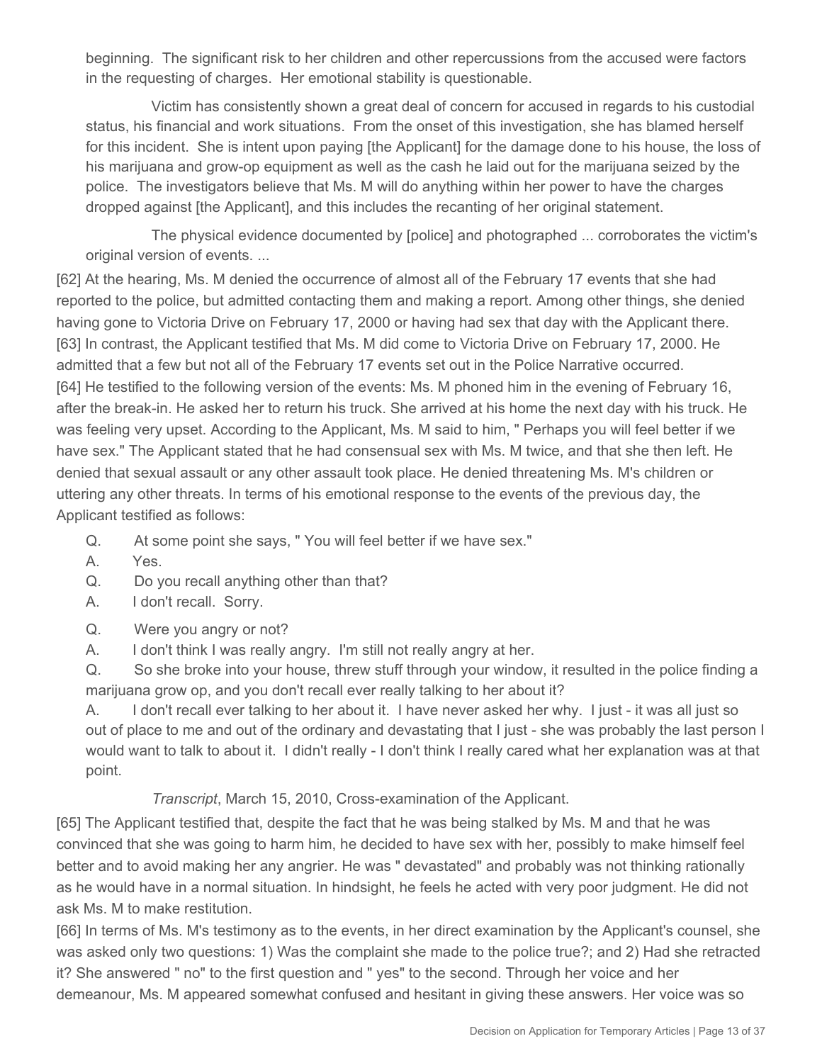beginning. The significant risk to her children and other repercussions from the accused were factors in the requesting of charges. Her emotional stability is questionable.

> Victim has consistently shown a great deal of concern for accused in regards to his custodial status, his financial and work situations. From the onset of this investigation, she has blamed herself for this incident. She is intent upon paying [the Applicant] for the damage done to his house, the loss of his marijuana and grow-op equipment as well as the cash he laid out for the marijuana seized by the police. The investigators believe that Ms. M will do anything within her power to have the charges dropped against [the Applicant], and this includes the recanting of her original statement.
>
> The physical evidence documented by [police] and photographed ... corroborates the victim's original version of events. ...

[62] At the hearing, Ms. M denied the occurrence of almost all of the February 17 events that she had reported to the police, but admitted contacting them and making a report. Among other things, she denied having gone to Victoria Drive on February 17, 2000 or having had sex that day with the Applicant there.

[63] In contrast, the Applicant testified that Ms. M did come to Victoria Drive on February 17, 2000. He admitted that a few but not all of the February 17 events set out in the Police Narrative occurred.

[64] He testified to the following version of the events: Ms. M phoned him in the evening of February 16, after the break-in. He asked her to return his truck. She arrived at his home the next day with his truck. He was feeling very upset. According to the Applicant, Ms. M said to him, " Perhaps you will feel better if we have sex." The Applicant stated that he had consensual sex with Ms. M twice, and that she then left. He denied that sexual assault or any other assault took place. He denied threatening Ms. M's children or uttering any other threats. In terms of his emotional response to the events of the previous day, the Applicant testified as follows:

> Q. At some point she says, " You will feel better if we have sex."
>
> A. Yes.
>
> Q. Do you recall anything other than that?
>
> A. I don't recall. Sorry.
>
> Q. Were you angry or not?
>
> A. I don't think I was really angry. I'm still not really angry at her.
>
> Q. So she broke into your house, threw stuff through your window, it resulted in the police finding a marijuana grow op, and you don't recall ever really talking to her about it?
>
> A. I don't recall ever talking to her about it. I have never asked her why. I just - it was all just so out of place to me and out of the ordinary and devastating that I just - she was probably the last person I would want to talk to about it. I didn't really - I don't think I really cared what her explanation was at that point.
>
> *Transcript*, March 15, 2010, Cross-examination of the Applicant.

[65] The Applicant testified that, despite the fact that he was being stalked by Ms. M and that he was convinced that she was going to harm him, he decided to have sex with her, possibly to make himself feel better and to avoid making her any angrier. He was " devastated" and probably was not thinking rationally as he would have in a normal situation. In hindsight, he feels he acted with very poor judgment. He did not ask Ms. M to make restitution.

[66] In terms of Ms. M's testimony as to the events, in her direct examination by the Applicant's counsel, she was asked only two questions: 1) Was the complaint she made to the police true?; and 2) Had she retracted it? She answered " no" to the first question and " yes" to the second. Through her voice and her demeanour, Ms. M appeared somewhat confused and hesitant in giving these answers. Her voice was so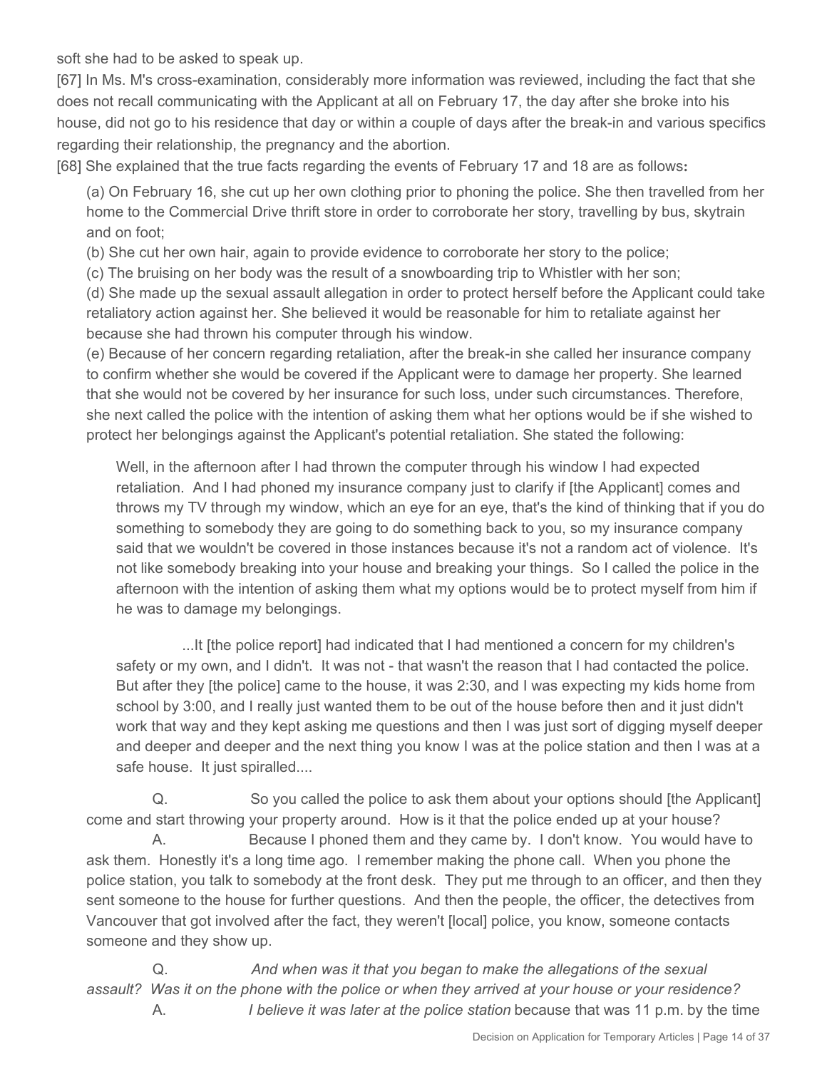soft she had to be asked to speak up.

[67] In Ms. M's cross-examination, considerably more information was reviewed, including the fact that she does not recall communicating with the Applicant at all on February 17, the day after she broke into his house, did not go to his residence that day or within a couple of days after the break-in and various specifics regarding their relationship, the pregnancy and the abortion.

[68] She explained that the true facts regarding the events of February 17 and 18 are as follows**:**

> (a) On February 16, she cut up her own clothing prior to phoning the police. She then travelled from her home to the Commercial Drive thrift store in order to corroborate her story, travelling by bus, skytrain and on foot;
>
> (b) She cut her own hair, again to provide evidence to corroborate her story to the police;
>
> (c) The bruising on her body was the result of a snowboarding trip to Whistler with her son;
>
> (d) She made up the sexual assault allegation in order to protect herself before the Applicant could take retaliatory action against her. She believed it would be reasonable for him to retaliate against her because she had thrown his computer through his window.
>
> (e) Because of her concern regarding retaliation, after the break-in she called her insurance company to confirm whether she would be covered if the Applicant were to damage her property. She learned that she would not be covered by her insurance for such loss, under such circumstances. Therefore, she next called the police with the intention of asking them what her options would be if she wished to protect her belongings against the Applicant's potential retaliation. She stated the following:
>
>> Well, in the afternoon after I had thrown the computer through his window I had expected retaliation. And I had phoned my insurance company just to clarify if [the Applicant] comes and throws my TV through my window, which an eye for an eye, that's the kind of thinking that if you do something to somebody they are going to do something back to you, so my insurance company said that we wouldn't be covered in those instances because it's not a random act of violence. It's not like somebody breaking into your house and breaking your things. So I called the police in the afternoon with the intention of asking them what my options would be to protect myself from him if he was to damage my belongings.
>>
>> ...It [the police report] had indicated that I had mentioned a concern for my children's safety or my own, and I didn't. It was not - that wasn't the reason that I had contacted the police. But after they [the police] came to the house, it was 2:30, and I was expecting my kids home from school by 3:00, and I really just wanted them to be out of the house before then and it just didn't work that way and they kept asking me questions and then I was just sort of digging myself deeper and deeper and deeper and the next thing you know I was at the police station and then I was at a safe house. It just spiralled....

Q. So you called the police to ask them about your options should [the Applicant] come and start throwing your property around. How is it that the police ended up at your house?

A. Because I phoned them and they came by. I don't know. You would have to ask them. Honestly it's a long time ago. I remember making the phone call. When you phone the police station, you talk to somebody at the front desk. They put me through to an officer, and then they sent someone to the house for further questions. And then the people, the officer, the detectives from Vancouver that got involved after the fact, they weren't [local] police, you know, someone contacts someone and they show up.

Q. *And when was it that you began to make the allegations of the sexual assault? Was it on the phone with the police or when they arrived at your house or your residence?*

A. *I believe it was later at the police station* because that was 11 p.m. by the time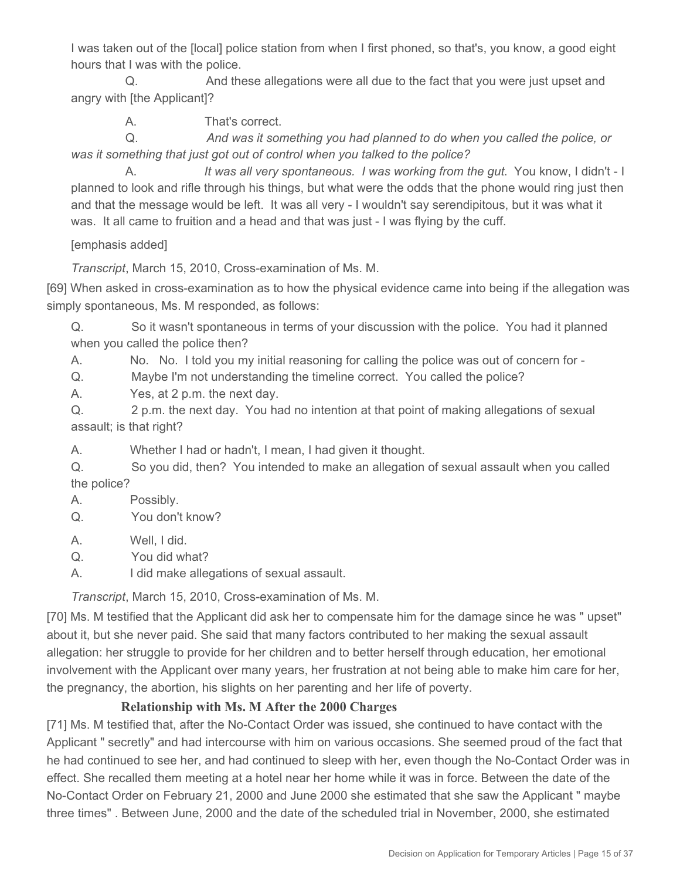I was taken out of the [local] police station from when I first phoned, so that's, you know, a good eight hours that I was with the police.

Q. And these allegations were all due to the fact that you were just upset and angry with [the Applicant]?

A. That's correct.

Q. *And was it something you had planned to do when you called the police, or was it something that just got out of control when you talked to the police?*

A. *It was all very spontaneous. I was working from the gut.* You know, I didn't - I planned to look and rifle through his things, but what were the odds that the phone would ring just then and that the message would be left. It was all very - I wouldn't say serendipitous, but it was what it was. It all came to fruition and a head and that was just - I was flying by the cuff.

[emphasis added]

*Transcript*, March 15, 2010, Cross-examination of Ms. M.

[69] When asked in cross-examination as to how the physical evidence came into being if the allegation was simply spontaneous, Ms. M responded, as follows:

Q. So it wasn't spontaneous in terms of your discussion with the police. You had it planned when you called the police then?

A. No. No. I told you my initial reasoning for calling the police was out of concern for -

Q. Maybe I'm not understanding the timeline correct. You called the police?

A. Yes, at 2 p.m. the next day.

Q. 2 p.m. the next day. You had no intention at that point of making allegations of sexual assault; is that right?

A. Whether I had or hadn't, I mean, I had given it thought.

Q. So you did, then? You intended to make an allegation of sexual assault when you called the police?

A. Possibly.

Q. You don't know?

A. Well, I did.

Q. You did what?

A. I did make allegations of sexual assault.

*Transcript*, March 15, 2010, Cross-examination of Ms. M.

[70] Ms. M testified that the Applicant did ask her to compensate him for the damage since he was " upset" about it, but she never paid. She said that many factors contributed to her making the sexual assault allegation: her struggle to provide for her children and to better herself through education, her emotional involvement with the Applicant over many years, her frustration at not being able to make him care for her, the pregnancy, the abortion, his slights on her parenting and her life of poverty.

### Relationship with Ms. M After the 2000 Charges

[71] Ms. M testified that, after the No-Contact Order was issued, she continued to have contact with the Applicant " secretly" and had intercourse with him on various occasions. She seemed proud of the fact that he had continued to see her, and had continued to sleep with her, even though the No-Contact Order was in effect. She recalled them meeting at a hotel near her home while it was in force. Between the date of the No-Contact Order on February 21, 2000 and June 2000 she estimated that she saw the Applicant " maybe three times" . Between June, 2000 and the date of the scheduled trial in November, 2000, she estimated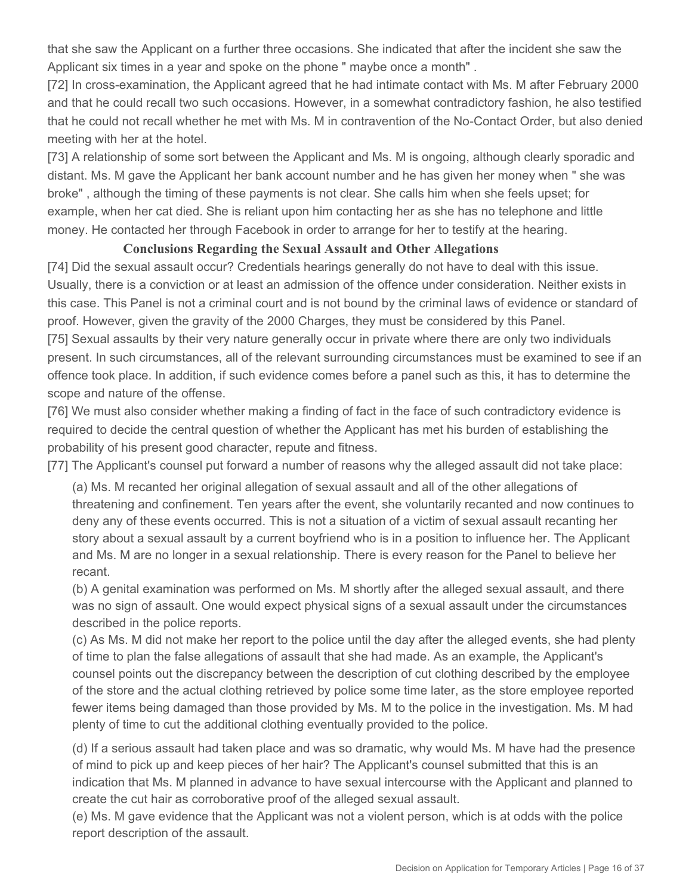that she saw the Applicant on a further three occasions. She indicated that after the incident she saw the Applicant six times in a year and spoke on the phone " maybe once a month" .

[72] In cross-examination, the Applicant agreed that he had intimate contact with Ms. M after February 2000 and that he could recall two such occasions. However, in a somewhat contradictory fashion, he also testified that he could not recall whether he met with Ms. M in contravention of the No-Contact Order, but also denied meeting with her at the hotel.

[73] A relationship of some sort between the Applicant and Ms. M is ongoing, although clearly sporadic and distant. Ms. M gave the Applicant her bank account number and he has given her money when " she was broke" , although the timing of these payments is not clear. She calls him when she feels upset; for example, when her cat died. She is reliant upon him contacting her as she has no telephone and little money. He contacted her through Facebook in order to arrange for her to testify at the hearing.

### Conclusions Regarding the Sexual Assault and Other Allegations

[74] Did the sexual assault occur? Credentials hearings generally do not have to deal with this issue. Usually, there is a conviction or at least an admission of the offence under consideration. Neither exists in this case. This Panel is not a criminal court and is not bound by the criminal laws of evidence or standard of proof. However, given the gravity of the 2000 Charges, they must be considered by this Panel.

[75] Sexual assaults by their very nature generally occur in private where there are only two individuals present. In such circumstances, all of the relevant surrounding circumstances must be examined to see if an offence took place. In addition, if such evidence comes before a panel such as this, it has to determine the scope and nature of the offense.

[76] We must also consider whether making a finding of fact in the face of such contradictory evidence is required to decide the central question of whether the Applicant has met his burden of establishing the probability of his present good character, repute and fitness.

[77] The Applicant's counsel put forward a number of reasons why the alleged assault did not take place:

(a) Ms. M recanted her original allegation of sexual assault and all of the other allegations of threatening and confinement. Ten years after the event, she voluntarily recanted and now continues to deny any of these events occurred. This is not a situation of a victim of sexual assault recanting her story about a sexual assault by a current boyfriend who is in a position to influence her. The Applicant and Ms. M are no longer in a sexual relationship. There is every reason for the Panel to believe her recant.

(b) A genital examination was performed on Ms. M shortly after the alleged sexual assault, and there was no sign of assault. One would expect physical signs of a sexual assault under the circumstances described in the police reports.

(c) As Ms. M did not make her report to the police until the day after the alleged events, she had plenty of time to plan the false allegations of assault that she had made. As an example, the Applicant's counsel points out the discrepancy between the description of cut clothing described by the employee of the store and the actual clothing retrieved by police some time later, as the store employee reported fewer items being damaged than those provided by Ms. M to the police in the investigation. Ms. M had plenty of time to cut the additional clothing eventually provided to the police.

(d) If a serious assault had taken place and was so dramatic, why would Ms. M have had the presence of mind to pick up and keep pieces of her hair? The Applicant's counsel submitted that this is an indication that Ms. M planned in advance to have sexual intercourse with the Applicant and planned to create the cut hair as corroborative proof of the alleged sexual assault.

(e) Ms. M gave evidence that the Applicant was not a violent person, which is at odds with the police report description of the assault.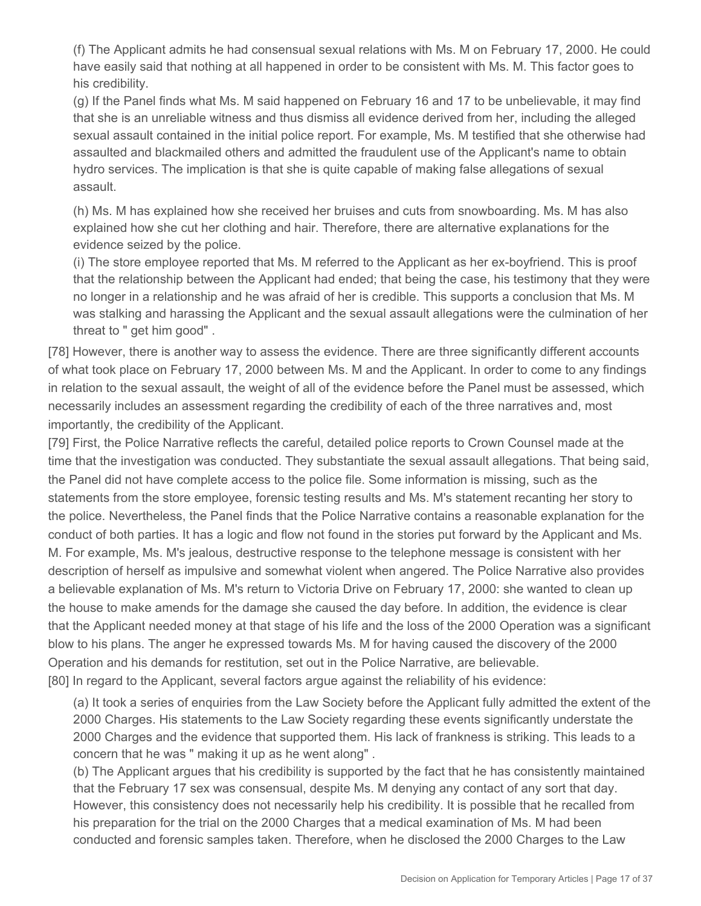(f) The Applicant admits he had consensual sexual relations with Ms. M on February 17, 2000. He could have easily said that nothing at all happened in order to be consistent with Ms. M. This factor goes to his credibility.

(g) If the Panel finds what Ms. M said happened on February 16 and 17 to be unbelievable, it may find that she is an unreliable witness and thus dismiss all evidence derived from her, including the alleged sexual assault contained in the initial police report. For example, Ms. M testified that she otherwise had assaulted and blackmailed others and admitted the fraudulent use of the Applicant's name to obtain hydro services. The implication is that she is quite capable of making false allegations of sexual assault.

(h) Ms. M has explained how she received her bruises and cuts from snowboarding. Ms. M has also explained how she cut her clothing and hair. Therefore, there are alternative explanations for the evidence seized by the police.

(i) The store employee reported that Ms. M referred to the Applicant as her ex-boyfriend. This is proof that the relationship between the Applicant had ended; that being the case, his testimony that they were no longer in a relationship and he was afraid of her is credible. This supports a conclusion that Ms. M was stalking and harassing the Applicant and the sexual assault allegations were the culmination of her threat to " get him good" .

[78] However, there is another way to assess the evidence. There are three significantly different accounts of what took place on February 17, 2000 between Ms. M and the Applicant. In order to come to any findings in relation to the sexual assault, the weight of all of the evidence before the Panel must be assessed, which necessarily includes an assessment regarding the credibility of each of the three narratives and, most importantly, the credibility of the Applicant.

[79] First, the Police Narrative reflects the careful, detailed police reports to Crown Counsel made at the time that the investigation was conducted. They substantiate the sexual assault allegations. That being said, the Panel did not have complete access to the police file. Some information is missing, such as the statements from the store employee, forensic testing results and Ms. M's statement recanting her story to the police. Nevertheless, the Panel finds that the Police Narrative contains a reasonable explanation for the conduct of both parties. It has a logic and flow not found in the stories put forward by the Applicant and Ms. M. For example, Ms. M's jealous, destructive response to the telephone message is consistent with her description of herself as impulsive and somewhat violent when angered. The Police Narrative also provides a believable explanation of Ms. M's return to Victoria Drive on February 17, 2000: she wanted to clean up the house to make amends for the damage she caused the day before. In addition, the evidence is clear that the Applicant needed money at that stage of his life and the loss of the 2000 Operation was a significant blow to his plans. The anger he expressed towards Ms. M for having caused the discovery of the 2000 Operation and his demands for restitution, set out in the Police Narrative, are believable.

[80] In regard to the Applicant, several factors argue against the reliability of his evidence:

(a) It took a series of enquiries from the Law Society before the Applicant fully admitted the extent of the 2000 Charges. His statements to the Law Society regarding these events significantly understate the 2000 Charges and the evidence that supported them. His lack of frankness is striking. This leads to a concern that he was " making it up as he went along" .

(b) The Applicant argues that his credibility is supported by the fact that he has consistently maintained that the February 17 sex was consensual, despite Ms. M denying any contact of any sort that day. However, this consistency does not necessarily help his credibility. It is possible that he recalled from his preparation for the trial on the 2000 Charges that a medical examination of Ms. M had been conducted and forensic samples taken. Therefore, when he disclosed the 2000 Charges to the Law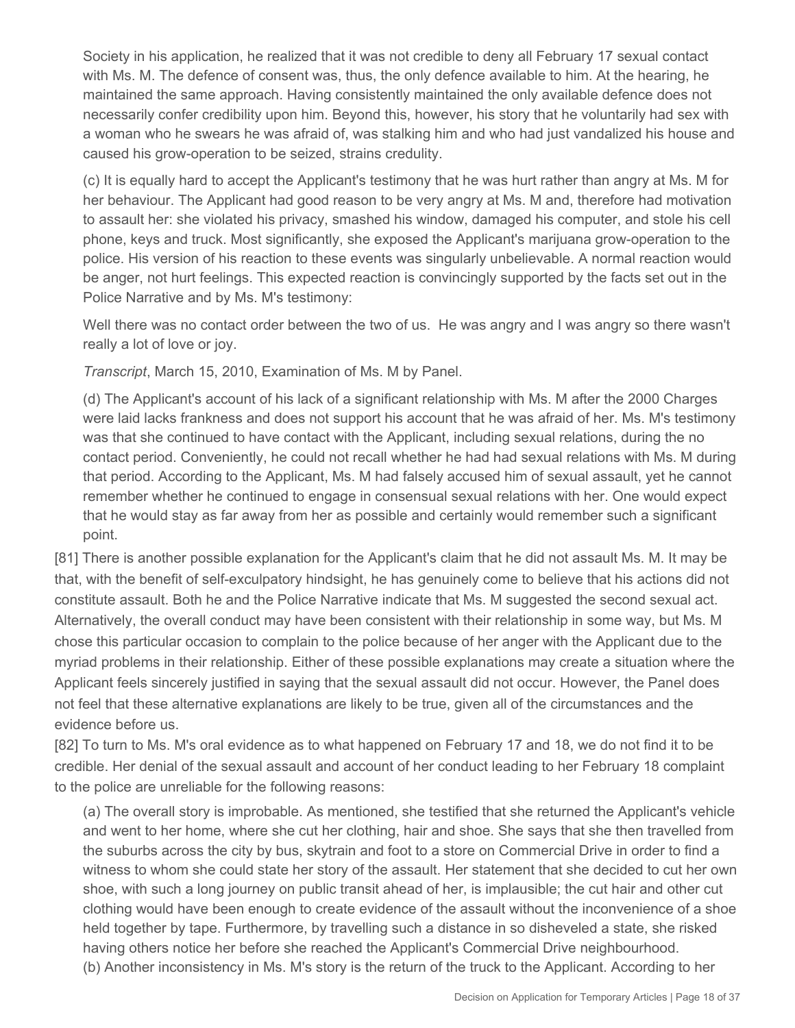Society in his application, he realized that it was not credible to deny all February 17 sexual contact with Ms. M. The defence of consent was, thus, the only defence available to him. At the hearing, he maintained the same approach. Having consistently maintained the only available defence does not necessarily confer credibility upon him. Beyond this, however, his story that he voluntarily had sex with a woman who he swears he was afraid of, was stalking him and who had just vandalized his house and caused his grow-operation to be seized, strains credulity.

(c) It is equally hard to accept the Applicant's testimony that he was hurt rather than angry at Ms. M for her behaviour. The Applicant had good reason to be very angry at Ms. M and, therefore had motivation to assault her: she violated his privacy, smashed his window, damaged his computer, and stole his cell phone, keys and truck. Most significantly, she exposed the Applicant's marijuana grow-operation to the police. His version of his reaction to these events was singularly unbelievable. A normal reaction would be anger, not hurt feelings. This expected reaction is convincingly supported by the facts set out in the Police Narrative and by Ms. M's testimony:

> Well there was no contact order between the two of us. He was angry and I was angry so there wasn't really a lot of love or joy.
>
> *Transcript*, March 15, 2010, Examination of Ms. M by Panel.

(d) The Applicant's account of his lack of a significant relationship with Ms. M after the 2000 Charges were laid lacks frankness and does not support his account that he was afraid of her. Ms. M's testimony was that she continued to have contact with the Applicant, including sexual relations, during the no contact period. Conveniently, he could not recall whether he had had sexual relations with Ms. M during that period. According to the Applicant, Ms. M had falsely accused him of sexual assault, yet he cannot remember whether he continued to engage in consensual sexual relations with her. One would expect that he would stay as far away from her as possible and certainly would remember such a significant point.

[81] There is another possible explanation for the Applicant's claim that he did not assault Ms. M. It may be that, with the benefit of self-exculpatory hindsight, he has genuinely come to believe that his actions did not constitute assault. Both he and the Police Narrative indicate that Ms. M suggested the second sexual act. Alternatively, the overall conduct may have been consistent with their relationship in some way, but Ms. M chose this particular occasion to complain to the police because of her anger with the Applicant due to the myriad problems in their relationship. Either of these possible explanations may create a situation where the Applicant feels sincerely justified in saying that the sexual assault did not occur. However, the Panel does not feel that these alternative explanations are likely to be true, given all of the circumstances and the evidence before us.

[82] To turn to Ms. M's oral evidence as to what happened on February 17 and 18, we do not find it to be credible. Her denial of the sexual assault and account of her conduct leading to her February 18 complaint to the police are unreliable for the following reasons:

(a) The overall story is improbable. As mentioned, she testified that she returned the Applicant's vehicle and went to her home, where she cut her clothing, hair and shoe. She says that she then travelled from the suburbs across the city by bus, skytrain and foot to a store on Commercial Drive in order to find a witness to whom she could state her story of the assault. Her statement that she decided to cut her own shoe, with such a long journey on public transit ahead of her, is implausible; the cut hair and other cut clothing would have been enough to create evidence of the assault without the inconvenience of a shoe held together by tape. Furthermore, by travelling such a distance in so disheveled a state, she risked having others notice her before she reached the Applicant's Commercial Drive neighbourhood.

(b) Another inconsistency in Ms. M's story is the return of the truck to the Applicant. According to her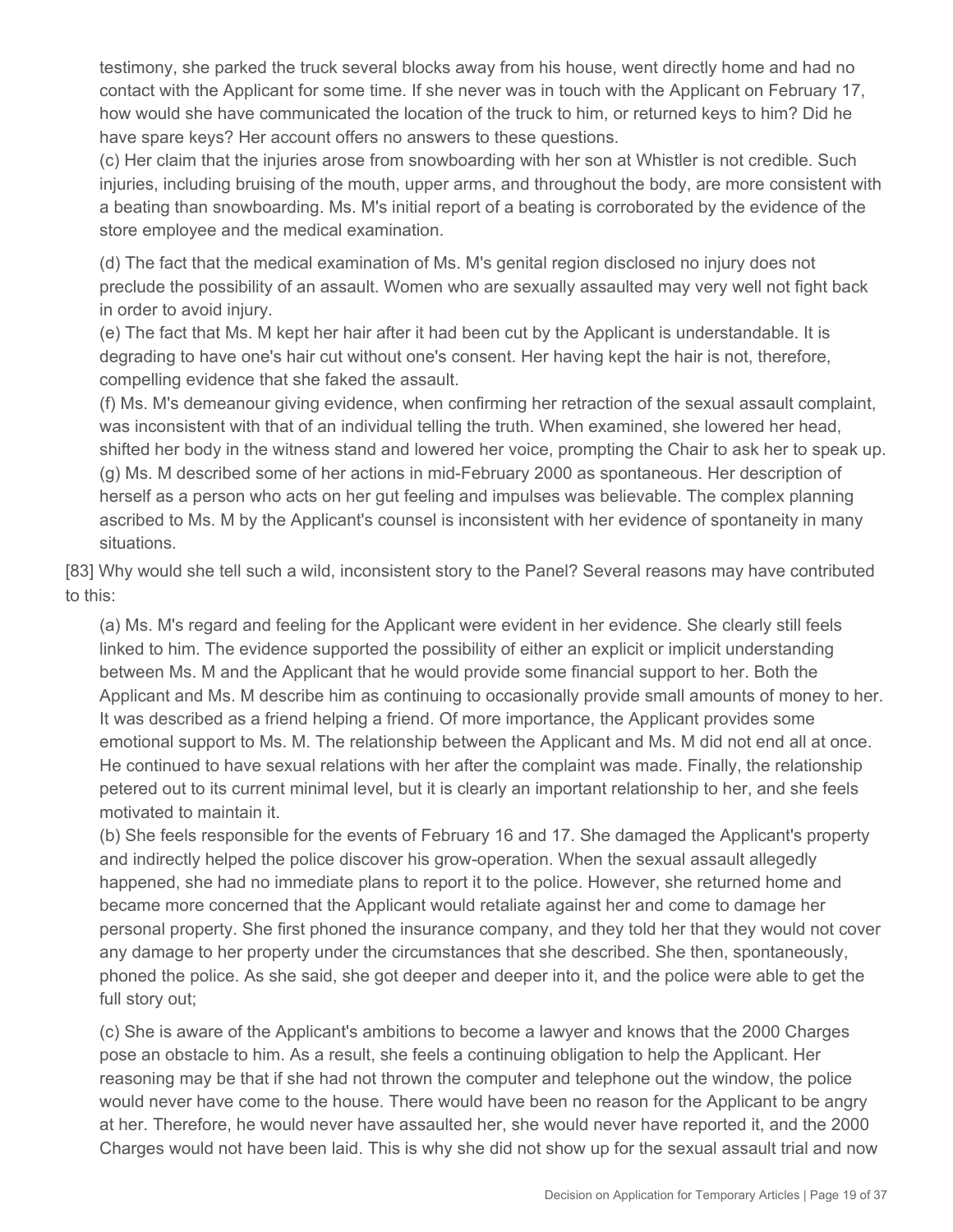testimony, she parked the truck several blocks away from his house, went directly home and had no contact with the Applicant for some time. If she never was in touch with the Applicant on February 17, how would she have communicated the location of the truck to him, or returned keys to him? Did he have spare keys? Her account offers no answers to these questions.

(c) Her claim that the injuries arose from snowboarding with her son at Whistler is not credible. Such injuries, including bruising of the mouth, upper arms, and throughout the body, are more consistent with a beating than snowboarding. Ms. M's initial report of a beating is corroborated by the evidence of the store employee and the medical examination.

(d) The fact that the medical examination of Ms. M's genital region disclosed no injury does not preclude the possibility of an assault. Women who are sexually assaulted may very well not fight back in order to avoid injury.

(e) The fact that Ms. M kept her hair after it had been cut by the Applicant is understandable. It is degrading to have one's hair cut without one's consent. Her having kept the hair is not, therefore, compelling evidence that she faked the assault.

(f) Ms. M's demeanour giving evidence, when confirming her retraction of the sexual assault complaint, was inconsistent with that of an individual telling the truth. When examined, she lowered her head, shifted her body in the witness stand and lowered her voice, prompting the Chair to ask her to speak up.

(g) Ms. M described some of her actions in mid-February 2000 as spontaneous. Her description of herself as a person who acts on her gut feeling and impulses was believable. The complex planning ascribed to Ms. M by the Applicant's counsel is inconsistent with her evidence of spontaneity in many situations.

[83] Why would she tell such a wild, inconsistent story to the Panel? Several reasons may have contributed to this:

(a) Ms. M's regard and feeling for the Applicant were evident in her evidence. She clearly still feels linked to him. The evidence supported the possibility of either an explicit or implicit understanding between Ms. M and the Applicant that he would provide some financial support to her. Both the Applicant and Ms. M describe him as continuing to occasionally provide small amounts of money to her. It was described as a friend helping a friend. Of more importance, the Applicant provides some emotional support to Ms. M. The relationship between the Applicant and Ms. M did not end all at once. He continued to have sexual relations with her after the complaint was made. Finally, the relationship petered out to its current minimal level, but it is clearly an important relationship to her, and she feels motivated to maintain it.

(b) She feels responsible for the events of February 16 and 17. She damaged the Applicant's property and indirectly helped the police discover his grow-operation. When the sexual assault allegedly happened, she had no immediate plans to report it to the police. However, she returned home and became more concerned that the Applicant would retaliate against her and come to damage her personal property. She first phoned the insurance company, and they told her that they would not cover any damage to her property under the circumstances that she described. She then, spontaneously, phoned the police. As she said, she got deeper and deeper into it, and the police were able to get the full story out;

(c) She is aware of the Applicant's ambitions to become a lawyer and knows that the 2000 Charges pose an obstacle to him. As a result, she feels a continuing obligation to help the Applicant. Her reasoning may be that if she had not thrown the computer and telephone out the window, the police would never have come to the house. There would have been no reason for the Applicant to be angry at her. Therefore, he would never have assaulted her, she would never have reported it, and the 2000 Charges would not have been laid. This is why she did not show up for the sexual assault trial and now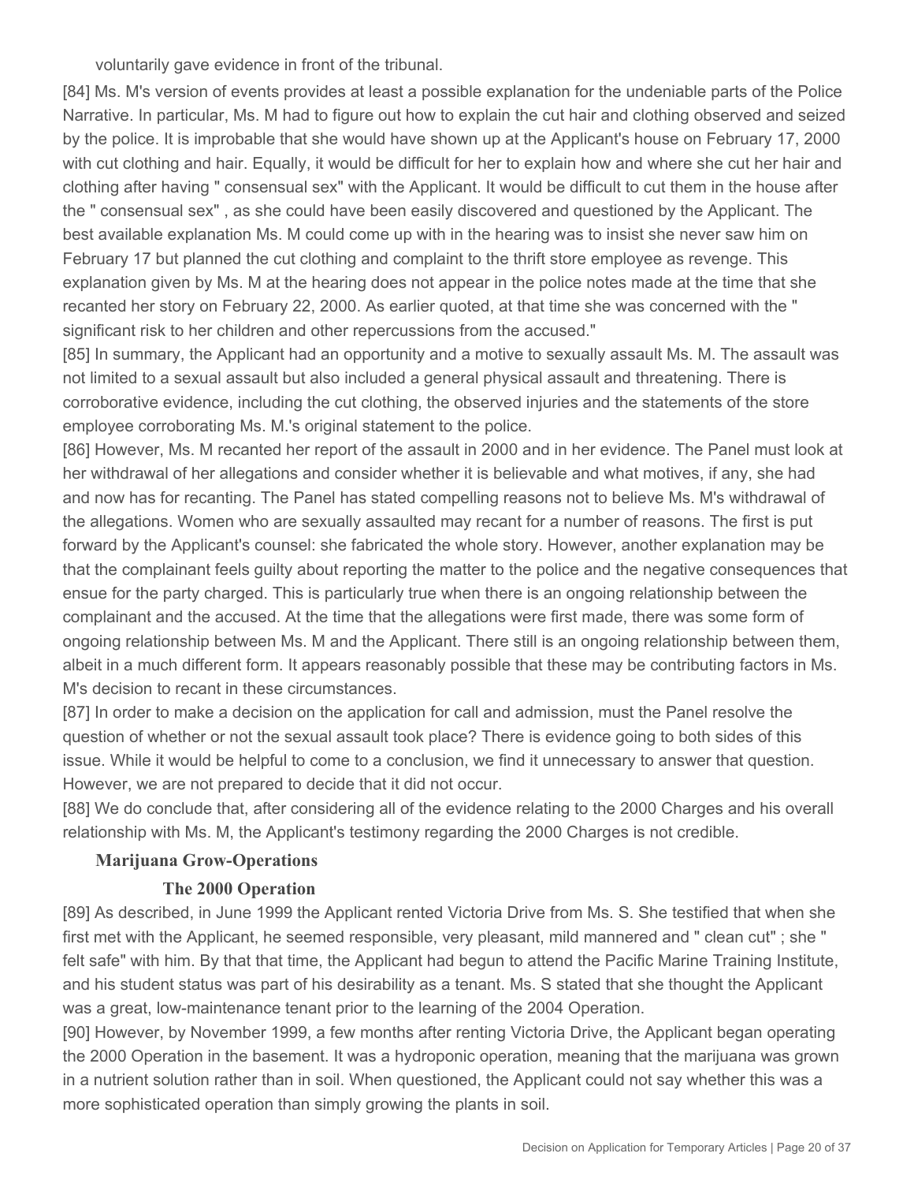voluntarily gave evidence in front of the tribunal.

[84] Ms. M's version of events provides at least a possible explanation for the undeniable parts of the Police Narrative. In particular, Ms. M had to figure out how to explain the cut hair and clothing observed and seized by the police. It is improbable that she would have shown up at the Applicant's house on February 17, 2000 with cut clothing and hair. Equally, it would be difficult for her to explain how and where she cut her hair and clothing after having " consensual sex" with the Applicant. It would be difficult to cut them in the house after the " consensual sex" , as she could have been easily discovered and questioned by the Applicant. The best available explanation Ms. M could come up with in the hearing was to insist she never saw him on February 17 but planned the cut clothing and complaint to the thrift store employee as revenge. This explanation given by Ms. M at the hearing does not appear in the police notes made at the time that she recanted her story on February 22, 2000. As earlier quoted, at that time she was concerned with the " significant risk to her children and other repercussions from the accused."

[85] In summary, the Applicant had an opportunity and a motive to sexually assault Ms. M. The assault was not limited to a sexual assault but also included a general physical assault and threatening. There is corroborative evidence, including the cut clothing, the observed injuries and the statements of the store employee corroborating Ms. M.'s original statement to the police.

[86] However, Ms. M recanted her report of the assault in 2000 and in her evidence. The Panel must look at her withdrawal of her allegations and consider whether it is believable and what motives, if any, she had and now has for recanting. The Panel has stated compelling reasons not to believe Ms. M's withdrawal of the allegations. Women who are sexually assaulted may recant for a number of reasons. The first is put forward by the Applicant's counsel: she fabricated the whole story. However, another explanation may be that the complainant feels guilty about reporting the matter to the police and the negative consequences that ensue for the party charged. This is particularly true when there is an ongoing relationship between the complainant and the accused. At the time that the allegations were first made, there was some form of ongoing relationship between Ms. M and the Applicant. There still is an ongoing relationship between them, albeit in a much different form. It appears reasonably possible that these may be contributing factors in Ms. M's decision to recant in these circumstances.

[87] In order to make a decision on the application for call and admission, must the Panel resolve the question of whether or not the sexual assault took place? There is evidence going to both sides of this issue. While it would be helpful to come to a conclusion, we find it unnecessary to answer that question. However, we are not prepared to decide that it did not occur.

[88] We do conclude that, after considering all of the evidence relating to the 2000 Charges and his overall relationship with Ms. M, the Applicant's testimony regarding the 2000 Charges is not credible.

## Marijuana Grow-Operations

### The 2000 Operation

[89] As described, in June 1999 the Applicant rented Victoria Drive from Ms. S. She testified that when she first met with the Applicant, he seemed responsible, very pleasant, mild mannered and " clean cut" ; she " felt safe" with him. By that that time, the Applicant had begun to attend the Pacific Marine Training Institute, and his student status was part of his desirability as a tenant. Ms. S stated that she thought the Applicant was a great, low-maintenance tenant prior to the learning of the 2004 Operation.

[90] However, by November 1999, a few months after renting Victoria Drive, the Applicant began operating the 2000 Operation in the basement. It was a hydroponic operation, meaning that the marijuana was grown in a nutrient solution rather than in soil. When questioned, the Applicant could not say whether this was a more sophisticated operation than simply growing the plants in soil.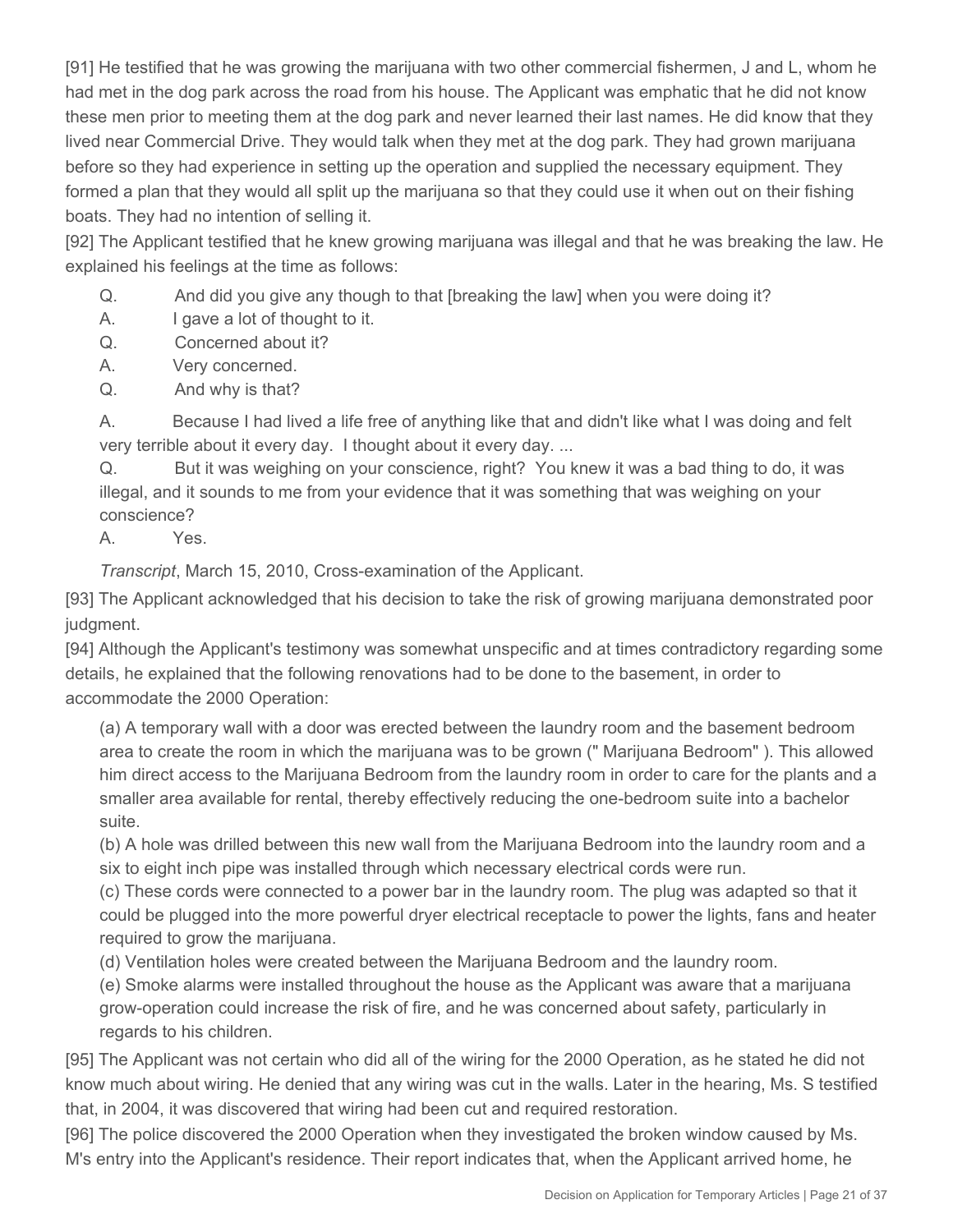[91] He testified that he was growing the marijuana with two other commercial fishermen, J and L, whom he had met in the dog park across the road from his house. The Applicant was emphatic that he did not know these men prior to meeting them at the dog park and never learned their last names. He did know that they lived near Commercial Drive. They would talk when they met at the dog park. They had grown marijuana before so they had experience in setting up the operation and supplied the necessary equipment. They formed a plan that they would all split up the marijuana so that they could use it when out on their fishing boats. They had no intention of selling it.

[92] The Applicant testified that he knew growing marijuana was illegal and that he was breaking the law. He explained his feelings at the time as follows:

> Q. And did you give any though to that [breaking the law] when you were doing it?
>
> A. I gave a lot of thought to it.
>
> Q. Concerned about it?
>
> A. Very concerned.
>
> Q. And why is that?
>
> A. Because I had lived a life free of anything like that and didn't like what I was doing and felt very terrible about it every day. I thought about it every day. ...
>
> Q. But it was weighing on your conscience, right? You knew it was a bad thing to do, it was illegal, and it sounds to me from your evidence that it was something that was weighing on your conscience?
>
> A. Yes.
>
> *Transcript*, March 15, 2010, Cross-examination of the Applicant.

[93] The Applicant acknowledged that his decision to take the risk of growing marijuana demonstrated poor judgment.

[94] Although the Applicant's testimony was somewhat unspecific and at times contradictory regarding some details, he explained that the following renovations had to be done to the basement, in order to accommodate the 2000 Operation:

> (a) A temporary wall with a door was erected between the laundry room and the basement bedroom area to create the room in which the marijuana was to be grown (" Marijuana Bedroom" ). This allowed him direct access to the Marijuana Bedroom from the laundry room in order to care for the plants and a smaller area available for rental, thereby effectively reducing the one-bedroom suite into a bachelor suite.
>
> (b) A hole was drilled between this new wall from the Marijuana Bedroom into the laundry room and a six to eight inch pipe was installed through which necessary electrical cords were run.
>
> (c) These cords were connected to a power bar in the laundry room. The plug was adapted so that it could be plugged into the more powerful dryer electrical receptacle to power the lights, fans and heater required to grow the marijuana.
>
> (d) Ventilation holes were created between the Marijuana Bedroom and the laundry room.
>
> (e) Smoke alarms were installed throughout the house as the Applicant was aware that a marijuana grow-operation could increase the risk of fire, and he was concerned about safety, particularly in regards to his children.

[95] The Applicant was not certain who did all of the wiring for the 2000 Operation, as he stated he did not know much about wiring. He denied that any wiring was cut in the walls. Later in the hearing, Ms. S testified that, in 2004, it was discovered that wiring had been cut and required restoration.

[96] The police discovered the 2000 Operation when they investigated the broken window caused by Ms. M's entry into the Applicant's residence. Their report indicates that, when the Applicant arrived home, he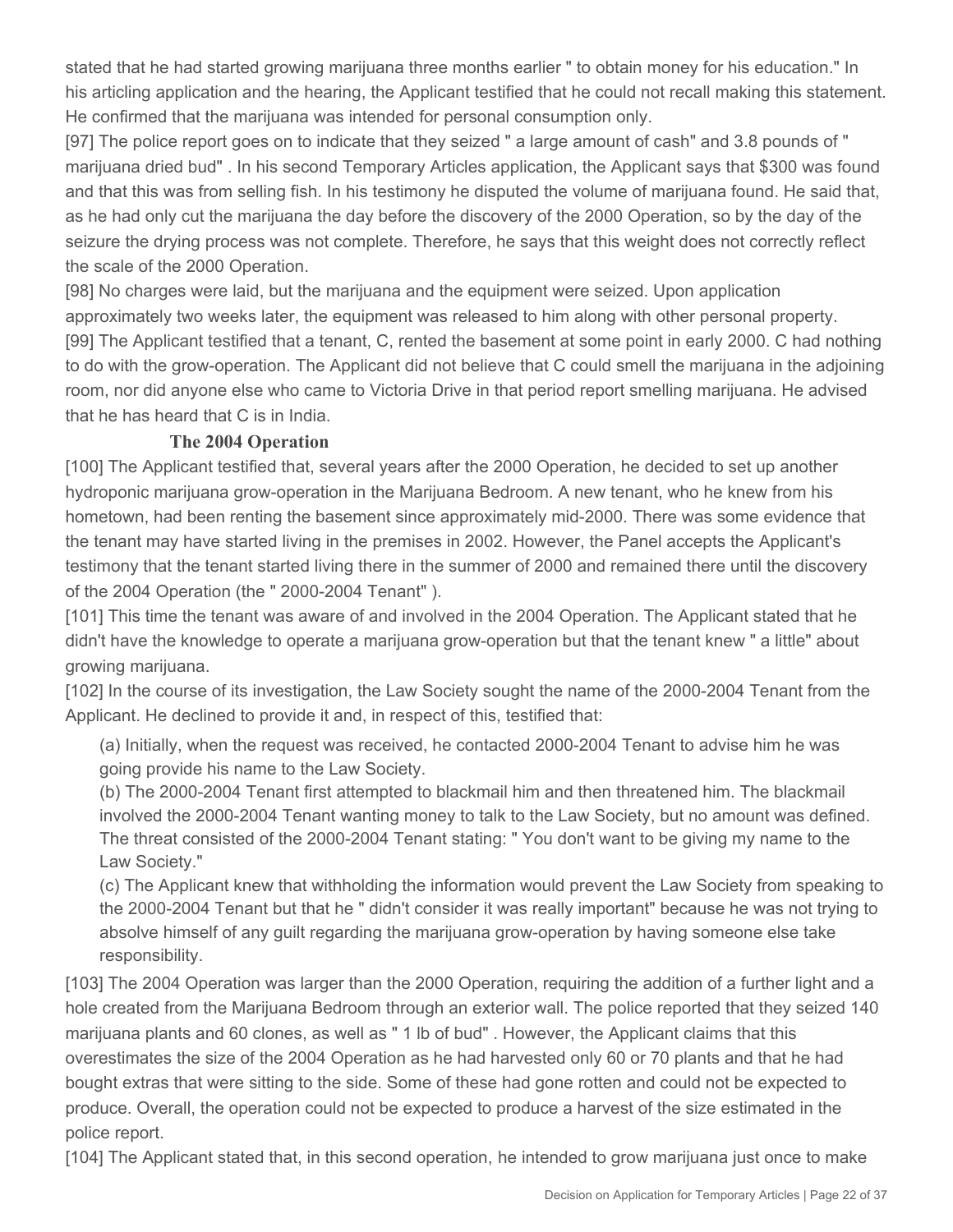stated that he had started growing marijuana three months earlier " to obtain money for his education." In his articling application and the hearing, the Applicant testified that he could not recall making this statement. He confirmed that the marijuana was intended for personal consumption only.

[97] The police report goes on to indicate that they seized " a large amount of cash" and 3.8 pounds of " marijuana dried bud" . In his second Temporary Articles application, the Applicant says that $300 was found and that this was from selling fish. In his testimony he disputed the volume of marijuana found. He said that, as he had only cut the marijuana the day before the discovery of the 2000 Operation, so by the day of the seizure the drying process was not complete. Therefore, he says that this weight does not correctly reflect the scale of the 2000 Operation.

[98] No charges were laid, but the marijuana and the equipment were seized. Upon application approximately two weeks later, the equipment was released to him along with other personal property.

[99] The Applicant testified that a tenant, C, rented the basement at some point in early 2000. C had nothing to do with the grow-operation. The Applicant did not believe that C could smell the marijuana in the adjoining room, nor did anyone else who came to Victoria Drive in that period report smelling marijuana. He advised that he has heard that C is in India.

### The 2004 Operation

[100] The Applicant testified that, several years after the 2000 Operation, he decided to set up another hydroponic marijuana grow-operation in the Marijuana Bedroom. A new tenant, who he knew from his hometown, had been renting the basement since approximately mid-2000. There was some evidence that the tenant may have started living in the premises in 2002. However, the Panel accepts the Applicant's testimony that the tenant started living there in the summer of 2000 and remained there until the discovery of the 2004 Operation (the " 2000-2004 Tenant" ).

[101] This time the tenant was aware of and involved in the 2004 Operation. The Applicant stated that he didn't have the knowledge to operate a marijuana grow-operation but that the tenant knew " a little" about growing marijuana.

[102] In the course of its investigation, the Law Society sought the name of the 2000-2004 Tenant from the Applicant. He declined to provide it and, in respect of this, testified that:

> (a) Initially, when the request was received, he contacted 2000-2004 Tenant to advise him he was going provide his name to the Law Society.
>
> (b) The 2000-2004 Tenant first attempted to blackmail him and then threatened him. The blackmail involved the 2000-2004 Tenant wanting money to talk to the Law Society, but no amount was defined. The threat consisted of the 2000-2004 Tenant stating: " You don't want to be giving my name to the Law Society."
>
> (c) The Applicant knew that withholding the information would prevent the Law Society from speaking to the 2000-2004 Tenant but that he " didn't consider it was really important" because he was not trying to absolve himself of any guilt regarding the marijuana grow-operation by having someone else take responsibility.

[103] The 2004 Operation was larger than the 2000 Operation, requiring the addition of a further light and a hole created from the Marijuana Bedroom through an exterior wall. The police reported that they seized 140 marijuana plants and 60 clones, as well as " 1 lb of bud" . However, the Applicant claims that this overestimates the size of the 2004 Operation as he had harvested only 60 or 70 plants and that he had bought extras that were sitting to the side. Some of these had gone rotten and could not be expected to produce. Overall, the operation could not be expected to produce a harvest of the size estimated in the police report.

[104] The Applicant stated that, in this second operation, he intended to grow marijuana just once to make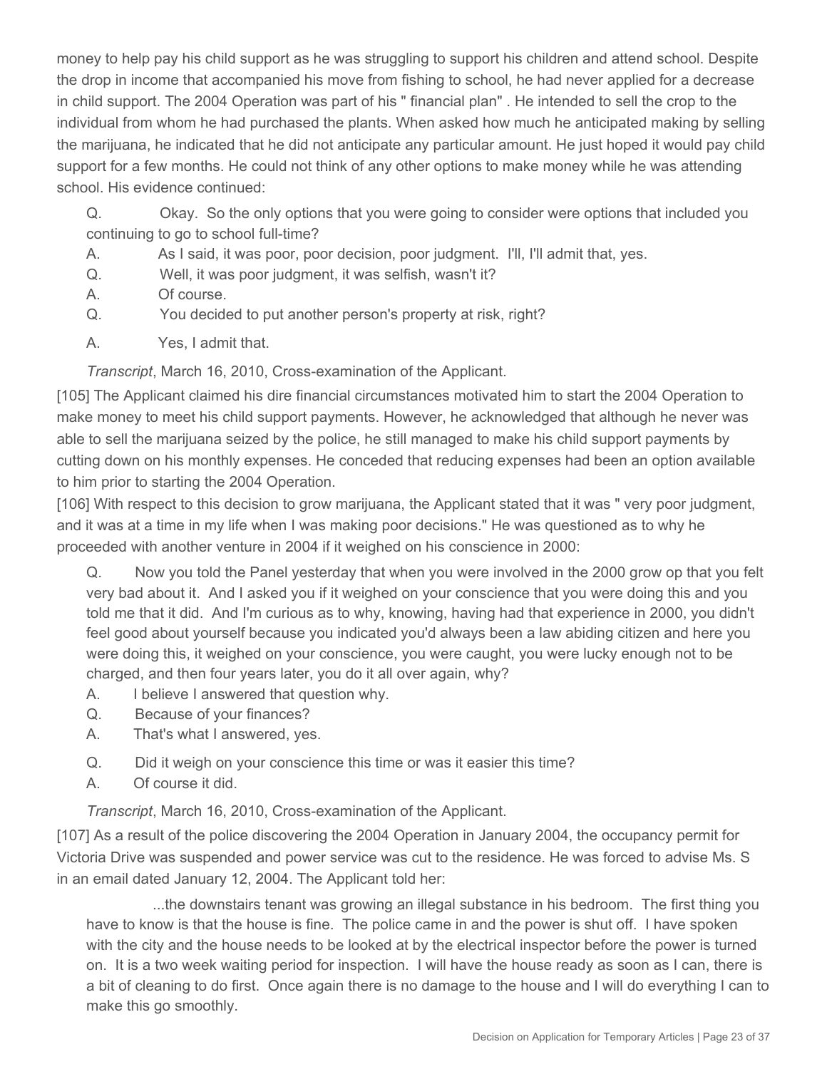money to help pay his child support as he was struggling to support his children and attend school. Despite the drop in income that accompanied his move from fishing to school, he had never applied for a decrease in child support. The 2004 Operation was part of his " financial plan" . He intended to sell the crop to the individual from whom he had purchased the plants. When asked how much he anticipated making by selling the marijuana, he indicated that he did not anticipate any particular amount. He just hoped it would pay child support for a few months. He could not think of any other options to make money while he was attending school. His evidence continued:

> Q. Okay. So the only options that you were going to consider were options that included you continuing to go to school full-time?
>
> A. As I said, it was poor, poor decision, poor judgment. I'll, I'll admit that, yes.
>
> Q. Well, it was poor judgment, it was selfish, wasn't it?
>
> A. Of course.
>
> Q. You decided to put another person's property at risk, right?
>
> A. Yes, I admit that.
>
> *Transcript*, March 16, 2010, Cross-examination of the Applicant.

[105] The Applicant claimed his dire financial circumstances motivated him to start the 2004 Operation to make money to meet his child support payments. However, he acknowledged that although he never was able to sell the marijuana seized by the police, he still managed to make his child support payments by cutting down on his monthly expenses. He conceded that reducing expenses had been an option available to him prior to starting the 2004 Operation.

[106] With respect to this decision to grow marijuana, the Applicant stated that it was " very poor judgment, and it was at a time in my life when I was making poor decisions." He was questioned as to why he proceeded with another venture in 2004 if it weighed on his conscience in 2000:

> Q. Now you told the Panel yesterday that when you were involved in the 2000 grow op that you felt very bad about it. And I asked you if it weighed on your conscience that you were doing this and you told me that it did. And I'm curious as to why, knowing, having had that experience in 2000, you didn't feel good about yourself because you indicated you'd always been a law abiding citizen and here you were doing this, it weighed on your conscience, you were caught, you were lucky enough not to be charged, and then four years later, you do it all over again, why?
>
> A. I believe I answered that question why.
>
> Q. Because of your finances?
>
> A. That's what I answered, yes.
>
> Q. Did it weigh on your conscience this time or was it easier this time?
>
> A. Of course it did.
>
> *Transcript*, March 16, 2010, Cross-examination of the Applicant.

[107] As a result of the police discovering the 2004 Operation in January 2004, the occupancy permit for Victoria Drive was suspended and power service was cut to the residence. He was forced to advise Ms. S in an email dated January 12, 2004. The Applicant told her:

> ...the downstairs tenant was growing an illegal substance in his bedroom. The first thing you have to know is that the house is fine. The police came in and the power is shut off. I have spoken with the city and the house needs to be looked at by the electrical inspector before the power is turned on. It is a two week waiting period for inspection. I will have the house ready as soon as I can, there is a bit of cleaning to do first. Once again there is no damage to the house and I will do everything I can to make this go smoothly.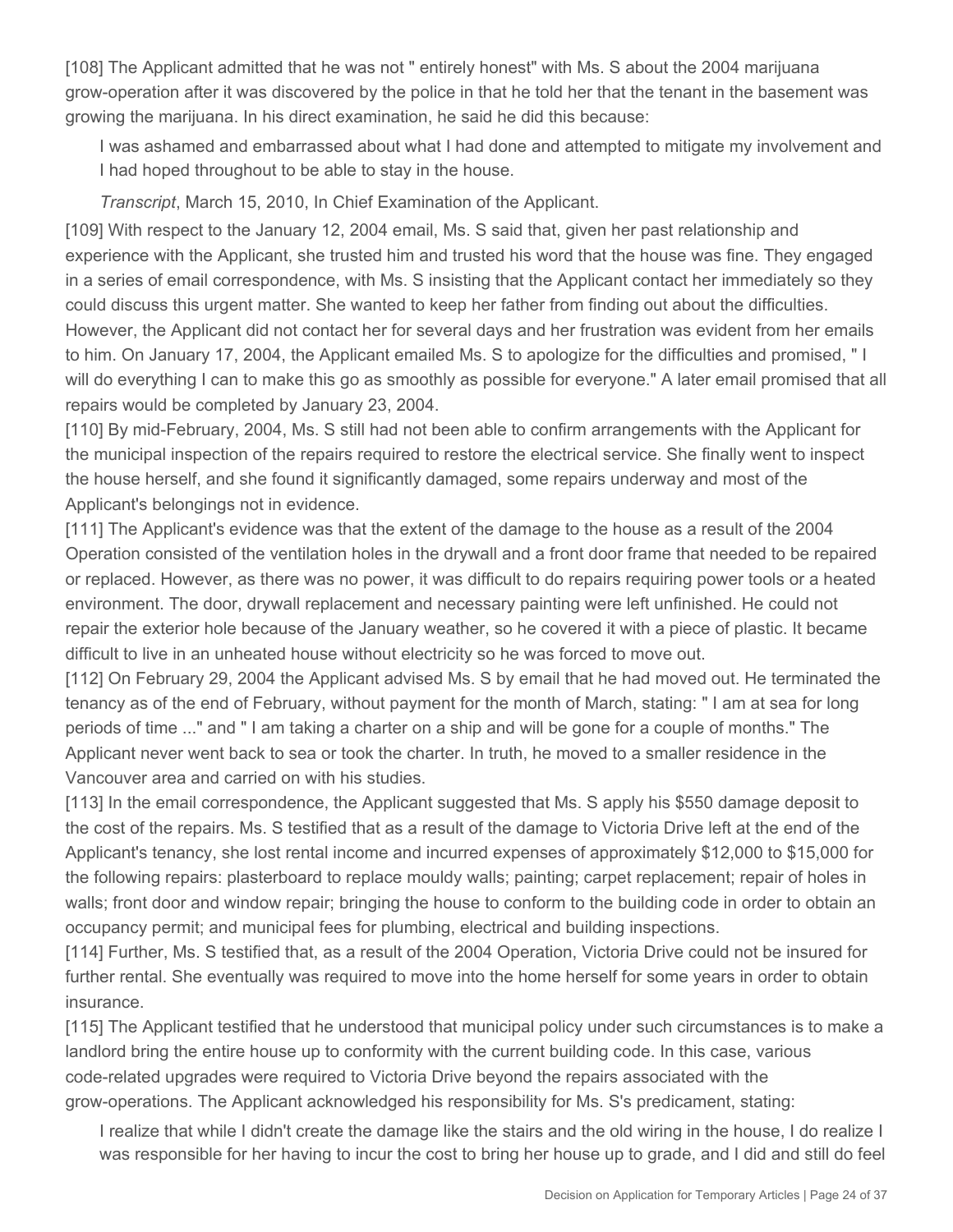[108] The Applicant admitted that he was not " entirely honest" with Ms. S about the 2004 marijuana grow-operation after it was discovered by the police in that he told her that the tenant in the basement was growing the marijuana. In his direct examination, he said he did this because:

> I was ashamed and embarrassed about what I had done and attempted to mitigate my involvement and I had hoped throughout to be able to stay in the house.
>
> *Transcript*, March 15, 2010, In Chief Examination of the Applicant.

[109] With respect to the January 12, 2004 email, Ms. S said that, given her past relationship and experience with the Applicant, she trusted him and trusted his word that the house was fine. They engaged in a series of email correspondence, with Ms. S insisting that the Applicant contact her immediately so they could discuss this urgent matter. She wanted to keep her father from finding out about the difficulties. However, the Applicant did not contact her for several days and her frustration was evident from her emails to him. On January 17, 2004, the Applicant emailed Ms. S to apologize for the difficulties and promised, " I will do everything I can to make this go as smoothly as possible for everyone." A later email promised that all repairs would be completed by January 23, 2004.

[110] By mid-February, 2004, Ms. S still had not been able to confirm arrangements with the Applicant for the municipal inspection of the repairs required to restore the electrical service. She finally went to inspect the house herself, and she found it significantly damaged, some repairs underway and most of the Applicant's belongings not in evidence.

[111] The Applicant's evidence was that the extent of the damage to the house as a result of the 2004 Operation consisted of the ventilation holes in the drywall and a front door frame that needed to be repaired or replaced. However, as there was no power, it was difficult to do repairs requiring power tools or a heated environment. The door, drywall replacement and necessary painting were left unfinished. He could not repair the exterior hole because of the January weather, so he covered it with a piece of plastic. It became difficult to live in an unheated house without electricity so he was forced to move out.

[112] On February 29, 2004 the Applicant advised Ms. S by email that he had moved out. He terminated the tenancy as of the end of February, without payment for the month of March, stating: " I am at sea for long periods of time ..." and " I am taking a charter on a ship and will be gone for a couple of months." The Applicant never went back to sea or took the charter. In truth, he moved to a smaller residence in the Vancouver area and carried on with his studies.

[113] In the email correspondence, the Applicant suggested that Ms. S apply his $550 damage deposit to the cost of the repairs. Ms. S testified that as a result of the damage to Victoria Drive left at the end of the Applicant's tenancy, she lost rental income and incurred expenses of approximately $12,000 to $15,000 for the following repairs: plasterboard to replace mouldy walls; painting; carpet replacement; repair of holes in walls; front door and window repair; bringing the house to conform to the building code in order to obtain an occupancy permit; and municipal fees for plumbing, electrical and building inspections.

[114] Further, Ms. S testified that, as a result of the 2004 Operation, Victoria Drive could not be insured for further rental. She eventually was required to move into the home herself for some years in order to obtain insurance.

[115] The Applicant testified that he understood that municipal policy under such circumstances is to make a landlord bring the entire house up to conformity with the current building code. In this case, various code-related upgrades were required to Victoria Drive beyond the repairs associated with the grow-operations. The Applicant acknowledged his responsibility for Ms. S's predicament, stating:

> I realize that while I didn't create the damage like the stairs and the old wiring in the house, I do realize I was responsible for her having to incur the cost to bring her house up to grade, and I did and still do feel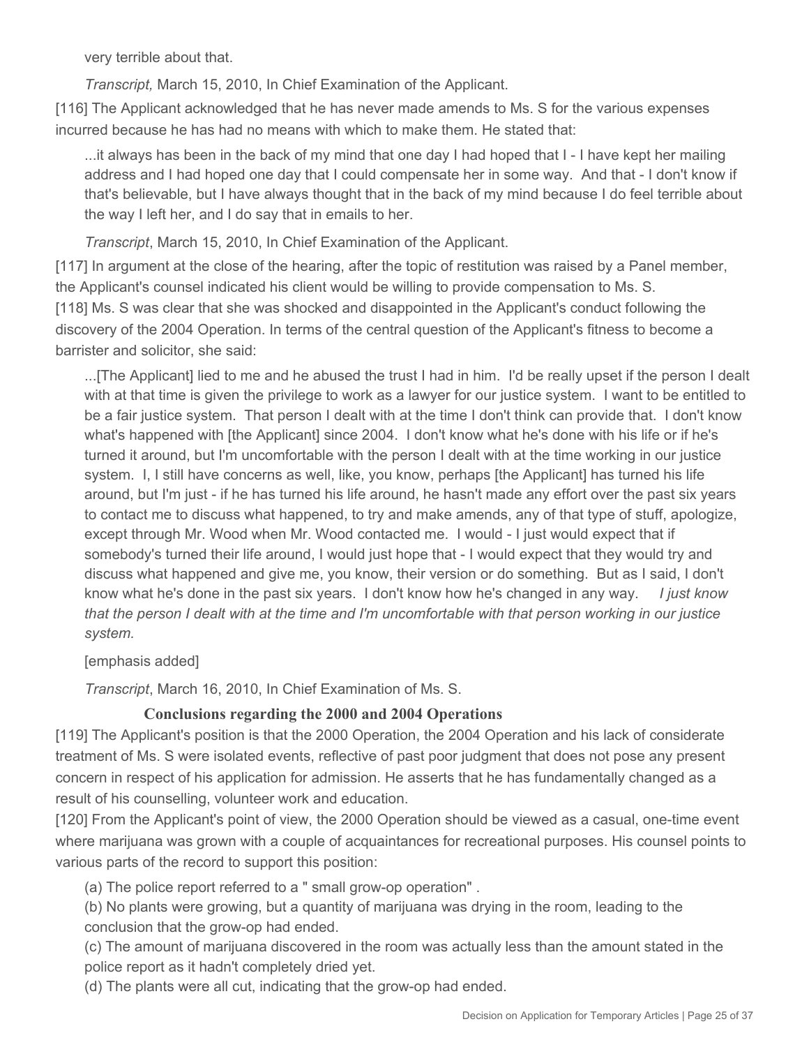very terrible about that.

> *Transcript,* March 15, 2010, In Chief Examination of the Applicant.

[116] The Applicant acknowledged that he has never made amends to Ms. S for the various expenses incurred because he has had no means with which to make them. He stated that:

> ...it always has been in the back of my mind that one day I had hoped that I - I have kept her mailing address and I had hoped one day that I could compensate her in some way. And that - I don't know if that's believable, but I have always thought that in the back of my mind because I do feel terrible about the way I left her, and I do say that in emails to her.
>
> *Transcript*, March 15, 2010, In Chief Examination of the Applicant.

[117] In argument at the close of the hearing, after the topic of restitution was raised by a Panel member, the Applicant's counsel indicated his client would be willing to provide compensation to Ms. S.

[118] Ms. S was clear that she was shocked and disappointed in the Applicant's conduct following the discovery of the 2004 Operation. In terms of the central question of the Applicant's fitness to become a barrister and solicitor, she said:

> ...[The Applicant] lied to me and he abused the trust I had in him. I'd be really upset if the person I dealt with at that time is given the privilege to work as a lawyer for our justice system. I want to be entitled to be a fair justice system. That person I dealt with at the time I don't think can provide that. I don't know what's happened with [the Applicant] since 2004. I don't know what he's done with his life or if he's turned it around, but I'm uncomfortable with the person I dealt with at the time working in our justice system. I, I still have concerns as well, like, you know, perhaps [the Applicant] has turned his life around, but I'm just - if he has turned his life around, he hasn't made any effort over the past six years to contact me to discuss what happened, to try and make amends, any of that type of stuff, apologize, except through Mr. Wood when Mr. Wood contacted me. I would - I just would expect that if somebody's turned their life around, I would just hope that - I would expect that they would try and discuss what happened and give me, you know, their version or do something. But as I said, I don't know what he's done in the past six years. I don't know how he's changed in any way. *I just know that the person I dealt with at the time and I'm uncomfortable with that person working in our justice system.*
>
> [emphasis added]
>
> *Transcript*, March 16, 2010, In Chief Examination of Ms. S.

### Conclusions regarding the 2000 and 2004 Operations

[119] The Applicant's position is that the 2000 Operation, the 2004 Operation and his lack of considerate treatment of Ms. S were isolated events, reflective of past poor judgment that does not pose any present concern in respect of his application for admission. He asserts that he has fundamentally changed as a result of his counselling, volunteer work and education.

[120] From the Applicant's point of view, the 2000 Operation should be viewed as a casual, one-time event where marijuana was grown with a couple of acquaintances for recreational purposes. His counsel points to various parts of the record to support this position:

(a) The police report referred to a " small grow-op operation" .

(b) No plants were growing, but a quantity of marijuana was drying in the room, leading to the conclusion that the grow-op had ended.

(c) The amount of marijuana discovered in the room was actually less than the amount stated in the police report as it hadn't completely dried yet.

(d) The plants were all cut, indicating that the grow-op had ended.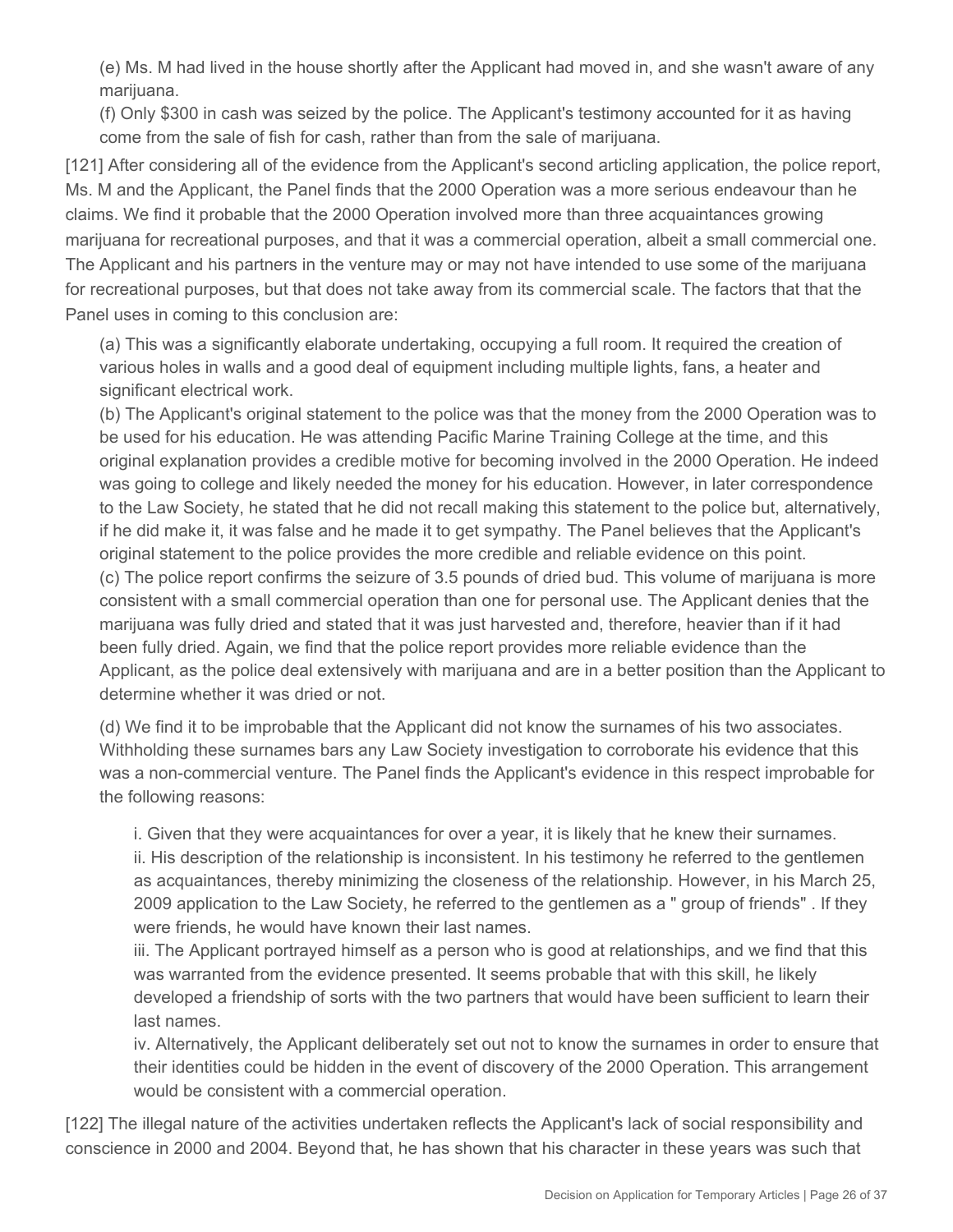(e) Ms. M had lived in the house shortly after the Applicant had moved in, and she wasn't aware of any marijuana.

(f) Only $300 in cash was seized by the police. The Applicant's testimony accounted for it as having come from the sale of fish for cash, rather than from the sale of marijuana.

[121] After considering all of the evidence from the Applicant's second articling application, the police report, Ms. M and the Applicant, the Panel finds that the 2000 Operation was a more serious endeavour than he claims. We find it probable that the 2000 Operation involved more than three acquaintances growing marijuana for recreational purposes, and that it was a commercial operation, albeit a small commercial one. The Applicant and his partners in the venture may or may not have intended to use some of the marijuana for recreational purposes, but that does not take away from its commercial scale. The factors that that the Panel uses in coming to this conclusion are:

(a) This was a significantly elaborate undertaking, occupying a full room. It required the creation of various holes in walls and a good deal of equipment including multiple lights, fans, a heater and significant electrical work.

(b) The Applicant's original statement to the police was that the money from the 2000 Operation was to be used for his education. He was attending Pacific Marine Training College at the time, and this original explanation provides a credible motive for becoming involved in the 2000 Operation. He indeed was going to college and likely needed the money for his education. However, in later correspondence to the Law Society, he stated that he did not recall making this statement to the police but, alternatively, if he did make it, it was false and he made it to get sympathy. The Panel believes that the Applicant's original statement to the police provides the more credible and reliable evidence on this point.

(c) The police report confirms the seizure of 3.5 pounds of dried bud. This volume of marijuana is more consistent with a small commercial operation than one for personal use. The Applicant denies that the marijuana was fully dried and stated that it was just harvested and, therefore, heavier than if it had been fully dried. Again, we find that the police report provides more reliable evidence than the Applicant, as the police deal extensively with marijuana and are in a better position than the Applicant to determine whether it was dried or not.

(d) We find it to be improbable that the Applicant did not know the surnames of his two associates. Withholding these surnames bars any Law Society investigation to corroborate his evidence that this was a non-commercial venture. The Panel finds the Applicant's evidence in this respect improbable for the following reasons:

i. Given that they were acquaintances for over a year, it is likely that he knew their surnames.

ii. His description of the relationship is inconsistent. In his testimony he referred to the gentlemen as acquaintances, thereby minimizing the closeness of the relationship. However, in his March 25, 2009 application to the Law Society, he referred to the gentlemen as a " group of friends" . If they were friends, he would have known their last names.

iii. The Applicant portrayed himself as a person who is good at relationships, and we find that this was warranted from the evidence presented. It seems probable that with this skill, he likely developed a friendship of sorts with the two partners that would have been sufficient to learn their last names.

iv. Alternatively, the Applicant deliberately set out not to know the surnames in order to ensure that their identities could be hidden in the event of discovery of the 2000 Operation. This arrangement would be consistent with a commercial operation.

[122] The illegal nature of the activities undertaken reflects the Applicant's lack of social responsibility and conscience in 2000 and 2004. Beyond that, he has shown that his character in these years was such that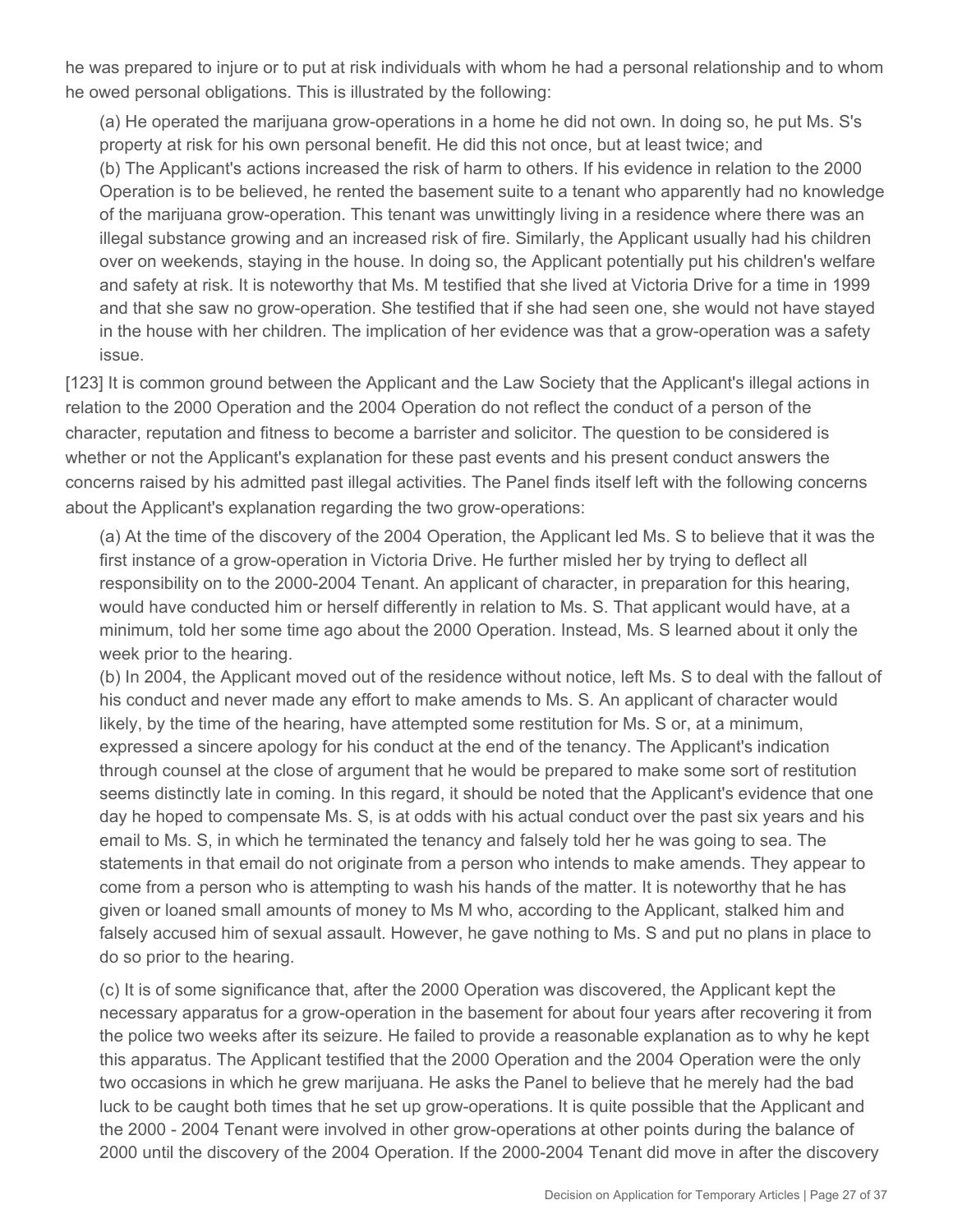he was prepared to injure or to put at risk individuals with whom he had a personal relationship and to whom he owed personal obligations. This is illustrated by the following:

(a) He operated the marijuana grow-operations in a home he did not own. In doing so, he put Ms. S's property at risk for his own personal benefit. He did this not once, but at least twice; and
(b) The Applicant's actions increased the risk of harm to others. If his evidence in relation to the 2000 Operation is to be believed, he rented the basement suite to a tenant who apparently had no knowledge of the marijuana grow-operation. This tenant was unwittingly living in a residence where there was an illegal substance growing and an increased risk of fire. Similarly, the Applicant usually had his children over on weekends, staying in the house. In doing so, the Applicant potentially put his children's welfare and safety at risk. It is noteworthy that Ms. M testified that she lived at Victoria Drive for a time in 1999 and that she saw no grow-operation. She testified that if she had seen one, she would not have stayed in the house with her children. The implication of her evidence was that a grow-operation was a safety issue.

[123] It is common ground between the Applicant and the Law Society that the Applicant's illegal actions in relation to the 2000 Operation and the 2004 Operation do not reflect the conduct of a person of the character, reputation and fitness to become a barrister and solicitor. The question to be considered is whether or not the Applicant's explanation for these past events and his present conduct answers the concerns raised by his admitted past illegal activities. The Panel finds itself left with the following concerns about the Applicant's explanation regarding the two grow-operations:

(a) At the time of the discovery of the 2004 Operation, the Applicant led Ms. S to believe that it was the first instance of a grow-operation in Victoria Drive. He further misled her by trying to deflect all responsibility on to the 2000-2004 Tenant. An applicant of character, in preparation for this hearing, would have conducted him or herself differently in relation to Ms. S. That applicant would have, at a minimum, told her some time ago about the 2000 Operation. Instead, Ms. S learned about it only the week prior to the hearing.
(b) In 2004, the Applicant moved out of the residence without notice, left Ms. S to deal with the fallout of his conduct and never made any effort to make amends to Ms. S. An applicant of character would likely, by the time of the hearing, have attempted some restitution for Ms. S or, at a minimum, expressed a sincere apology for his conduct at the end of the tenancy. The Applicant's indication through counsel at the close of argument that he would be prepared to make some sort of restitution seems distinctly late in coming. In this regard, it should be noted that the Applicant's evidence that one day he hoped to compensate Ms. S, is at odds with his actual conduct over the past six years and his email to Ms. S, in which he terminated the tenancy and falsely told her he was going to sea. The statements in that email do not originate from a person who intends to make amends. They appear to come from a person who is attempting to wash his hands of the matter. It is noteworthy that he has given or loaned small amounts of money to Ms M who, according to the Applicant, stalked him and falsely accused him of sexual assault. However, he gave nothing to Ms. S and put no plans in place to do so prior to the hearing.

(c) It is of some significance that, after the 2000 Operation was discovered, the Applicant kept the necessary apparatus for a grow-operation in the basement for about four years after recovering it from the police two weeks after its seizure. He failed to provide a reasonable explanation as to why he kept this apparatus. The Applicant testified that the 2000 Operation and the 2004 Operation were the only two occasions in which he grew marijuana. He asks the Panel to believe that he merely had the bad luck to be caught both times that he set up grow-operations. It is quite possible that the Applicant and the 2000 - 2004 Tenant were involved in other grow-operations at other points during the balance of 2000 until the discovery of the 2004 Operation. If the 2000-2004 Tenant did move in after the discovery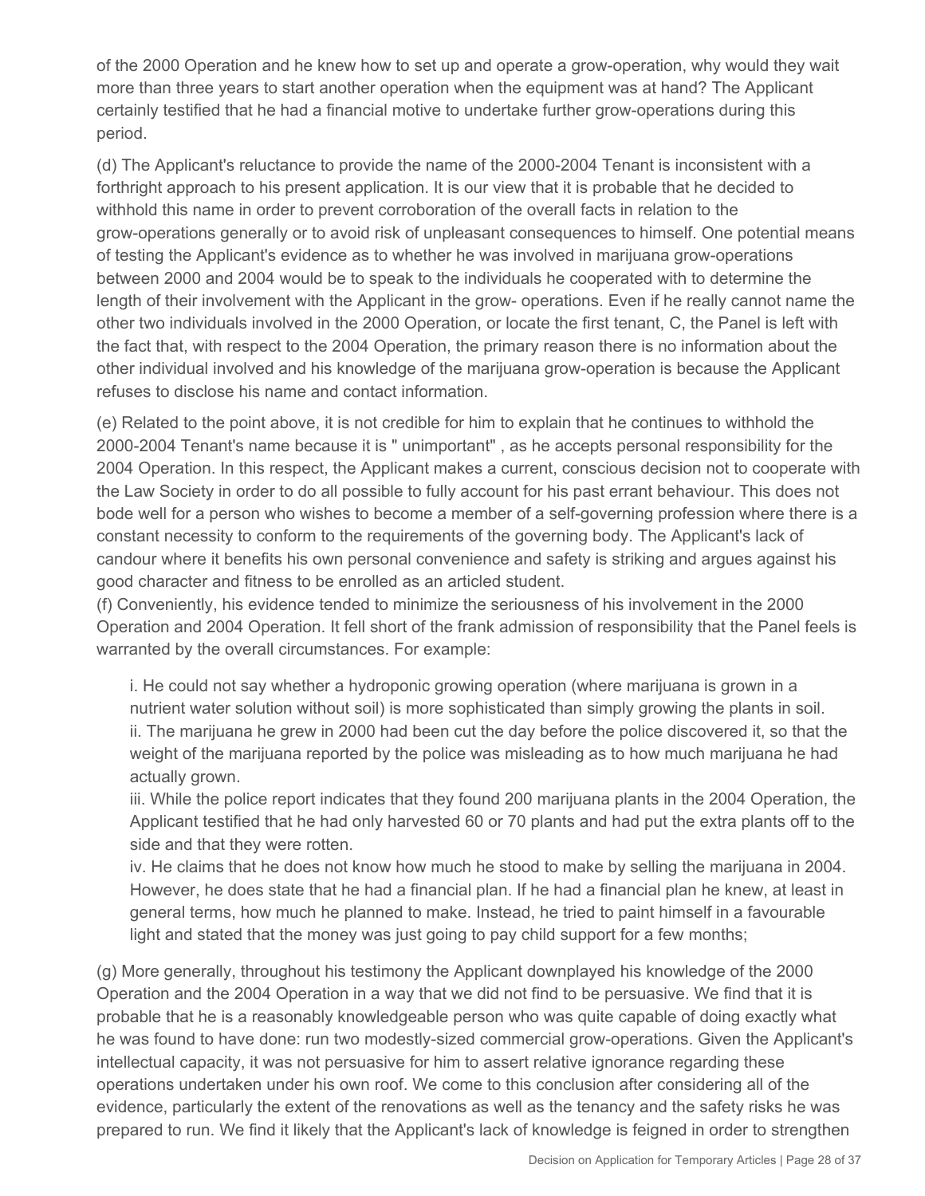of the 2000 Operation and he knew how to set up and operate a grow-operation, why would they wait more than three years to start another operation when the equipment was at hand? The Applicant certainly testified that he had a financial motive to undertake further grow-operations during this period.

(d) The Applicant's reluctance to provide the name of the 2000-2004 Tenant is inconsistent with a forthright approach to his present application. It is our view that it is probable that he decided to withhold this name in order to prevent corroboration of the overall facts in relation to the grow-operations generally or to avoid risk of unpleasant consequences to himself. One potential means of testing the Applicant's evidence as to whether he was involved in marijuana grow-operations between 2000 and 2004 would be to speak to the individuals he cooperated with to determine the length of their involvement with the Applicant in the grow- operations. Even if he really cannot name the other two individuals involved in the 2000 Operation, or locate the first tenant, C, the Panel is left with the fact that, with respect to the 2004 Operation, the primary reason there is no information about the other individual involved and his knowledge of the marijuana grow-operation is because the Applicant refuses to disclose his name and contact information.

(e) Related to the point above, it is not credible for him to explain that he continues to withhold the 2000-2004 Tenant's name because it is " unimportant" , as he accepts personal responsibility for the 2004 Operation. In this respect, the Applicant makes a current, conscious decision not to cooperate with the Law Society in order to do all possible to fully account for his past errant behaviour. This does not bode well for a person who wishes to become a member of a self-governing profession where there is a constant necessity to conform to the requirements of the governing body. The Applicant's lack of candour where it benefits his own personal convenience and safety is striking and argues against his good character and fitness to be enrolled as an articled student.

(f) Conveniently, his evidence tended to minimize the seriousness of his involvement in the 2000 Operation and 2004 Operation. It fell short of the frank admission of responsibility that the Panel feels is warranted by the overall circumstances. For example:

> i. He could not say whether a hydroponic growing operation (where marijuana is grown in a nutrient water solution without soil) is more sophisticated than simply growing the plants in soil.
> ii. The marijuana he grew in 2000 had been cut the day before the police discovered it, so that the weight of the marijuana reported by the police was misleading as to how much marijuana he had actually grown.
> iii. While the police report indicates that they found 200 marijuana plants in the 2004 Operation, the Applicant testified that he had only harvested 60 or 70 plants and had put the extra plants off to the side and that they were rotten.
> iv. He claims that he does not know how much he stood to make by selling the marijuana in 2004. However, he does state that he had a financial plan. If he had a financial plan he knew, at least in general terms, how much he planned to make. Instead, he tried to paint himself in a favourable light and stated that the money was just going to pay child support for a few months;

(g) More generally, throughout his testimony the Applicant downplayed his knowledge of the 2000 Operation and the 2004 Operation in a way that we did not find to be persuasive. We find that it is probable that he is a reasonably knowledgeable person who was quite capable of doing exactly what he was found to have done: run two modestly-sized commercial grow-operations. Given the Applicant's intellectual capacity, it was not persuasive for him to assert relative ignorance regarding these operations undertaken under his own roof. We come to this conclusion after considering all of the evidence, particularly the extent of the renovations as well as the tenancy and the safety risks he was prepared to run. We find it likely that the Applicant's lack of knowledge is feigned in order to strengthen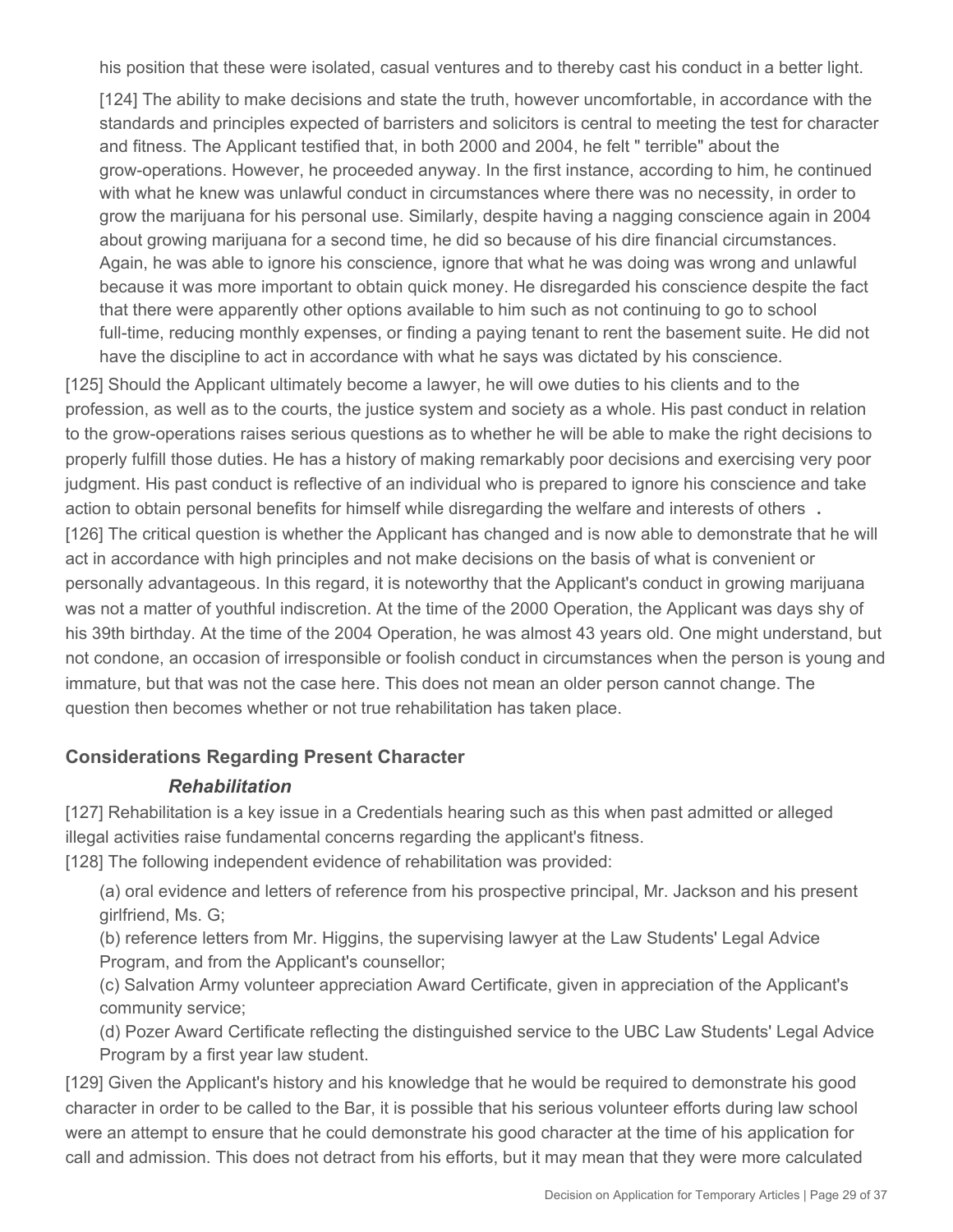his position that these were isolated, casual ventures and to thereby cast his conduct in a better light.

[124] The ability to make decisions and state the truth, however uncomfortable, in accordance with the standards and principles expected of barristers and solicitors is central to meeting the test for character and fitness. The Applicant testified that, in both 2000 and 2004, he felt " terrible" about the grow-operations. However, he proceeded anyway. In the first instance, according to him, he continued with what he knew was unlawful conduct in circumstances where there was no necessity, in order to grow the marijuana for his personal use. Similarly, despite having a nagging conscience again in 2004 about growing marijuana for a second time, he did so because of his dire financial circumstances. Again, he was able to ignore his conscience, ignore that what he was doing was wrong and unlawful because it was more important to obtain quick money. He disregarded his conscience despite the fact that there were apparently other options available to him such as not continuing to go to school full-time, reducing monthly expenses, or finding a paying tenant to rent the basement suite. He did not have the discipline to act in accordance with what he says was dictated by his conscience.

[125] Should the Applicant ultimately become a lawyer, he will owe duties to his clients and to the profession, as well as to the courts, the justice system and society as a whole. His past conduct in relation to the grow-operations raises serious questions as to whether he will be able to make the right decisions to properly fulfill those duties. He has a history of making remarkably poor decisions and exercising very poor judgment. His past conduct is reflective of an individual who is prepared to ignore his conscience and take action to obtain personal benefits for himself while disregarding the welfare and interests of others .

[126] The critical question is whether the Applicant has changed and is now able to demonstrate that he will act in accordance with high principles and not make decisions on the basis of what is convenient or personally advantageous. In this regard, it is noteworthy that the Applicant's conduct in growing marijuana was not a matter of youthful indiscretion. At the time of the 2000 Operation, the Applicant was days shy of his 39th birthday. At the time of the 2004 Operation, he was almost 43 years old. One might understand, but not condone, an occasion of irresponsible or foolish conduct in circumstances when the person is young and immature, but that was not the case here. This does not mean an older person cannot change. The question then becomes whether or not true rehabilitation has taken place.

## Considerations Regarding Present Character

### *Rehabilitation*

[127] Rehabilitation is a key issue in a Credentials hearing such as this when past admitted or alleged illegal activities raise fundamental concerns regarding the applicant's fitness.

[128] The following independent evidence of rehabilitation was provided:

(a) oral evidence and letters of reference from his prospective principal, Mr. Jackson and his present girlfriend, Ms. G;

(b) reference letters from Mr. Higgins, the supervising lawyer at the Law Students' Legal Advice Program, and from the Applicant's counsellor;

(c) Salvation Army volunteer appreciation Award Certificate, given in appreciation of the Applicant's community service;

(d) Pozer Award Certificate reflecting the distinguished service to the UBC Law Students' Legal Advice Program by a first year law student.

[129] Given the Applicant's history and his knowledge that he would be required to demonstrate his good character in order to be called to the Bar, it is possible that his serious volunteer efforts during law school were an attempt to ensure that he could demonstrate his good character at the time of his application for call and admission. This does not detract from his efforts, but it may mean that they were more calculated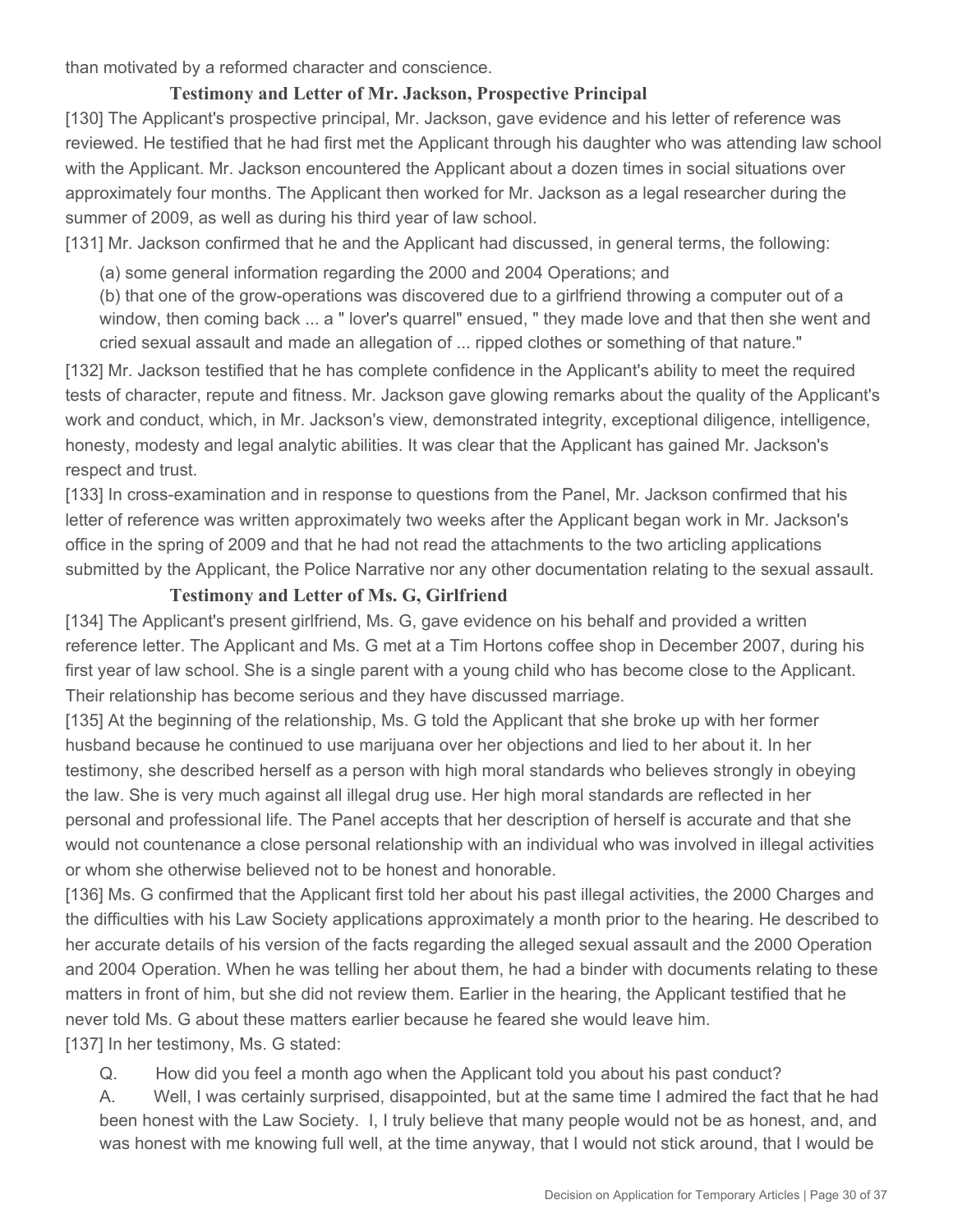than motivated by a reformed character and conscience.

### Testimony and Letter of Mr. Jackson, Prospective Principal

[130] The Applicant's prospective principal, Mr. Jackson, gave evidence and his letter of reference was reviewed. He testified that he had first met the Applicant through his daughter who was attending law school with the Applicant. Mr. Jackson encountered the Applicant about a dozen times in social situations over approximately four months. The Applicant then worked for Mr. Jackson as a legal researcher during the summer of 2009, as well as during his third year of law school.

[131] Mr. Jackson confirmed that he and the Applicant had discussed, in general terms, the following:

> (a) some general information regarding the 2000 and 2004 Operations; and
>
> (b) that one of the grow-operations was discovered due to a girlfriend throwing a computer out of a window, then coming back ... a " lover's quarrel" ensued, " they made love and that then she went and cried sexual assault and made an allegation of ... ripped clothes or something of that nature."

[132] Mr. Jackson testified that he has complete confidence in the Applicant's ability to meet the required tests of character, repute and fitness. Mr. Jackson gave glowing remarks about the quality of the Applicant's work and conduct, which, in Mr. Jackson's view, demonstrated integrity, exceptional diligence, intelligence, honesty, modesty and legal analytic abilities. It was clear that the Applicant has gained Mr. Jackson's respect and trust.

[133] In cross-examination and in response to questions from the Panel, Mr. Jackson confirmed that his letter of reference was written approximately two weeks after the Applicant began work in Mr. Jackson's office in the spring of 2009 and that he had not read the attachments to the two articling applications submitted by the Applicant, the Police Narrative nor any other documentation relating to the sexual assault.

### Testimony and Letter of Ms. G, Girlfriend

[134] The Applicant's present girlfriend, Ms. G, gave evidence on his behalf and provided a written reference letter. The Applicant and Ms. G met at a Tim Hortons coffee shop in December 2007, during his first year of law school. She is a single parent with a young child who has become close to the Applicant. Their relationship has become serious and they have discussed marriage.

[135] At the beginning of the relationship, Ms. G told the Applicant that she broke up with her former husband because he continued to use marijuana over her objections and lied to her about it. In her testimony, she described herself as a person with high moral standards who believes strongly in obeying the law. She is very much against all illegal drug use. Her high moral standards are reflected in her personal and professional life. The Panel accepts that her description of herself is accurate and that she would not countenance a close personal relationship with an individual who was involved in illegal activities or whom she otherwise believed not to be honest and honorable.

[136] Ms. G confirmed that the Applicant first told her about his past illegal activities, the 2000 Charges and the difficulties with his Law Society applications approximately a month prior to the hearing. He described to her accurate details of his version of the facts regarding the alleged sexual assault and the 2000 Operation and 2004 Operation. When he was telling her about them, he had a binder with documents relating to these matters in front of him, but she did not review them. Earlier in the hearing, the Applicant testified that he never told Ms. G about these matters earlier because he feared she would leave him.

[137] In her testimony, Ms. G stated:

> Q. How did you feel a month ago when the Applicant told you about his past conduct?
>
> A. Well, I was certainly surprised, disappointed, but at the same time I admired the fact that he had been honest with the Law Society. I, I truly believe that many people would not be as honest, and, and was honest with me knowing full well, at the time anyway, that I would not stick around, that I would be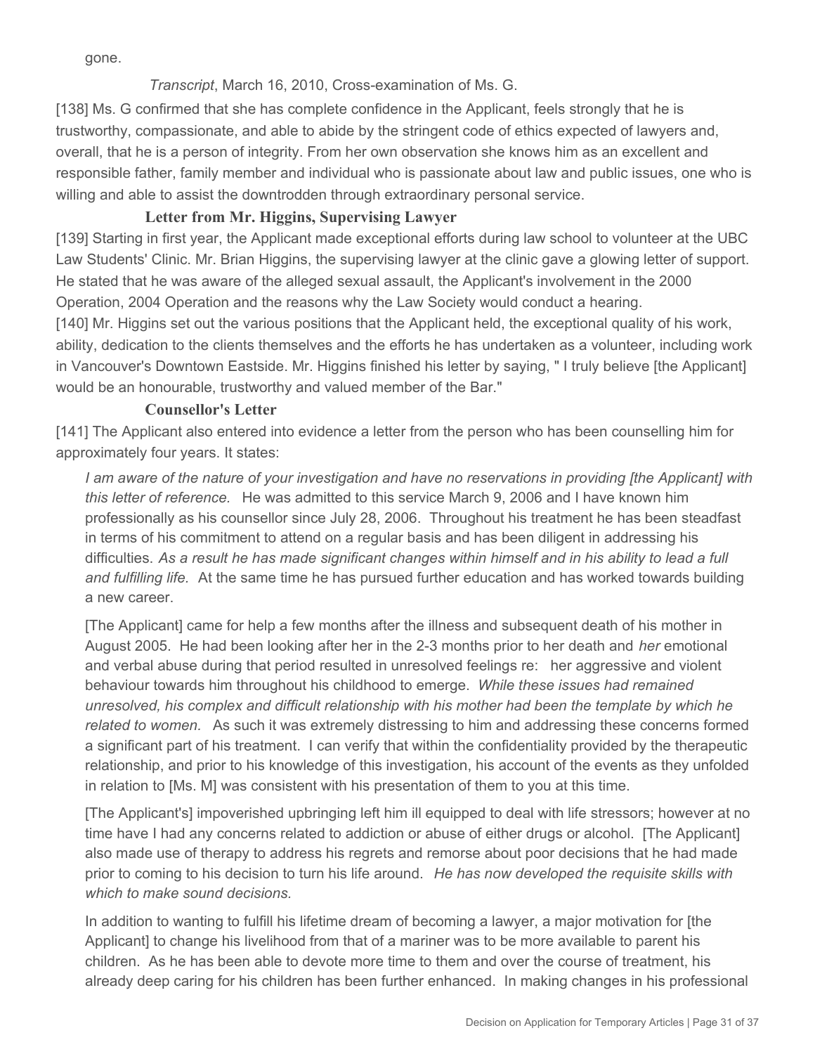gone.

*Transcript*, March 16, 2010, Cross-examination of Ms. G.

[138] Ms. G confirmed that she has complete confidence in the Applicant, feels strongly that he is trustworthy, compassionate, and able to abide by the stringent code of ethics expected of lawyers and, overall, that he is a person of integrity. From her own observation she knows him as an excellent and responsible father, family member and individual who is passionate about law and public issues, one who is willing and able to assist the downtrodden through extraordinary personal service.

**Letter from Mr. Higgins, Supervising Lawyer**

[139] Starting in first year, the Applicant made exceptional efforts during law school to volunteer at the UBC Law Students' Clinic. Mr. Brian Higgins, the supervising lawyer at the clinic gave a glowing letter of support. He stated that he was aware of the alleged sexual assault, the Applicant's involvement in the 2000 Operation, 2004 Operation and the reasons why the Law Society would conduct a hearing.

[140] Mr. Higgins set out the various positions that the Applicant held, the exceptional quality of his work, ability, dedication to the clients themselves and the efforts he has undertaken as a volunteer, including work in Vancouver's Downtown Eastside. Mr. Higgins finished his letter by saying, " I truly believe [the Applicant] would be an honourable, trustworthy and valued member of the Bar."

**Counsellor's Letter**

[141] The Applicant also entered into evidence a letter from the person who has been counselling him for approximately four years. It states:

> *I am aware of the nature of your investigation and have no reservations in providing [the Applicant] with this letter of reference.* He was admitted to this service March 9, 2006 and I have known him professionally as his counsellor since July 28, 2006. Throughout his treatment he has been steadfast in terms of his commitment to attend on a regular basis and has been diligent in addressing his difficulties. *As a result he has made significant changes within himself and in his ability to lead a full and fulfilling life.* At the same time he has pursued further education and has worked towards building a new career.
>
> [The Applicant] came for help a few months after the illness and subsequent death of his mother in August 2005. He had been looking after her in the 2-3 months prior to her death and *her* emotional and verbal abuse during that period resulted in unresolved feelings re: her aggressive and violent behaviour towards him throughout his childhood to emerge. *While these issues had remained unresolved, his complex and difficult relationship with his mother had been the template by which he related to women.* As such it was extremely distressing to him and addressing these concerns formed a significant part of his treatment. I can verify that within the confidentiality provided by the therapeutic relationship, and prior to his knowledge of this investigation, his account of the events as they unfolded in relation to [Ms. M] was consistent with his presentation of them to you at this time.
>
> [The Applicant's] impoverished upbringing left him ill equipped to deal with life stressors; however at no time have I had any concerns related to addiction or abuse of either drugs or alcohol. [The Applicant] also made use of therapy to address his regrets and remorse about poor decisions that he had made prior to coming to his decision to turn his life around. *He has now developed the requisite skills with which to make sound decisions.*
>
> In addition to wanting to fulfill his lifetime dream of becoming a lawyer, a major motivation for [the Applicant] to change his livelihood from that of a mariner was to be more available to parent his children. As he has been able to devote more time to them and over the course of treatment, his already deep caring for his children has been further enhanced. In making changes in his professional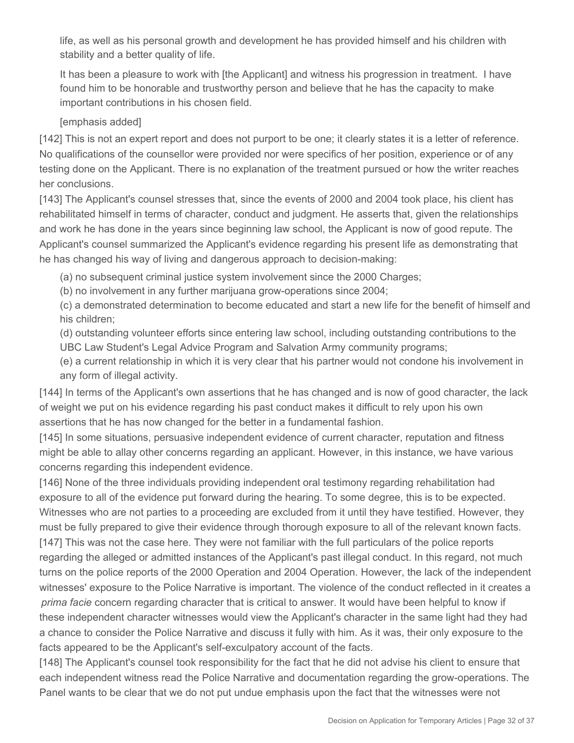> life, as well as his personal growth and development he has provided himself and his children with stability and a better quality of life.
>
> It has been a pleasure to work with [the Applicant] and witness his progression in treatment. I have found him to be honorable and trustworthy person and believe that he has the capacity to make important contributions in his chosen field.
>
> [emphasis added]

[142] This is not an expert report and does not purport to be one; it clearly states it is a letter of reference. No qualifications of the counsellor were provided nor were specifics of her position, experience or of any testing done on the Applicant. There is no explanation of the treatment pursued or how the writer reaches her conclusions.

[143] The Applicant's counsel stresses that, since the events of 2000 and 2004 took place, his client has rehabilitated himself in terms of character, conduct and judgment. He asserts that, given the relationships and work he has done in the years since beginning law school, the Applicant is now of good repute. The Applicant's counsel summarized the Applicant's evidence regarding his present life as demonstrating that he has changed his way of living and dangerous approach to decision-making:

> (a) no subsequent criminal justice system involvement since the 2000 Charges;
>
> (b) no involvement in any further marijuana grow-operations since 2004;
>
> (c) a demonstrated determination to become educated and start a new life for the benefit of himself and his children;
>
> (d) outstanding volunteer efforts since entering law school, including outstanding contributions to the UBC Law Student's Legal Advice Program and Salvation Army community programs;
>
> (e) a current relationship in which it is very clear that his partner would not condone his involvement in any form of illegal activity.

[144] In terms of the Applicant's own assertions that he has changed and is now of good character, the lack of weight we put on his evidence regarding his past conduct makes it difficult to rely upon his own assertions that he has now changed for the better in a fundamental fashion.

[145] In some situations, persuasive independent evidence of current character, reputation and fitness might be able to allay other concerns regarding an applicant. However, in this instance, we have various concerns regarding this independent evidence.

[146] None of the three individuals providing independent oral testimony regarding rehabilitation had exposure to all of the evidence put forward during the hearing. To some degree, this is to be expected. Witnesses who are not parties to a proceeding are excluded from it until they have testified. However, they must be fully prepared to give their evidence through thorough exposure to all of the relevant known facts.

[147] This was not the case here. They were not familiar with the full particulars of the police reports regarding the alleged or admitted instances of the Applicant's past illegal conduct. In this regard, not much turns on the police reports of the 2000 Operation and 2004 Operation. However, the lack of the independent witnesses' exposure to the Police Narrative is important. The violence of the conduct reflected in it creates a *prima facie* concern regarding character that is critical to answer. It would have been helpful to know if these independent character witnesses would view the Applicant's character in the same light had they had a chance to consider the Police Narrative and discuss it fully with him. As it was, their only exposure to the facts appeared to be the Applicant's self-exculpatory account of the facts.

[148] The Applicant's counsel took responsibility for the fact that he did not advise his client to ensure that each independent witness read the Police Narrative and documentation regarding the grow-operations. The Panel wants to be clear that we do not put undue emphasis upon the fact that the witnesses were not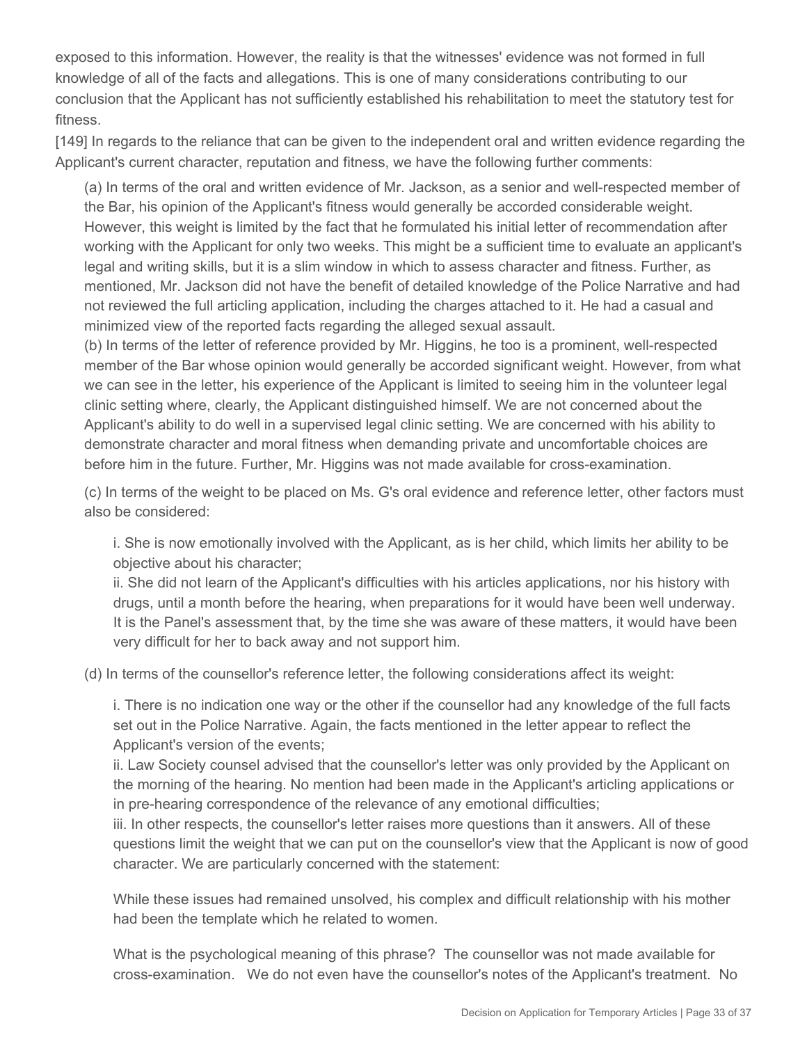exposed to this information. However, the reality is that the witnesses' evidence was not formed in full knowledge of all of the facts and allegations. This is one of many considerations contributing to our conclusion that the Applicant has not sufficiently established his rehabilitation to meet the statutory test for fitness.

[149] In regards to the reliance that can be given to the independent oral and written evidence regarding the Applicant's current character, reputation and fitness, we have the following further comments:

> (a) In terms of the oral and written evidence of Mr. Jackson, as a senior and well-respected member of the Bar, his opinion of the Applicant's fitness would generally be accorded considerable weight. However, this weight is limited by the fact that he formulated his initial letter of recommendation after working with the Applicant for only two weeks. This might be a sufficient time to evaluate an applicant's legal and writing skills, but it is a slim window in which to assess character and fitness. Further, as mentioned, Mr. Jackson did not have the benefit of detailed knowledge of the Police Narrative and had not reviewed the full articling application, including the charges attached to it. He had a casual and minimized view of the reported facts regarding the alleged sexual assault.
>
> (b) In terms of the letter of reference provided by Mr. Higgins, he too is a prominent, well-respected member of the Bar whose opinion would generally be accorded significant weight. However, from what we can see in the letter, his experience of the Applicant is limited to seeing him in the volunteer legal clinic setting where, clearly, the Applicant distinguished himself. We are not concerned about the Applicant's ability to do well in a supervised legal clinic setting. We are concerned with his ability to demonstrate character and moral fitness when demanding private and uncomfortable choices are before him in the future. Further, Mr. Higgins was not made available for cross-examination.
>
> (c) In terms of the weight to be placed on Ms. G's oral evidence and reference letter, other factors must also be considered:
>
> > i. She is now emotionally involved with the Applicant, as is her child, which limits her ability to be objective about his character;
> >
> > ii. She did not learn of the Applicant's difficulties with his articles applications, nor his history with drugs, until a month before the hearing, when preparations for it would have been well underway. It is the Panel's assessment that, by the time she was aware of these matters, it would have been very difficult for her to back away and not support him.
>
> (d) In terms of the counsellor's reference letter, the following considerations affect its weight:
>
> > i. There is no indication one way or the other if the counsellor had any knowledge of the full facts set out in the Police Narrative. Again, the facts mentioned in the letter appear to reflect the Applicant's version of the events;
> >
> > ii. Law Society counsel advised that the counsellor's letter was only provided by the Applicant on the morning of the hearing. No mention had been made in the Applicant's articling applications or in pre-hearing correspondence of the relevance of any emotional difficulties;
> >
> > iii. In other respects, the counsellor's letter raises more questions than it answers. All of these questions limit the weight that we can put on the counsellor's view that the Applicant is now of good character. We are particularly concerned with the statement:
> >
> > While these issues had remained unsolved, his complex and difficult relationship with his mother had been the template which he related to women.
> >
> > What is the psychological meaning of this phrase? The counsellor was not made available for cross-examination. We do not even have the counsellor's notes of the Applicant's treatment. No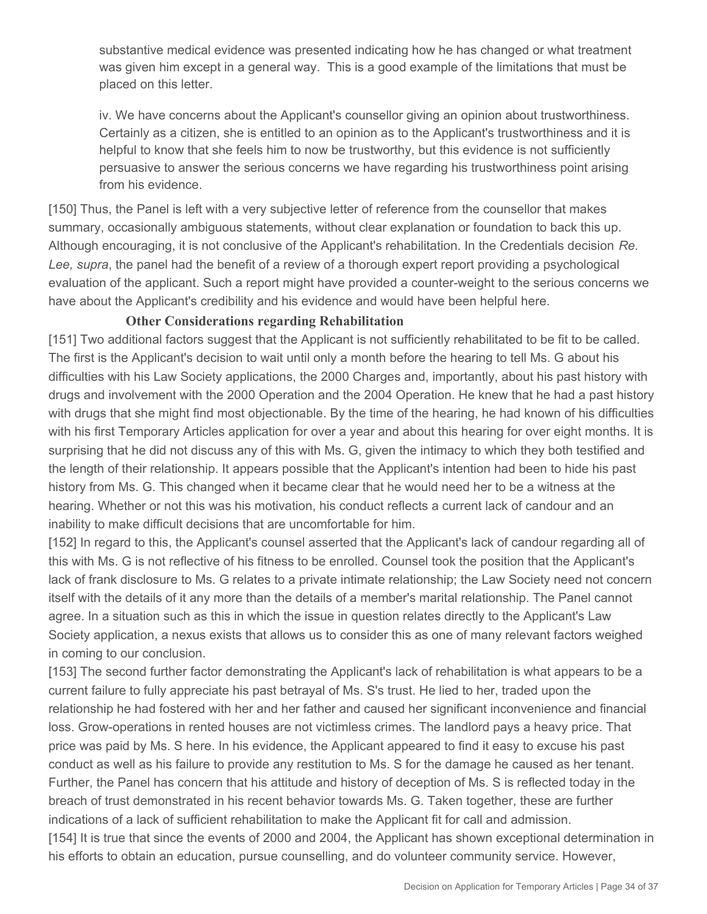substantive medical evidence was presented indicating how he has changed or what treatment was given him except in a general way. This is a good example of the limitations that must be placed on this letter.

iv. We have concerns about the Applicant's counsellor giving an opinion about trustworthiness. Certainly as a citizen, she is entitled to an opinion as to the Applicant's trustworthiness and it is helpful to know that she feels him to now be trustworthy, but this evidence is not sufficiently persuasive to answer the serious concerns we have regarding his trustworthiness point arising from his evidence.

[150] Thus, the Panel is left with a very subjective letter of reference from the counsellor that makes summary, occasionally ambiguous statements, without clear explanation or foundation to back this up. Although encouraging, it is not conclusive of the Applicant's rehabilitation. In the Credentials decision *Re. Lee, supra*, the panel had the benefit of a review of a thorough expert report providing a psychological evaluation of the applicant. Such a report might have provided a counter-weight to the serious concerns we have about the Applicant's credibility and his evidence and would have been helpful here.

**Other Considerations regarding Rehabilitation**

[151] Two additional factors suggest that the Applicant is not sufficiently rehabilitated to be fit to be called. The first is the Applicant's decision to wait until only a month before the hearing to tell Ms. G about his difficulties with his Law Society applications, the 2000 Charges and, importantly, about his past history with drugs and involvement with the 2000 Operation and the 2004 Operation. He knew that he had a past history with drugs that she might find most objectionable. By the time of the hearing, he had known of his difficulties with his first Temporary Articles application for over a year and about this hearing for over eight months. It is surprising that he did not discuss any of this with Ms. G, given the intimacy to which they both testified and the length of their relationship. It appears possible that the Applicant's intention had been to hide his past history from Ms. G. This changed when it became clear that he would need her to be a witness at the hearing. Whether or not this was his motivation, his conduct reflects a current lack of candour and an inability to make difficult decisions that are uncomfortable for him.

[152] In regard to this, the Applicant's counsel asserted that the Applicant's lack of candour regarding all of this with Ms. G is not reflective of his fitness to be enrolled. Counsel took the position that the Applicant's lack of frank disclosure to Ms. G relates to a private intimate relationship; the Law Society need not concern itself with the details of it any more than the details of a member's marital relationship. The Panel cannot agree. In a situation such as this in which the issue in question relates directly to the Applicant's Law Society application, a nexus exists that allows us to consider this as one of many relevant factors weighed in coming to our conclusion.

[153] The second further factor demonstrating the Applicant's lack of rehabilitation is what appears to be a current failure to fully appreciate his past betrayal of Ms. S's trust. He lied to her, traded upon the relationship he had fostered with her and her father and caused her significant inconvenience and financial loss. Grow-operations in rented houses are not victimless crimes. The landlord pays a heavy price. That price was paid by Ms. S here. In his evidence, the Applicant appeared to find it easy to excuse his past conduct as well as his failure to provide any restitution to Ms. S for the damage he caused as her tenant. Further, the Panel has concern that his attitude and history of deception of Ms. S is reflected today in the breach of trust demonstrated in his recent behavior towards Ms. G. Taken together, these are further indications of a lack of sufficient rehabilitation to make the Applicant fit for call and admission.

[154] It is true that since the events of 2000 and 2004, the Applicant has shown exceptional determination in his efforts to obtain an education, pursue counselling, and do volunteer community service. However,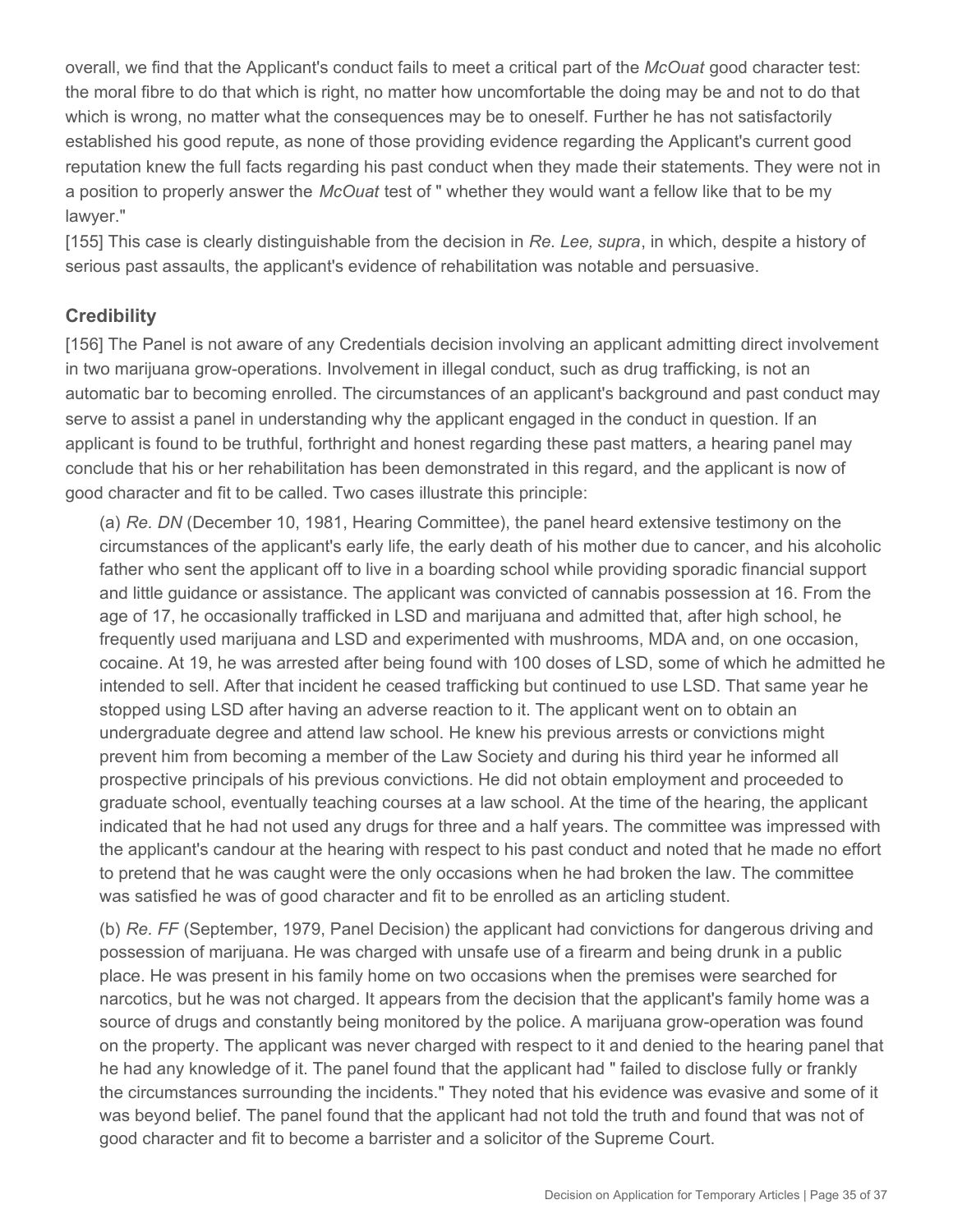overall, we find that the Applicant's conduct fails to meet a critical part of the *McOuat* good character test: the moral fibre to do that which is right, no matter how uncomfortable the doing may be and not to do that which is wrong, no matter what the consequences may be to oneself. Further he has not satisfactorily established his good repute, as none of those providing evidence regarding the Applicant's current good reputation knew the full facts regarding his past conduct when they made their statements. They were not in a position to properly answer the *McOuat* test of " whether they would want a fellow like that to be my lawyer."

[155] This case is clearly distinguishable from the decision in *Re. Lee, supra*, in which, despite a history of serious past assaults, the applicant's evidence of rehabilitation was notable and persuasive.

## Credibility

[156] The Panel is not aware of any Credentials decision involving an applicant admitting direct involvement in two marijuana grow-operations. Involvement in illegal conduct, such as drug trafficking, is not an automatic bar to becoming enrolled. The circumstances of an applicant's background and past conduct may serve to assist a panel in understanding why the applicant engaged in the conduct in question. If an applicant is found to be truthful, forthright and honest regarding these past matters, a hearing panel may conclude that his or her rehabilitation has been demonstrated in this regard, and the applicant is now of good character and fit to be called. Two cases illustrate this principle:

> (a) *Re. DN* (December 10, 1981, Hearing Committee), the panel heard extensive testimony on the circumstances of the applicant's early life, the early death of his mother due to cancer, and his alcoholic father who sent the applicant off to live in a boarding school while providing sporadic financial support and little guidance or assistance. The applicant was convicted of cannabis possession at 16. From the age of 17, he occasionally trafficked in LSD and marijuana and admitted that, after high school, he frequently used marijuana and LSD and experimented with mushrooms, MDA and, on one occasion, cocaine. At 19, he was arrested after being found with 100 doses of LSD, some of which he admitted he intended to sell. After that incident he ceased trafficking but continued to use LSD. That same year he stopped using LSD after having an adverse reaction to it. The applicant went on to obtain an undergraduate degree and attend law school. He knew his previous arrests or convictions might prevent him from becoming a member of the Law Society and during his third year he informed all prospective principals of his previous convictions. He did not obtain employment and proceeded to graduate school, eventually teaching courses at a law school. At the time of the hearing, the applicant indicated that he had not used any drugs for three and a half years. The committee was impressed with the applicant's candour at the hearing with respect to his past conduct and noted that he made no effort to pretend that he was caught were the only occasions when he had broken the law. The committee was satisfied he was of good character and fit to be enrolled as an articling student.
>
> (b) *Re. FF* (September, 1979, Panel Decision) the applicant had convictions for dangerous driving and possession of marijuana. He was charged with unsafe use of a firearm and being drunk in a public place. He was present in his family home on two occasions when the premises were searched for narcotics, but he was not charged. It appears from the decision that the applicant's family home was a source of drugs and constantly being monitored by the police. A marijuana grow-operation was found on the property. The applicant was never charged with respect to it and denied to the hearing panel that he had any knowledge of it. The panel found that the applicant had " failed to disclose fully or frankly the circumstances surrounding the incidents." They noted that his evidence was evasive and some of it was beyond belief. The panel found that the applicant had not told the truth and found that was not of good character and fit to become a barrister and a solicitor of the Supreme Court.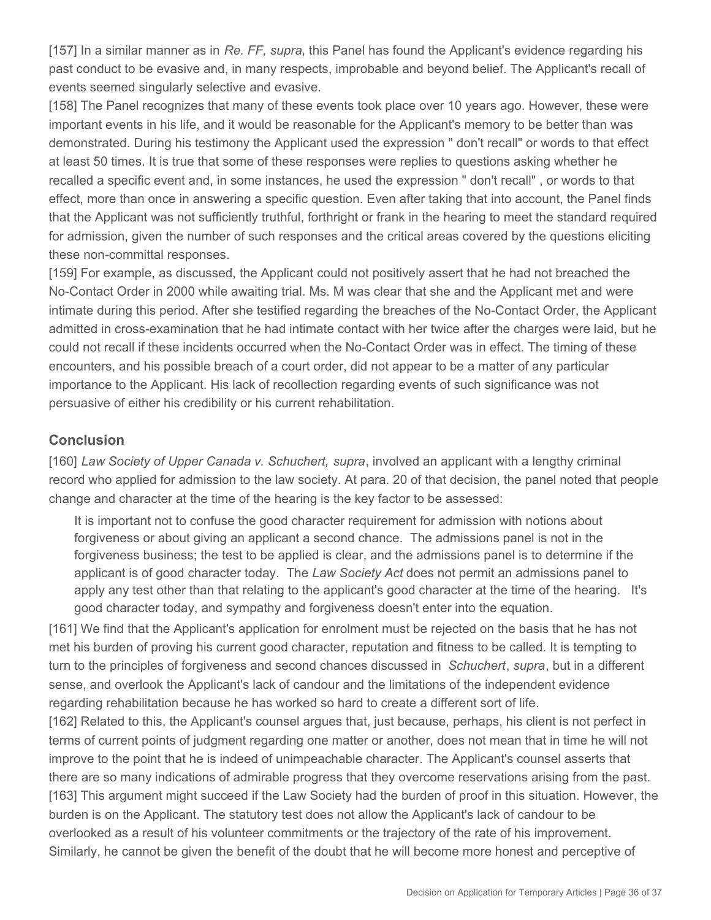[157] In a similar manner as in *Re. FF, supra*, this Panel has found the Applicant's evidence regarding his past conduct to be evasive and, in many respects, improbable and beyond belief. The Applicant's recall of events seemed singularly selective and evasive.

[158] The Panel recognizes that many of these events took place over 10 years ago. However, these were important events in his life, and it would be reasonable for the Applicant's memory to be better than was demonstrated. During his testimony the Applicant used the expression " don't recall" or words to that effect at least 50 times. It is true that some of these responses were replies to questions asking whether he recalled a specific event and, in some instances, he used the expression " don't recall" , or words to that effect, more than once in answering a specific question. Even after taking that into account, the Panel finds that the Applicant was not sufficiently truthful, forthright or frank in the hearing to meet the standard required for admission, given the number of such responses and the critical areas covered by the questions eliciting these non-committal responses.

[159] For example, as discussed, the Applicant could not positively assert that he had not breached the No-Contact Order in 2000 while awaiting trial. Ms. M was clear that she and the Applicant met and were intimate during this period. After she testified regarding the breaches of the No-Contact Order, the Applicant admitted in cross-examination that he had intimate contact with her twice after the charges were laid, but he could not recall if these incidents occurred when the No-Contact Order was in effect. The timing of these encounters, and his possible breach of a court order, did not appear to be a matter of any particular importance to the Applicant. His lack of recollection regarding events of such significance was not persuasive of either his credibility or his current rehabilitation.

## Conclusion

[160] *Law Society of Upper Canada v. Schuchert, supra*, involved an applicant with a lengthy criminal record who applied for admission to the law society. At para. 20 of that decision, the panel noted that people change and character at the time of the hearing is the key factor to be assessed:

> It is important not to confuse the good character requirement for admission with notions about forgiveness or about giving an applicant a second chance. The admissions panel is not in the forgiveness business; the test to be applied is clear, and the admissions panel is to determine if the applicant is of good character today. The *Law Society Act* does not permit an admissions panel to apply any test other than that relating to the applicant's good character at the time of the hearing. It's good character today, and sympathy and forgiveness doesn't enter into the equation.

[161] We find that the Applicant's application for enrolment must be rejected on the basis that he has not met his burden of proving his current good character, reputation and fitness to be called. It is tempting to turn to the principles of forgiveness and second chances discussed in *Schuchert*, *supra*, but in a different sense, and overlook the Applicant's lack of candour and the limitations of the independent evidence regarding rehabilitation because he has worked so hard to create a different sort of life.

[162] Related to this, the Applicant's counsel argues that, just because, perhaps, his client is not perfect in terms of current points of judgment regarding one matter or another, does not mean that in time he will not improve to the point that he is indeed of unimpeachable character. The Applicant's counsel asserts that there are so many indications of admirable progress that they overcome reservations arising from the past.

[163] This argument might succeed if the Law Society had the burden of proof in this situation. However, the burden is on the Applicant. The statutory test does not allow the Applicant's lack of candour to be overlooked as a result of his volunteer commitments or the trajectory of the rate of his improvement. Similarly, he cannot be given the benefit of the doubt that he will become more honest and perceptive of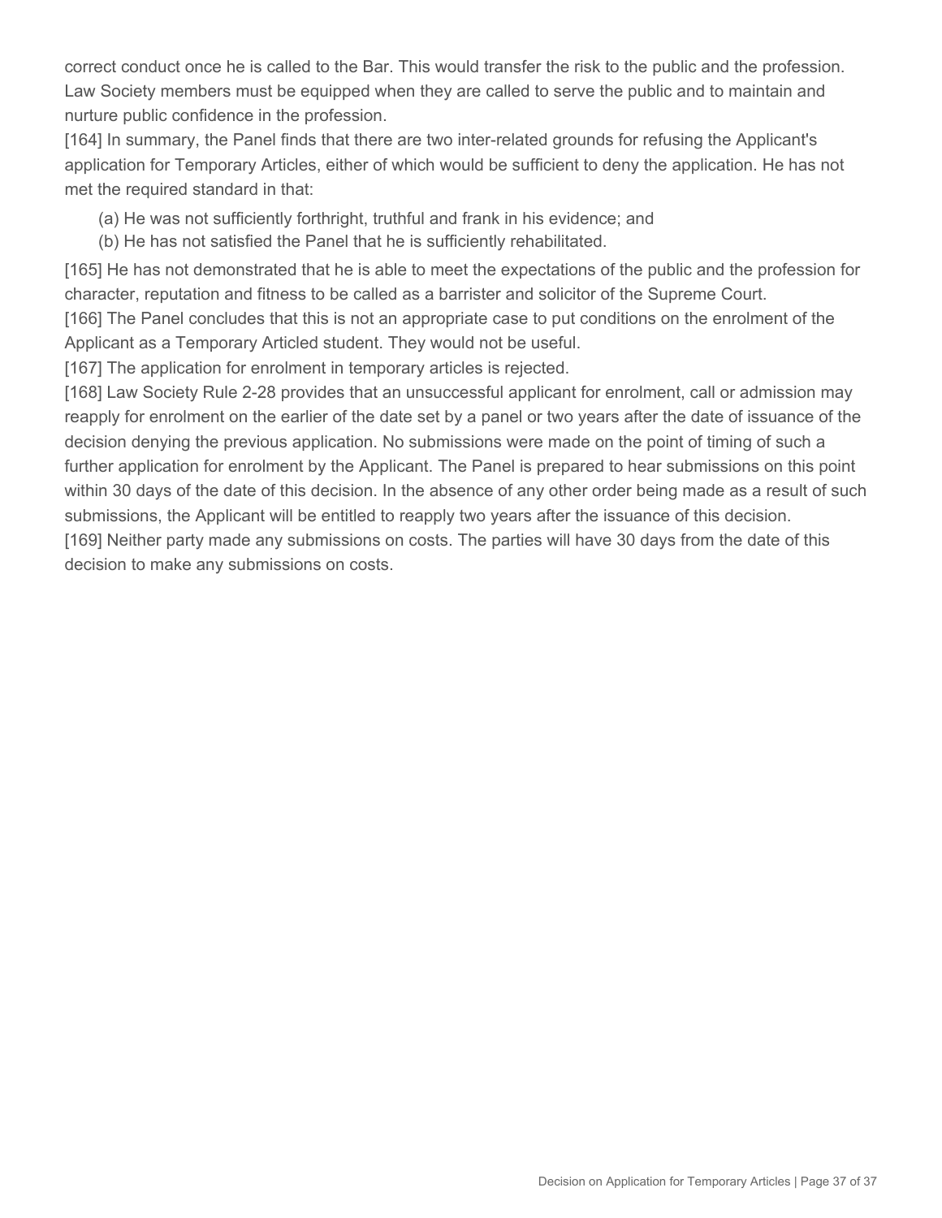correct conduct once he is called to the Bar. This would transfer the risk to the public and the profession. Law Society members must be equipped when they are called to serve the public and to maintain and nurture public confidence in the profession.

[164] In summary, the Panel finds that there are two inter-related grounds for refusing the Applicant's application for Temporary Articles, either of which would be sufficient to deny the application. He has not met the required standard in that:

(a) He was not sufficiently forthright, truthful and frank in his evidence; and

(b) He has not satisfied the Panel that he is sufficiently rehabilitated.

[165] He has not demonstrated that he is able to meet the expectations of the public and the profession for character, reputation and fitness to be called as a barrister and solicitor of the Supreme Court.

[166] The Panel concludes that this is not an appropriate case to put conditions on the enrolment of the Applicant as a Temporary Articled student. They would not be useful.

[167] The application for enrolment in temporary articles is rejected.

[168] Law Society Rule 2-28 provides that an unsuccessful applicant for enrolment, call or admission may reapply for enrolment on the earlier of the date set by a panel or two years after the date of issuance of the decision denying the previous application. No submissions were made on the point of timing of such a further application for enrolment by the Applicant. The Panel is prepared to hear submissions on this point within 30 days of the date of this decision. In the absence of any other order being made as a result of such submissions, the Applicant will be entitled to reapply two years after the issuance of this decision.

[169] Neither party made any submissions on costs. The parties will have 30 days from the date of this decision to make any submissions on costs.